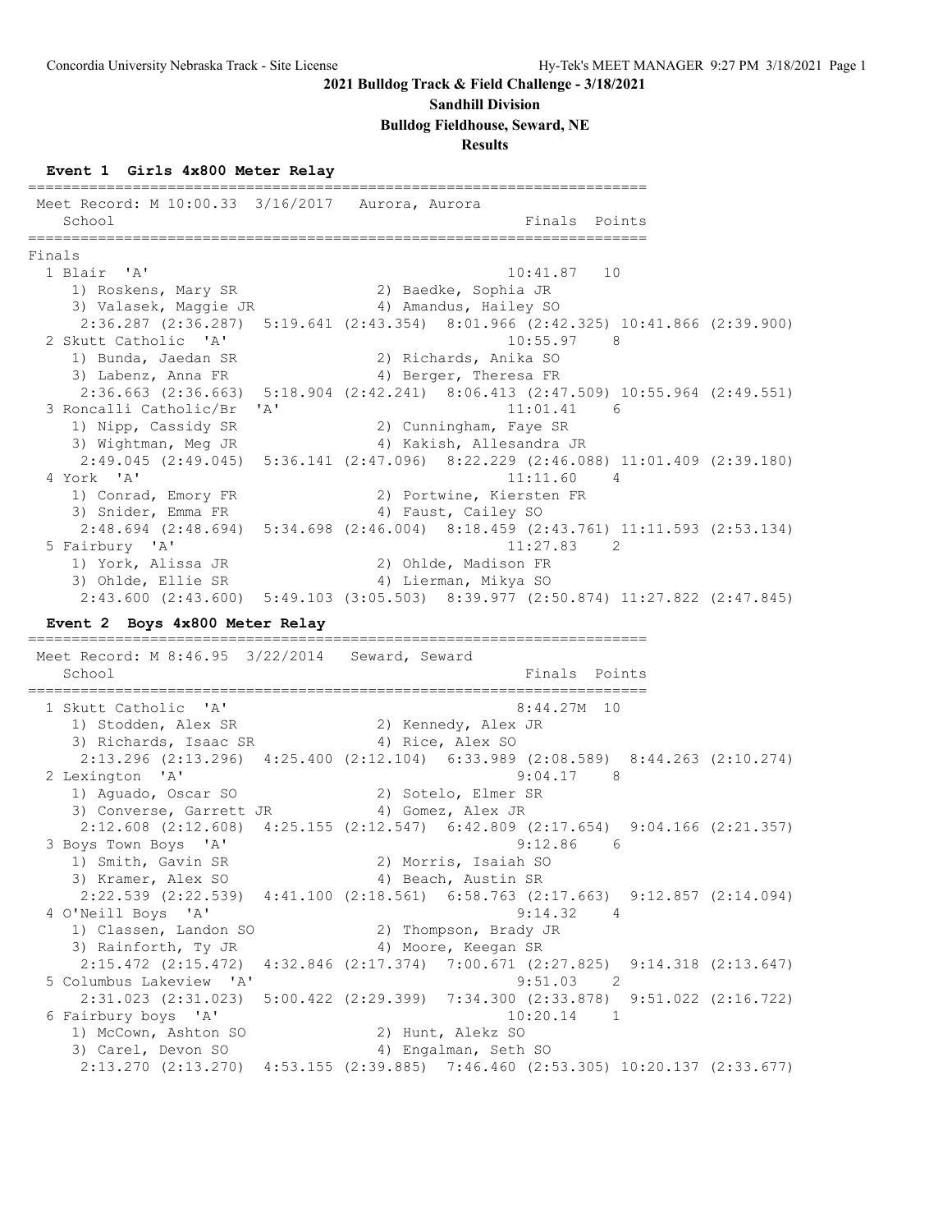## 2021 Bulldog Track & Field Challenge - 3/18/2021

### Sandhill Division

### Bulldog Fieldhouse, Seward, NE

### Results

#### Event 1 Girls 4x800 Meter Relay

```
=======================================================================
 Meet Record: M 10:00.33  3/16/2017   Aurora, Aurora
    School                                               Finals  Points
=======================================================================
Finals
  1 Blair  'A'                                         10:41.87   10
     1) Roskens, Mary SR               2) Baedke, Sophia JR
     3) Valasek, Maggie JR             4) Amandus, Hailey SO
      2:36.287 (2:36.287)  5:19.641 (2:43.354)  8:01.966 (2:42.325) 10:41.866 (2:39.900)
  2 Skutt Catholic  'A'                                10:55.97    8
     1) Bunda, Jaedan SR               2) Richards, Anika SO
     3) Labenz, Anna FR                4) Berger, Theresa FR
      2:36.663 (2:36.663)  5:18.904 (2:42.241)  8:06.413 (2:47.509) 10:55.964 (2:49.551)
  3 Roncalli Catholic/Br  'A'                          11:01.41    6
     1) Nipp, Cassidy SR               2) Cunningham, Faye SR
     3) Wightman, Meg JR               4) Kakish, Allesandra JR
      2:49.045 (2:49.045)  5:36.141 (2:47.096)  8:22.229 (2:46.088) 11:01.409 (2:39.180)
  4 York  'A'                                          11:11.60    4
     1) Conrad, Emory FR               2) Portwine, Kiersten FR
     3) Snider, Emma FR                4) Faust, Cailey SO
      2:48.694 (2:48.694)  5:34.698 (2:46.004)  8:18.459 (2:43.761) 11:11.593 (2:53.134)
  5 Fairbury  'A'                                      11:27.83    2
     1) York, Alissa JR                2) Ohlde, Madison FR
     3) Ohlde, Ellie SR                4) Lierman, Mikya SO
      2:43.600 (2:43.600)  5:49.103 (3:05.503)  8:39.977 (2:50.874) 11:27.822 (2:47.845)
```

#### Event 2 Boys 4x800 Meter Relay

```
=======================================================================
 Meet Record: M 8:46.95  3/22/2014   Seward, Seward
    School                                               Finals  Points
=======================================================================
  1 Skutt Catholic  'A'                                 8:44.27M  10
     1) Stodden, Alex SR               2) Kennedy, Alex JR
     3) Richards, Isaac SR             4) Rice, Alex SO
      2:13.296 (2:13.296)  4:25.400 (2:12.104)  6:33.989 (2:08.589)  8:44.263 (2:10.274)
  2 Lexington  'A'                                      9:04.17    8
     1) Aguado, Oscar SO               2) Sotelo, Elmer SR
     3) Converse, Garrett JR           4) Gomez, Alex JR
      2:12.608 (2:12.608)  4:25.155 (2:12.547)  6:42.809 (2:17.654)  9:04.166 (2:21.357)
  3 Boys Town Boys  'A'                                 9:12.86    6
     1) Smith, Gavin SR                2) Morris, Isaiah SO
     3) Kramer, Alex SO                4) Beach, Austin SR
      2:22.539 (2:22.539)  4:41.100 (2:18.561)  6:58.763 (2:17.663)  9:12.857 (2:14.094)
  4 O'Neill Boys  'A'                                   9:14.32    4
     1) Classen, Landon SO             2) Thompson, Brady JR
     3) Rainforth, Ty JR               4) Moore, Keegan SR
      2:15.472 (2:15.472)  4:32.846 (2:17.374)  7:00.671 (2:27.825)  9:14.318 (2:13.647)
  5 Columbus Lakeview  'A'                              9:51.03    2
      2:31.023 (2:31.023)  5:00.422 (2:29.399)  7:34.300 (2:33.878)  9:51.022 (2:16.722)
  6 Fairbury boys  'A'                                 10:20.14    1
     1) McCown, Ashton SO              2) Hunt, Alekz SO
     3) Carel, Devon SO                4) Engalman, Seth SO
      2:13.270 (2:13.270)  4:53.155 (2:39.885)  7:46.460 (2:53.305) 10:20.137 (2:33.677)
```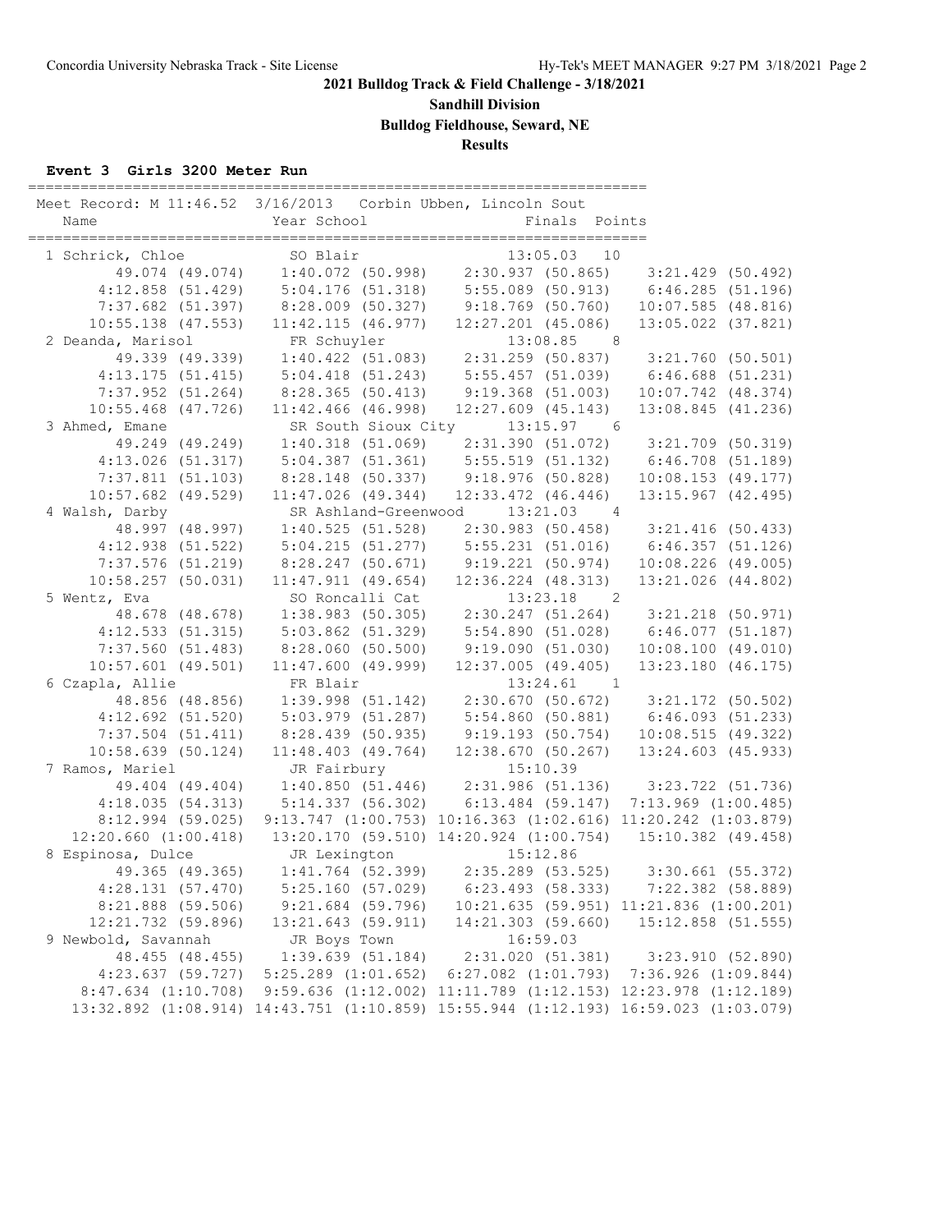## 2021 Bulldog Track & Field Challenge - 3/18/2021

**Sandhill Division**

**Bulldog Fieldhouse, Seward, NE**

**Results**

### Event 3 Girls 3200 Meter Run

```
=======================================================================
 Meet Record: M 11:46.52  3/16/2013   Corbin Ubben, Lincoln Sout        
    Name                    Year School                 Finals  Points 
=======================================================================
  1 Schrick, Chloe            SO Blair                  13:05.03   10  
         49.074 (49.074)     1:40.072 (50.998)     2:30.937 (50.865)     3:21.429 (50.492)
       4:12.858 (51.429)     5:04.176 (51.318)     5:55.089 (50.913)     6:46.285 (51.196)
       7:37.682 (51.397)     8:28.009 (50.327)     9:18.769 (50.760)    10:07.585 (48.816)
      10:55.138 (47.553)    11:42.115 (46.977)    12:27.201 (45.086)    13:05.022 (37.821)
  2 Deanda, Marisol           FR Schuyler               13:08.85    8  
         49.339 (49.339)     1:40.422 (51.083)     2:31.259 (50.837)     3:21.760 (50.501)
       4:13.175 (51.415)     5:04.418 (51.243)     5:55.457 (51.039)     6:46.688 (51.231)
       7:37.952 (51.264)     8:28.365 (50.413)     9:19.368 (51.003)    10:07.742 (48.374)
      10:55.468 (47.726)    11:42.466 (46.998)    12:27.609 (45.143)    13:08.845 (41.236)
  3 Ahmed, Emane              SR South Sioux City       13:15.97    6  
         49.249 (49.249)     1:40.318 (51.069)     2:31.390 (51.072)     3:21.709 (50.319)
       4:13.026 (51.317)     5:04.387 (51.361)     5:55.519 (51.132)     6:46.708 (51.189)
       7:37.811 (51.103)     8:28.148 (50.337)     9:18.976 (50.828)    10:08.153 (49.177)
      10:57.682 (49.529)    11:47.026 (49.344)    12:33.472 (46.446)    13:15.967 (42.495)
  4 Walsh, Darby              SR Ashland-Greenwood      13:21.03    4  
         48.997 (48.997)     1:40.525 (51.528)     2:30.983 (50.458)     3:21.416 (50.433)
       4:12.938 (51.522)     5:04.215 (51.277)     5:55.231 (51.016)     6:46.357 (51.126)
       7:37.576 (51.219)     8:28.247 (50.671)     9:19.221 (50.974)    10:08.226 (49.005)
      10:58.257 (50.031)    11:47.911 (49.654)    12:36.224 (48.313)    13:21.026 (44.802)
  5 Wentz, Eva                SO Roncalli Cat           13:23.18    2  
         48.678 (48.678)     1:38.983 (50.305)     2:30.247 (51.264)     3:21.218 (50.971)
       4:12.533 (51.315)     5:03.862 (51.329)     5:54.890 (51.028)     6:46.077 (51.187)
       7:37.560 (51.483)     8:28.060 (50.500)     9:19.090 (51.030)    10:08.100 (49.010)
      10:57.601 (49.501)    11:47.600 (49.999)    12:37.005 (49.405)    13:23.180 (46.175)
  6 Czapla, Allie             FR Blair                  13:24.61    1  
         48.856 (48.856)     1:39.998 (51.142)     2:30.670 (50.672)     3:21.172 (50.502)
       4:12.692 (51.520)     5:03.979 (51.287)     5:54.860 (50.881)     6:46.093 (51.233)
       7:37.504 (51.411)     8:28.439 (50.935)     9:19.193 (50.754)    10:08.515 (49.322)
      10:58.639 (50.124)    11:48.403 (49.764)    12:38.670 (50.267)    13:24.603 (45.933)
  7 Ramos, Mariel             JR Fairbury               15:10.39       
         49.404 (49.404)     1:40.850 (51.446)     2:31.986 (51.136)     3:23.722 (51.736)
       4:18.035 (54.313)     5:14.337 (56.302)     6:13.484 (59.147)   7:13.969 (1:00.485)
       8:12.994 (59.025)   9:13.747 (1:00.753) 10:16.363 (1:02.616) 11:20.242 (1:03.879)
    12:20.660 (1:00.418)    13:20.170 (59.510) 14:20.924 (1:00.754)    15:10.382 (49.458)
  8 Espinosa, Dulce           JR Lexington              15:12.86       
         49.365 (49.365)     1:41.764 (52.399)     2:35.289 (53.525)     3:30.661 (55.372)
       4:28.131 (57.470)     5:25.160 (57.029)     6:23.493 (58.333)     7:22.382 (58.889)
       8:21.888 (59.506)     9:21.684 (59.796)    10:21.635 (59.951) 11:21.836 (1:00.201)
      12:21.732 (59.896)    13:21.643 (59.911)    14:21.303 (59.660)    15:12.858 (51.555)
  9 Newbold, Savannah         JR Boys Town              16:59.03       
         48.455 (48.455)     1:39.639 (51.184)     2:31.020 (51.381)     3:23.910 (52.890)
       4:23.637 (59.727)   5:25.289 (1:01.652)   6:27.082 (1:01.793)   7:36.926 (1:09.844)
     8:47.634 (1:10.708)   9:59.636 (1:12.002) 11:11.789 (1:12.153) 12:23.978 (1:12.189)
    13:32.892 (1:08.914) 14:43.751 (1:10.859) 15:55.944 (1:12.193) 16:59.023 (1:03.079)
```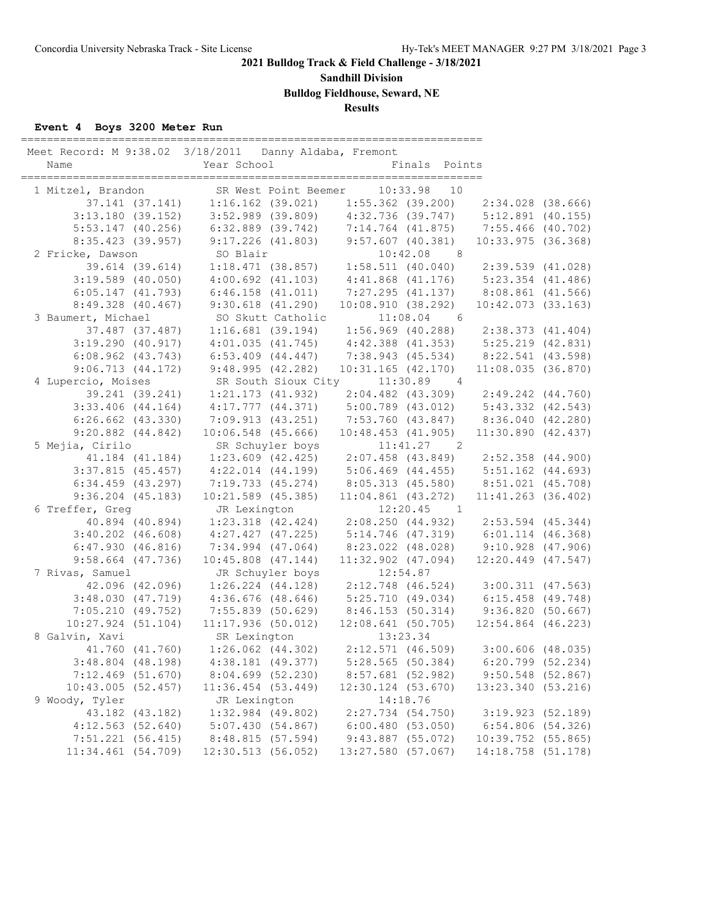# 2021 Bulldog Track & Field Challenge - 3/18/2021

## Sandhill Division

## Bulldog Fieldhouse, Seward, NE

## Results

### Event 4 Boys 3200 Meter Run

Meet Record: M 9:38.02 3/18/2011 Danny Aldaba, Fremont

| Place | Name | Year | School | Finals | Points |
|---|---|---|---|---|---|
| 1 | Mitzel, Brandon | SR | West Point Beemer | 10:33.98 | 10 |
| 2 | Fricke, Dawson | SO | Blair | 10:42.08 | 8 |
| 3 | Baumert, Michael | SO | Skutt Catholic | 11:08.04 | 6 |
| 4 | Lupercio, Moises | SR | South Sioux City | 11:30.89 | 4 |
| 5 | Mejia, Cirilo | SR | Schuyler boys | 11:41.27 | 2 |
| 6 | Treffer, Greg | JR | Lexington | 12:20.45 | 1 |
| 7 | Rivas, Samuel | JR | Schuyler boys | 12:54.87 | |
| 8 | Galvin, Xavi | SR | Lexington | 13:23.34 | |
| 9 | Woody, Tyler | JR | Lexington | 14:18.76 | |

Splits:

```
1 Mitzel, Brandon
     37.141 (37.141)    1:16.162 (39.021)    1:55.362 (39.200)    2:34.028 (38.666)
   3:13.180 (39.152)    3:52.989 (39.809)    4:32.736 (39.747)    5:12.891 (40.155)
   5:53.147 (40.256)    6:32.889 (39.742)    7:14.764 (41.875)    7:55.466 (40.702)
   8:35.423 (39.957)    9:17.226 (41.803)    9:57.607 (40.381)   10:33.975 (36.368)
2 Fricke, Dawson
     39.614 (39.614)    1:18.471 (38.857)    1:58.511 (40.040)    2:39.539 (41.028)
   3:19.589 (40.050)    4:00.692 (41.103)    4:41.868 (41.176)    5:23.354 (41.486)
   6:05.147 (41.793)    6:46.158 (41.011)    7:27.295 (41.137)    8:08.861 (41.566)
   8:49.328 (40.467)    9:30.618 (41.290)   10:08.910 (38.292)   10:42.073 (33.163)
3 Baumert, Michael
     37.487 (37.487)    1:16.681 (39.194)    1:56.969 (40.288)    2:38.373 (41.404)
   3:19.290 (40.917)    4:01.035 (41.745)    4:42.388 (41.353)    5:25.219 (42.831)
   6:08.962 (43.743)    6:53.409 (44.447)    7:38.943 (45.534)    8:22.541 (43.598)
   9:06.713 (44.172)    9:48.995 (42.282)   10:31.165 (42.170)   11:08.035 (36.870)
4 Lupercio, Moises
     39.241 (39.241)    1:21.173 (41.932)    2:04.482 (43.309)    2:49.242 (44.760)
   3:33.406 (44.164)    4:17.777 (44.371)    5:00.789 (43.012)    5:43.332 (42.543)
   6:26.662 (43.330)    7:09.913 (43.251)    7:53.760 (43.847)    8:36.040 (42.280)
   9:20.882 (44.842)   10:06.548 (45.666)   10:48.453 (41.905)   11:30.890 (42.437)
5 Mejia, Cirilo
     41.184 (41.184)    1:23.609 (42.425)    2:07.458 (43.849)    2:52.358 (44.900)
   3:37.815 (45.457)    4:22.014 (44.199)    5:06.469 (44.455)    5:51.162 (44.693)
   6:34.459 (43.297)    7:19.733 (45.274)    8:05.313 (45.580)    8:51.021 (45.708)
   9:36.204 (45.183)   10:21.589 (45.385)   11:04.861 (43.272)   11:41.263 (36.402)
6 Treffer, Greg
     40.894 (40.894)    1:23.318 (42.424)    2:08.250 (44.932)    2:53.594 (45.344)
   3:40.202 (46.608)    4:27.427 (47.225)    5:14.746 (47.319)    6:01.114 (46.368)
   6:47.930 (46.816)    7:34.994 (47.064)    8:23.022 (48.028)    9:10.928 (47.906)
   9:58.664 (47.736)   10:45.808 (47.144)   11:32.902 (47.094)   12:20.449 (47.547)
7 Rivas, Samuel
     42.096 (42.096)    1:26.224 (44.128)    2:12.748 (46.524)    3:00.311 (47.563)
   3:48.030 (47.719)    4:36.676 (48.646)    5:25.710 (49.034)    6:15.458 (49.748)
   7:05.210 (49.752)    7:55.839 (50.629)    8:46.153 (50.314)    9:36.820 (50.667)
  10:27.924 (51.104)   11:17.936 (50.012)   12:08.641 (50.705)   12:54.864 (46.223)
8 Galvin, Xavi
     41.760 (41.760)    1:26.062 (44.302)    2:12.571 (46.509)    3:00.606 (48.035)
   3:48.804 (48.198)    4:38.181 (49.377)    5:28.565 (50.384)    6:20.799 (52.234)
   7:12.469 (51.670)    8:04.699 (52.230)    8:57.681 (52.982)    9:50.548 (52.867)
  10:43.005 (52.457)   11:36.454 (53.449)   12:30.124 (53.670)   13:23.340 (53.216)
9 Woody, Tyler
     43.182 (43.182)    1:32.984 (49.802)    2:27.734 (54.750)    3:19.923 (52.189)
   4:12.563 (52.640)    5:07.430 (54.867)    6:00.480 (53.050)    6:54.806 (54.326)
   7:51.221 (56.415)    8:48.815 (57.594)    9:43.887 (55.072)   10:39.752 (55.865)
  11:34.461 (54.709)   12:30.513 (56.052)   13:27.580 (57.067)   14:18.758 (51.178)
```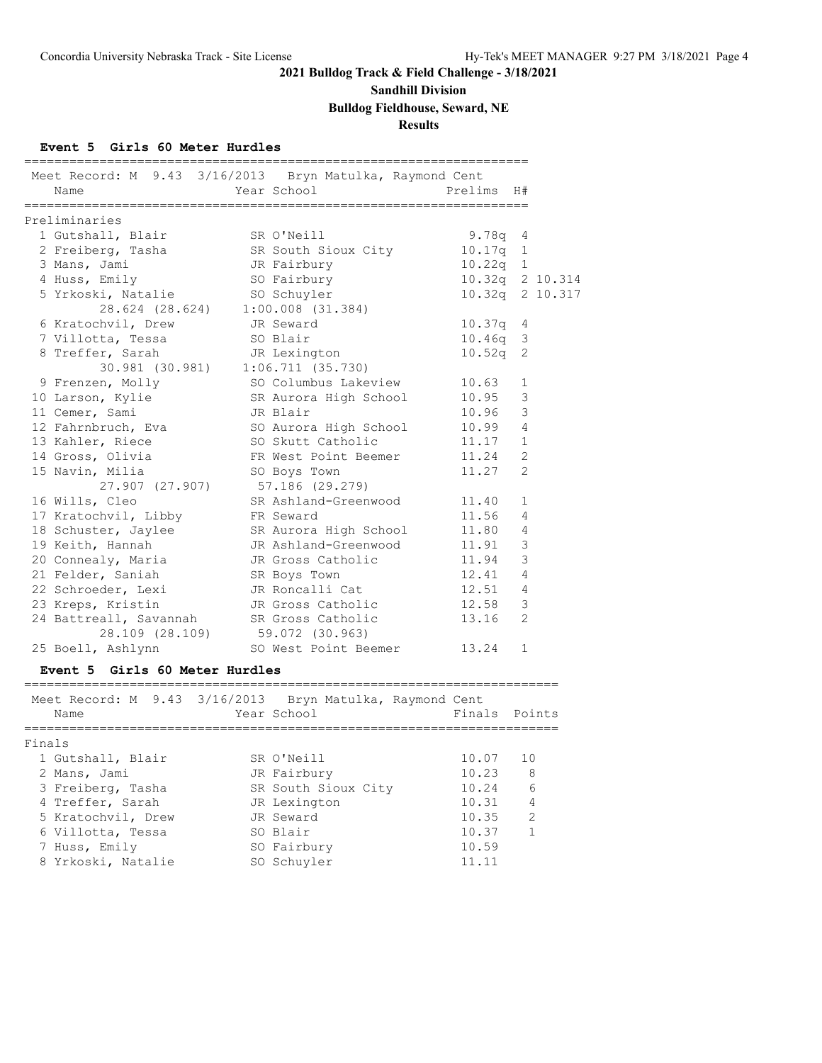**2021 Bulldog Track & Field Challenge - 3/18/2021**

**Sandhill Division**

**Bulldog Fieldhouse, Seward, NE**

**Results**

### Event 5 Girls 60 Meter Hurdles

Meet Record: M 9.43 3/16/2013 Bryn Matulka, Raymond Cent

Preliminaries

| Place | Name | Year | School | Prelims | H# | |
|---|---|---|---|---|---|---|
| 1 | Gutshall, Blair | SR | O'Neill | 9.78q | 4 | |
| 2 | Freiberg, Tasha | SR | South Sioux City | 10.17q | 1 | |
| 3 | Mans, Jami | JR | Fairbury | 10.22q | 1 | |
| 4 | Huss, Emily | SO | Fairbury | 10.32q | 2 | 10.314 |
| 5 | Yrkoski, Natalie | SO | Schuyler | 10.32q | 2 | 10.317 |
| | 28.624 (28.624) | | 1:00.008 (31.384) | | | |
| 6 | Kratochvil, Drew | JR | Seward | 10.37q | 4 | |
| 7 | Villotta, Tessa | SO | Blair | 10.46q | 3 | |
| 8 | Treffer, Sarah | JR | Lexington | 10.52q | 2 | |
| | 30.981 (30.981) | | 1:06.711 (35.730) | | | |
| 9 | Frenzen, Molly | SO | Columbus Lakeview | 10.63 | 1 | |
| 10 | Larson, Kylie | SR | Aurora High School | 10.95 | 3 | |
| 11 | Cemer, Sami | JR | Blair | 10.96 | 3 | |
| 12 | Fahrnbruch, Eva | SO | Aurora High School | 10.99 | 4 | |
| 13 | Kahler, Riece | SO | Skutt Catholic | 11.17 | 1 | |
| 14 | Gross, Olivia | FR | West Point Beemer | 11.24 | 2 | |
| 15 | Navin, Milia | SO | Boys Town | 11.27 | 2 | |
| | 27.907 (27.907) | | 57.186 (29.279) | | | |
| 16 | Wills, Cleo | SR | Ashland-Greenwood | 11.40 | 1 | |
| 17 | Kratochvil, Libby | FR | Seward | 11.56 | 4 | |
| 18 | Schuster, Jaylee | SR | Aurora High School | 11.80 | 4 | |
| 19 | Keith, Hannah | JR | Ashland-Greenwood | 11.91 | 3 | |
| 20 | Connealy, Maria | JR | Gross Catholic | 11.94 | 3 | |
| 21 | Felder, Saniah | SR | Boys Town | 12.41 | 4 | |
| 22 | Schroeder, Lexi | JR | Roncalli Cat | 12.51 | 4 | |
| 23 | Kreps, Kristin | JR | Gross Catholic | 12.58 | 3 | |
| 24 | Battreall, Savannah | SR | Gross Catholic | 13.16 | 2 | |
| | 28.109 (28.109) | | 59.072 (30.963) | | | |
| 25 | Boell, Ashlynn | SO | West Point Beemer | 13.24 | 1 | |

### Event 5 Girls 60 Meter Hurdles

Meet Record: M 9.43 3/16/2013 Bryn Matulka, Raymond Cent

Finals

| Place | Name | Year | School | Finals | Points |
|---|---|---|---|---|---|
| 1 | Gutshall, Blair | SR | O'Neill | 10.07 | 10 |
| 2 | Mans, Jami | JR | Fairbury | 10.23 | 8 |
| 3 | Freiberg, Tasha | SR | South Sioux City | 10.24 | 6 |
| 4 | Treffer, Sarah | JR | Lexington | 10.31 | 4 |
| 5 | Kratochvil, Drew | JR | Seward | 10.35 | 2 |
| 6 | Villotta, Tessa | SO | Blair | 10.37 | 1 |
| 7 | Huss, Emily | SO | Fairbury | 10.59 | |
| 8 | Yrkoski, Natalie | SO | Schuyler | 11.11 | |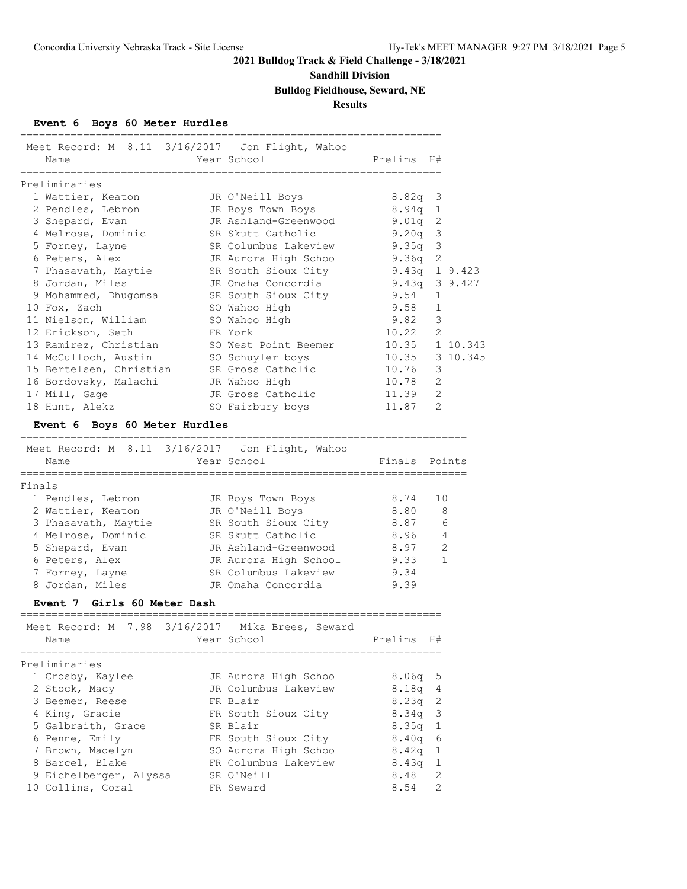## 2021 Bulldog Track & Field Challenge - 3/18/2021

### Sandhill Division

### Bulldog Fieldhouse, Seward, NE

### Results

#### Event 6 Boys 60 Meter Hurdles

Meet Record: M 8.11 3/16/2017 Jon Flight, Wahoo

**Preliminaries**

| | Name | Year | School | Prelims | H# | |
|---|---|---|---|---|---|---|
| 1 | Wattier, Keaton | JR | O'Neill Boys | 8.82q | 3 | |
| 2 | Pendles, Lebron | JR | Boys Town Boys | 8.94q | 1 | |
| 3 | Shepard, Evan | JR | Ashland-Greenwood | 9.01q | 2 | |
| 4 | Melrose, Dominic | SR | Skutt Catholic | 9.20q | 3 | |
| 5 | Forney, Layne | SR | Columbus Lakeview | 9.35q | 3 | |
| 6 | Peters, Alex | JR | Aurora High School | 9.36q | 2 | |
| 7 | Phasavath, Maytie | SR | South Sioux City | 9.43q | 1 | 9.423 |
| 8 | Jordan, Miles | JR | Omaha Concordia | 9.43q | 3 | 9.427 |
| 9 | Mohammed, Dhugomsa | SR | South Sioux City | 9.54 | 1 | |
| 10 | Fox, Zach | SO | Wahoo High | 9.58 | 1 | |
| 11 | Nielson, William | SO | Wahoo High | 9.82 | 3 | |
| 12 | Erickson, Seth | FR | York | 10.22 | 2 | |
| 13 | Ramirez, Christian | SO | West Point Beemer | 10.35 | 1 | 10.343 |
| 14 | McCulloch, Austin | SO | Schuyler boys | 10.35 | 3 | 10.345 |
| 15 | Bertelsen, Christian | SR | Gross Catholic | 10.76 | 3 | |
| 16 | Bordovsky, Malachi | JR | Wahoo High | 10.78 | 2 | |
| 17 | Mill, Gage | JR | Gross Catholic | 11.39 | 2 | |
| 18 | Hunt, Alekz | SO | Fairbury boys | 11.87 | 2 | |

#### Event 6 Boys 60 Meter Hurdles

Meet Record: M 8.11 3/16/2017 Jon Flight, Wahoo

**Finals**

| | Name | Year | School | Finals | Points |
|---|---|---|---|---|---|
| 1 | Pendles, Lebron | JR | Boys Town Boys | 8.74 | 10 |
| 2 | Wattier, Keaton | JR | O'Neill Boys | 8.80 | 8 |
| 3 | Phasavath, Maytie | SR | South Sioux City | 8.87 | 6 |
| 4 | Melrose, Dominic | SR | Skutt Catholic | 8.96 | 4 |
| 5 | Shepard, Evan | JR | Ashland-Greenwood | 8.97 | 2 |
| 6 | Peters, Alex | JR | Aurora High School | 9.33 | 1 |
| 7 | Forney, Layne | SR | Columbus Lakeview | 9.34 | |
| 8 | Jordan, Miles | JR | Omaha Concordia | 9.39 | |

#### Event 7 Girls 60 Meter Dash

Meet Record: M 7.98 3/16/2017 Mika Brees, Seward

**Preliminaries**

| | Name | Year | School | Prelims | H# |
|---|---|---|---|---|---|
| 1 | Crosby, Kaylee | JR | Aurora High School | 8.06q | 5 |
| 2 | Stock, Macy | JR | Columbus Lakeview | 8.18q | 4 |
| 3 | Beemer, Reese | FR | Blair | 8.23q | 2 |
| 4 | King, Gracie | FR | South Sioux City | 8.34q | 3 |
| 5 | Galbraith, Grace | SR | Blair | 8.35q | 1 |
| 6 | Penne, Emily | FR | South Sioux City | 8.40q | 6 |
| 7 | Brown, Madelyn | SO | Aurora High School | 8.42q | 1 |
| 8 | Barcel, Blake | FR | Columbus Lakeview | 8.43q | 1 |
| 9 | Eichelberger, Alyssa | SR | O'Neill | 8.48 | 2 |
| 10 | Collins, Coral | FR | Seward | 8.54 | 2 |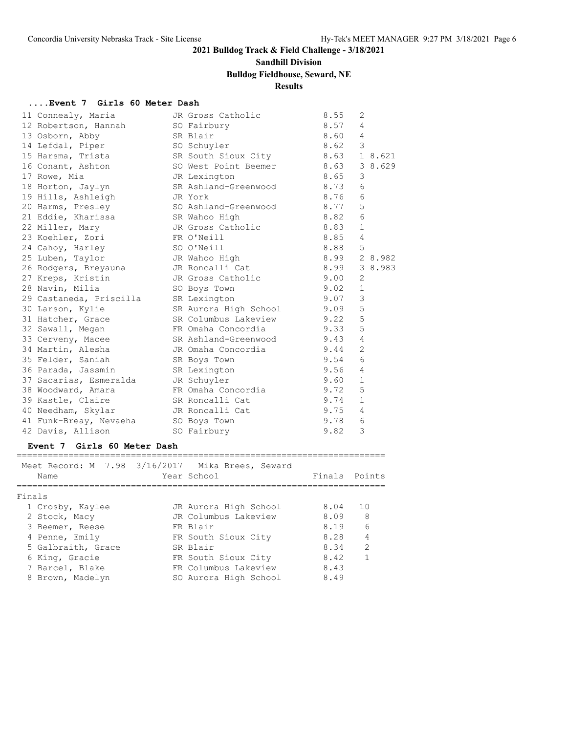**2021 Bulldog Track & Field Challenge - 3/18/2021**

**Sandhill Division**

**Bulldog Fieldhouse, Seward, NE**

**Results**

### ....Event 7 Girls 60 Meter Dash

| Place | Name | Year | School | Time | Heat | Tiebreak |
|---|---|---|---|---|---|---|
| 11 | Connealy, Maria | JR | Gross Catholic | 8.55 | 2 | |
| 12 | Robertson, Hannah | SO | Fairbury | 8.57 | 4 | |
| 13 | Osborn, Abby | SR | Blair | 8.60 | 4 | |
| 14 | Lefdal, Piper | SO | Schuyler | 8.62 | 3 | |
| 15 | Harsma, Trista | SR | South Sioux City | 8.63 | 1 | 8.621 |
| 16 | Conant, Ashton | SO | West Point Beemer | 8.63 | 3 | 8.629 |
| 17 | Rowe, Mia | JR | Lexington | 8.65 | 3 | |
| 18 | Horton, Jaylyn | SR | Ashland-Greenwood | 8.73 | 6 | |
| 19 | Hills, Ashleigh | JR | York | 8.76 | 6 | |
| 20 | Harms, Presley | SO | Ashland-Greenwood | 8.77 | 5 | |
| 21 | Eddie, Kharissa | SR | Wahoo High | 8.82 | 6 | |
| 22 | Miller, Mary | JR | Gross Catholic | 8.83 | 1 | |
| 23 | Koehler, Zori | FR | O'Neill | 8.85 | 4 | |
| 24 | Cahoy, Harley | SO | O'Neill | 8.88 | 5 | |
| 25 | Luben, Taylor | JR | Wahoo High | 8.99 | 2 | 8.982 |
| 26 | Rodgers, Breyauna | JR | Roncalli Cat | 8.99 | 3 | 8.983 |
| 27 | Kreps, Kristin | JR | Gross Catholic | 9.00 | 2 | |
| 28 | Navin, Milia | SO | Boys Town | 9.02 | 1 | |
| 29 | Castaneda, Priscilla | SR | Lexington | 9.07 | 3 | |
| 30 | Larson, Kylie | SR | Aurora High School | 9.09 | 5 | |
| 31 | Hatcher, Grace | SR | Columbus Lakeview | 9.22 | 5 | |
| 32 | Sawall, Megan | FR | Omaha Concordia | 9.33 | 5 | |
| 33 | Cerveny, Macee | SR | Ashland-Greenwood | 9.43 | 4 | |
| 34 | Martin, Alesha | JR | Omaha Concordia | 9.44 | 2 | |
| 35 | Felder, Saniah | SR | Boys Town | 9.54 | 6 | |
| 36 | Parada, Jassmin | SR | Lexington | 9.56 | 4 | |
| 37 | Sacarias, Esmeralda | JR | Schuyler | 9.60 | 1 | |
| 38 | Woodward, Amara | FR | Omaha Concordia | 9.72 | 5 | |
| 39 | Kastle, Claire | SR | Roncalli Cat | 9.74 | 1 | |
| 40 | Needham, Skylar | JR | Roncalli Cat | 9.75 | 4 | |
| 41 | Funk-Breay, Nevaeha | SO | Boys Town | 9.78 | 6 | |
| 42 | Davis, Allison | SO | Fairbury | 9.82 | 3 | |

### Event 7 Girls 60 Meter Dash

Meet Record: M 7.98 3/16/2017 Mika Brees, Seward

Finals

| Place | Name | Year | School | Finals | Points |
|---|---|---|---|---|---|
| 1 | Crosby, Kaylee | JR | Aurora High School | 8.04 | 10 |
| 2 | Stock, Macy | JR | Columbus Lakeview | 8.09 | 8 |
| 3 | Beemer, Reese | FR | Blair | 8.19 | 6 |
| 4 | Penne, Emily | FR | South Sioux City | 8.28 | 4 |
| 5 | Galbraith, Grace | SR | Blair | 8.34 | 2 |
| 6 | King, Gracie | FR | South Sioux City | 8.42 | 1 |
| 7 | Barcel, Blake | FR | Columbus Lakeview | 8.43 | |
| 8 | Brown, Madelyn | SO | Aurora High School | 8.49 | |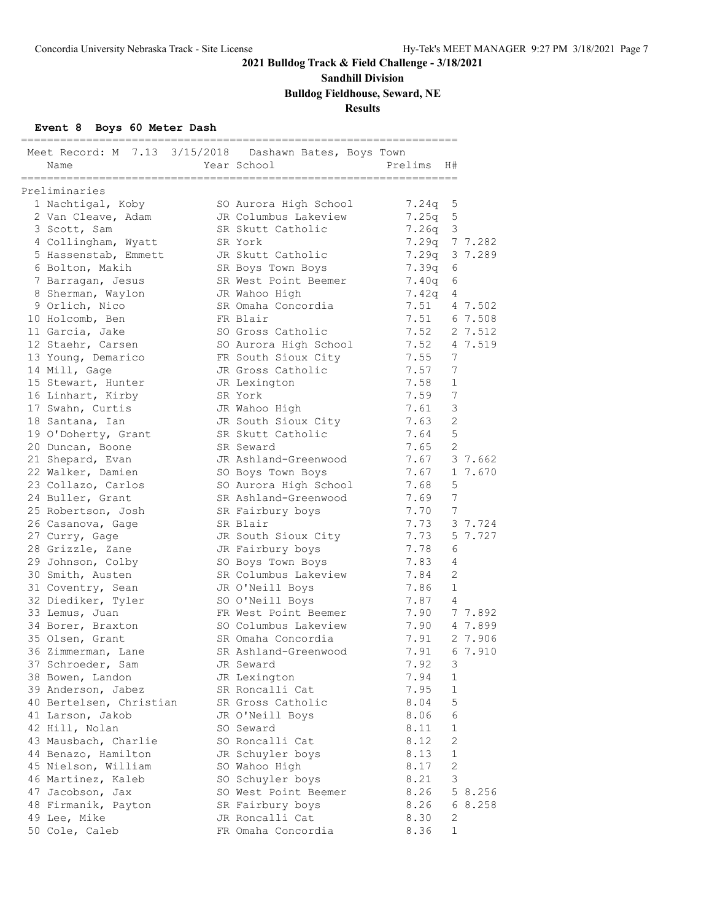**2021 Bulldog Track & Field Challenge - 3/18/2021**

**Sandhill Division**

**Bulldog Fieldhouse, Seward, NE**

**Results**

### Event 8 Boys 60 Meter Dash

Meet Record: M 7.13 3/15/2018 Dashawn Bates, Boys Town

**Preliminaries**

| Place | Name | Year | School | Prelims | H# | Tiebreak |
|---|---|---|---|---|---|---|
| 1 | Nachtigal, Koby | SO | Aurora High School | 7.24q | 5 | |
| 2 | Van Cleave, Adam | JR | Columbus Lakeview | 7.25q | 5 | |
| 3 | Scott, Sam | SR | Skutt Catholic | 7.26q | 3 | |
| 4 | Collingham, Wyatt | SR | York | 7.29q | 7 | 7.282 |
| 5 | Hassenstab, Emmett | JR | Skutt Catholic | 7.29q | 3 | 7.289 |
| 6 | Bolton, Makih | SR | Boys Town Boys | 7.39q | 6 | |
| 7 | Barragan, Jesus | SR | West Point Beemer | 7.40q | 6 | |
| 8 | Sherman, Waylon | JR | Wahoo High | 7.42q | 4 | |
| 9 | Orlich, Nico | SR | Omaha Concordia | 7.51 | 4 | 7.502 |
| 10 | Holcomb, Ben | FR | Blair | 7.51 | 6 | 7.508 |
| 11 | Garcia, Jake | SO | Gross Catholic | 7.52 | 2 | 7.512 |
| 12 | Staehr, Carsen | SO | Aurora High School | 7.52 | 4 | 7.519 |
| 13 | Young, Demarico | FR | South Sioux City | 7.55 | 7 | |
| 14 | Mill, Gage | JR | Gross Catholic | 7.57 | 7 | |
| 15 | Stewart, Hunter | JR | Lexington | 7.58 | 1 | |
| 16 | Linhart, Kirby | SR | York | 7.59 | 7 | |
| 17 | Swahn, Curtis | JR | Wahoo High | 7.61 | 3 | |
| 18 | Santana, Ian | JR | South Sioux City | 7.63 | 2 | |
| 19 | O'Doherty, Grant | SR | Skutt Catholic | 7.64 | 5 | |
| 20 | Duncan, Boone | SR | Seward | 7.65 | 2 | |
| 21 | Shepard, Evan | JR | Ashland-Greenwood | 7.67 | 3 | 7.662 |
| 22 | Walker, Damien | SO | Boys Town Boys | 7.67 | 1 | 7.670 |
| 23 | Collazo, Carlos | SO | Aurora High School | 7.68 | 5 | |
| 24 | Buller, Grant | SR | Ashland-Greenwood | 7.69 | 7 | |
| 25 | Robertson, Josh | SR | Fairbury boys | 7.70 | 7 | |
| 26 | Casanova, Gage | SR | Blair | 7.73 | 3 | 7.724 |
| 27 | Curry, Gage | JR | South Sioux City | 7.73 | 5 | 7.727 |
| 28 | Grizzle, Zane | JR | Fairbury boys | 7.78 | 6 | |
| 29 | Johnson, Colby | SO | Boys Town Boys | 7.83 | 4 | |
| 30 | Smith, Austen | SR | Columbus Lakeview | 7.84 | 2 | |
| 31 | Coventry, Sean | JR | O'Neill Boys | 7.86 | 1 | |
| 32 | Diediker, Tyler | SO | O'Neill Boys | 7.87 | 4 | |
| 33 | Lemus, Juan | FR | West Point Beemer | 7.90 | 7 | 7.892 |
| 34 | Borer, Braxton | SO | Columbus Lakeview | 7.90 | 4 | 7.899 |
| 35 | Olsen, Grant | SR | Omaha Concordia | 7.91 | 2 | 7.906 |
| 36 | Zimmerman, Lane | SR | Ashland-Greenwood | 7.91 | 6 | 7.910 |
| 37 | Schroeder, Sam | JR | Seward | 7.92 | 3 | |
| 38 | Bowen, Landon | JR | Lexington | 7.94 | 1 | |
| 39 | Anderson, Jabez | SR | Roncalli Cat | 7.95 | 1 | |
| 40 | Bertelsen, Christian | SR | Gross Catholic | 8.04 | 5 | |
| 41 | Larson, Jakob | JR | O'Neill Boys | 8.06 | 6 | |
| 42 | Hill, Nolan | SO | Seward | 8.11 | 1 | |
| 43 | Mausbach, Charlie | SO | Roncalli Cat | 8.12 | 2 | |
| 44 | Benazo, Hamilton | JR | Schuyler boys | 8.13 | 1 | |
| 45 | Nielson, William | SO | Wahoo High | 8.17 | 2 | |
| 46 | Martinez, Kaleb | SO | Schuyler boys | 8.21 | 3 | |
| 47 | Jacobson, Jax | SO | West Point Beemer | 8.26 | 5 | 8.256 |
| 48 | Firmanik, Payton | SR | Fairbury boys | 8.26 | 6 | 8.258 |
| 49 | Lee, Mike | JR | Roncalli Cat | 8.30 | 2 | |
| 50 | Cole, Caleb | FR | Omaha Concordia | 8.36 | 1 | |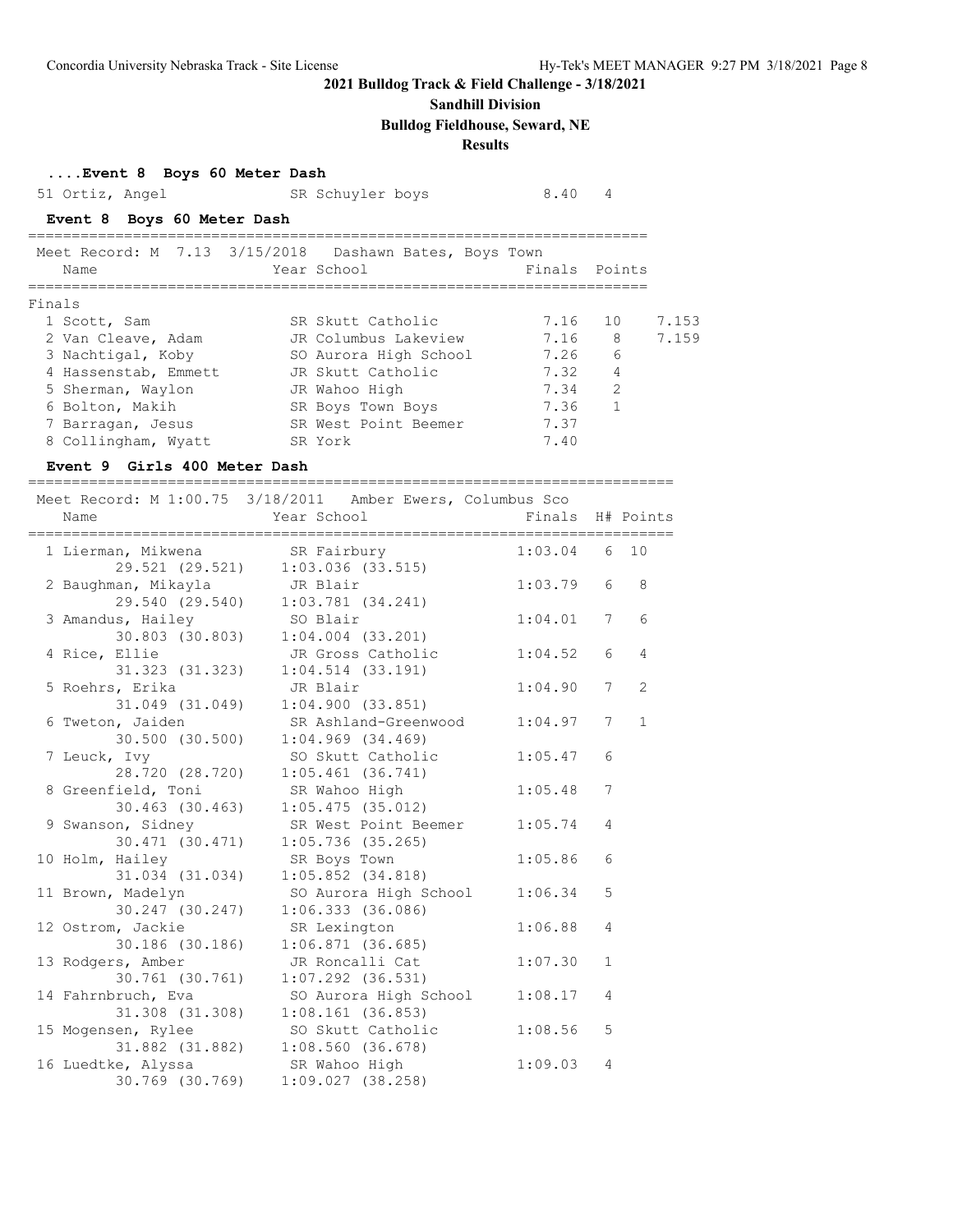**2021 Bulldog Track & Field Challenge - 3/18/2021**

**Sandhill Division**

**Bulldog Fieldhouse, Seward, NE**

**Results**

### ....Event 8 Boys 60 Meter Dash

| Place | Name | Year | School | Finals | H# |
|---|---|---|---|---|---|
| 51 | Ortiz, Angel | SR | Schuyler boys | 8.40 | 4 |

### Event 8 Boys 60 Meter Dash

Meet Record: M 7.13 3/15/2018 Dashawn Bates, Boys Town

Finals

| Place | Name | Year | School | Finals | Points | |
|---|---|---|---|---|---|---|
| 1 | Scott, Sam | SR | Skutt Catholic | 7.16 | 10 | 7.153 |
| 2 | Van Cleave, Adam | JR | Columbus Lakeview | 7.16 | 8 | 7.159 |
| 3 | Nachtigal, Koby | SO | Aurora High School | 7.26 | 6 | |
| 4 | Hassenstab, Emmett | JR | Skutt Catholic | 7.32 | 4 | |
| 5 | Sherman, Waylon | JR | Wahoo High | 7.34 | 2 | |
| 6 | Bolton, Makih | SR | Boys Town Boys | 7.36 | 1 | |
| 7 | Barragan, Jesus | SR | West Point Beemer | 7.37 | | |
| 8 | Collingham, Wyatt | SR | York | 7.40 | | |

### Event 9 Girls 400 Meter Dash

Meet Record: M 1:00.75 3/18/2011 Amber Ewers, Columbus Sco

| Place | Name | Year | School | Finals | H# | Points | Splits |
|---|---|---|---|---|---|---|---|
| 1 | Lierman, Mikwena | SR | Fairbury | 1:03.04 | 6 | 10 | 29.521 (29.521) 1:03.036 (33.515) |
| 2 | Baughman, Mikayla | JR | Blair | 1:03.79 | 6 | 8 | 29.540 (29.540) 1:03.781 (34.241) |
| 3 | Amandus, Hailey | SO | Blair | 1:04.01 | 7 | 6 | 30.803 (30.803) 1:04.004 (33.201) |
| 4 | Rice, Ellie | JR | Gross Catholic | 1:04.52 | 6 | 4 | 31.323 (31.323) 1:04.514 (33.191) |
| 5 | Roehrs, Erika | JR | Blair | 1:04.90 | 7 | 2 | 31.049 (31.049) 1:04.900 (33.851) |
| 6 | Tweton, Jaiden | SR | Ashland-Greenwood | 1:04.97 | 7 | 1 | 30.500 (30.500) 1:04.969 (34.469) |
| 7 | Leuck, Ivy | SO | Skutt Catholic | 1:05.47 | 6 | | 28.720 (28.720) 1:05.461 (36.741) |
| 8 | Greenfield, Toni | SR | Wahoo High | 1:05.48 | 7 | | 30.463 (30.463) 1:05.475 (35.012) |
| 9 | Swanson, Sidney | SR | West Point Beemer | 1:05.74 | 4 | | 30.471 (30.471) 1:05.736 (35.265) |
| 10 | Holm, Hailey | SR | Boys Town | 1:05.86 | 6 | | 31.034 (31.034) 1:05.852 (34.818) |
| 11 | Brown, Madelyn | SO | Aurora High School | 1:06.34 | 5 | | 30.247 (30.247) 1:06.333 (36.086) |
| 12 | Ostrom, Jackie | SR | Lexington | 1:06.88 | 4 | | 30.186 (30.186) 1:06.871 (36.685) |
| 13 | Rodgers, Amber | JR | Roncalli Cat | 1:07.30 | 1 | | 30.761 (30.761) 1:07.292 (36.531) |
| 14 | Fahrnbruch, Eva | SO | Aurora High School | 1:08.17 | 4 | | 31.308 (31.308) 1:08.161 (36.853) |
| 15 | Mogensen, Rylee | SO | Skutt Catholic | 1:08.56 | 5 | | 31.882 (31.882) 1:08.560 (36.678) |
| 16 | Luedtke, Alyssa | SR | Wahoo High | 1:09.03 | 4 | | 30.769 (30.769) 1:09.027 (38.258) |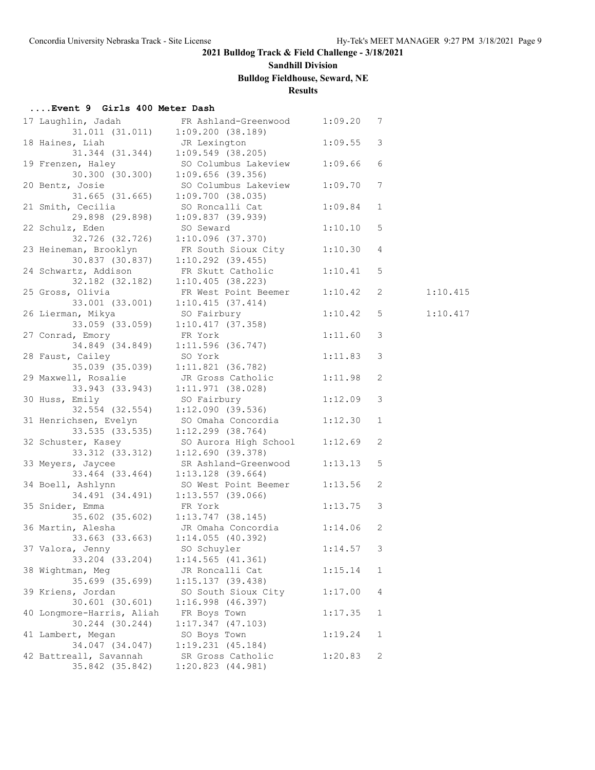## 2021 Bulldog Track & Field Challenge - 3/18/2021

### Sandhill Division

### Bulldog Fieldhouse, Seward, NE

### Results

#### ....Event 9 Girls 400 Meter Dash

| Place | Name | Year | School | Time | Heat | Tiebreak |
|---|---|---|---|---|---|---|
| 17 | Laughlin, Jadah | FR | Ashland-Greenwood | 1:09.20 | 7 | |
| | 31.011 (31.011) 1:09.200 (38.189) | | | | | |
| 18 | Haines, Liah | JR | Lexington | 1:09.55 | 3 | |
| | 31.344 (31.344) 1:09.549 (38.205) | | | | | |
| 19 | Frenzen, Haley | SO | Columbus Lakeview | 1:09.66 | 6 | |
| | 30.300 (30.300) 1:09.656 (39.356) | | | | | |
| 20 | Bentz, Josie | SO | Columbus Lakeview | 1:09.70 | 7 | |
| | 31.665 (31.665) 1:09.700 (38.035) | | | | | |
| 21 | Smith, Cecilia | SO | Roncalli Cat | 1:09.84 | 1 | |
| | 29.898 (29.898) 1:09.837 (39.939) | | | | | |
| 22 | Schulz, Eden | SO | Seward | 1:10.10 | 5 | |
| | 32.726 (32.726) 1:10.096 (37.370) | | | | | |
| 23 | Heineman, Brooklyn | FR | South Sioux City | 1:10.30 | 4 | |
| | 30.837 (30.837) 1:10.292 (39.455) | | | | | |
| 24 | Schwartz, Addison | FR | Skutt Catholic | 1:10.41 | 5 | |
| | 32.182 (32.182) 1:10.405 (38.223) | | | | | |
| 25 | Gross, Olivia | FR | West Point Beemer | 1:10.42 | 2 | 1:10.415 |
| | 33.001 (33.001) 1:10.415 (37.414) | | | | | |
| 26 | Lierman, Mikya | SO | Fairbury | 1:10.42 | 5 | 1:10.417 |
| | 33.059 (33.059) 1:10.417 (37.358) | | | | | |
| 27 | Conrad, Emory | FR | York | 1:11.60 | 3 | |
| | 34.849 (34.849) 1:11.596 (36.747) | | | | | |
| 28 | Faust, Cailey | SO | York | 1:11.83 | 3 | |
| | 35.039 (35.039) 1:11.821 (36.782) | | | | | |
| 29 | Maxwell, Rosalie | JR | Gross Catholic | 1:11.98 | 2 | |
| | 33.943 (33.943) 1:11.971 (38.028) | | | | | |
| 30 | Huss, Emily | SO | Fairbury | 1:12.09 | 3 | |
| | 32.554 (32.554) 1:12.090 (39.536) | | | | | |
| 31 | Henrichsen, Evelyn | SO | Omaha Concordia | 1:12.30 | 1 | |
| | 33.535 (33.535) 1:12.299 (38.764) | | | | | |
| 32 | Schuster, Kasey | SO | Aurora High School | 1:12.69 | 2 | |
| | 33.312 (33.312) 1:12.690 (39.378) | | | | | |
| 33 | Meyers, Jaycee | SR | Ashland-Greenwood | 1:13.13 | 5 | |
| | 33.464 (33.464) 1:13.128 (39.664) | | | | | |
| 34 | Boell, Ashlynn | SO | West Point Beemer | 1:13.56 | 2 | |
| | 34.491 (34.491) 1:13.557 (39.066) | | | | | |
| 35 | Snider, Emma | FR | York | 1:13.75 | 3 | |
| | 35.602 (35.602) 1:13.747 (38.145) | | | | | |
| 36 | Martin, Alesha | JR | Omaha Concordia | 1:14.06 | 2 | |
| | 33.663 (33.663) 1:14.055 (40.392) | | | | | |
| 37 | Valora, Jenny | SO | Schuyler | 1:14.57 | 3 | |
| | 33.204 (33.204) 1:14.565 (41.361) | | | | | |
| 38 | Wightman, Meg | JR | Roncalli Cat | 1:15.14 | 1 | |
| | 35.699 (35.699) 1:15.137 (39.438) | | | | | |
| 39 | Kriens, Jordan | SO | South Sioux City | 1:17.00 | 4 | |
| | 30.601 (30.601) 1:16.998 (46.397) | | | | | |
| 40 | Longmore-Harris, Aliah | FR | Boys Town | 1:17.35 | 1 | |
| | 30.244 (30.244) 1:17.347 (47.103) | | | | | |
| 41 | Lambert, Megan | SO | Boys Town | 1:19.24 | 1 | |
| | 34.047 (34.047) 1:19.231 (45.184) | | | | | |
| 42 | Battreall, Savannah | SR | Gross Catholic | 1:20.83 | 2 | |
| | 35.842 (35.842) 1:20.823 (44.981) | | | | | |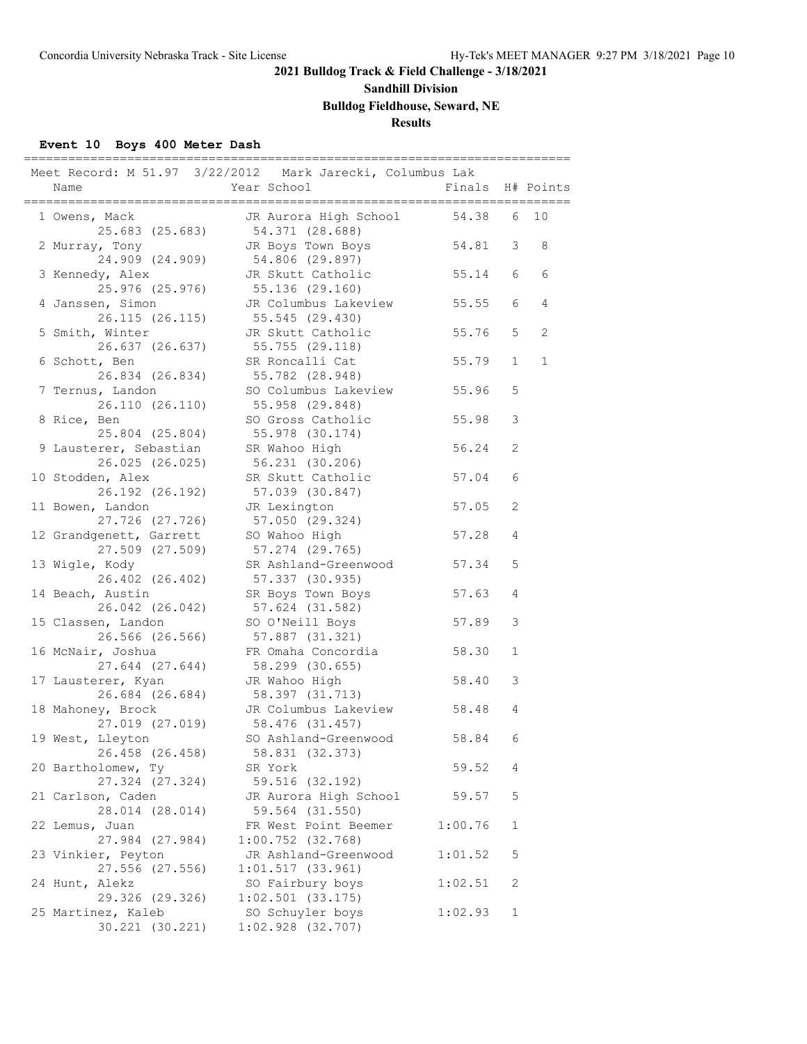**2021 Bulldog Track & Field Challenge - 3/18/2021**

**Sandhill Division**

**Bulldog Fieldhouse, Seward, NE**

**Results**

### Event 10 Boys 400 Meter Dash

Meet Record: M 51.97 3/22/2012 Mark Jarecki, Columbus Lak

| Place | Name | Year | School | Finals | H# | Points | Split 1 | Split 2 |
|---|---|---|---|---|---|---|---|---|
| 1 | Owens, Mack | JR | Aurora High School | 54.38 | 6 | 10 | 25.683 (25.683) | 54.371 (28.688) |
| 2 | Murray, Tony | JR | Boys Town Boys | 54.81 | 3 | 8 | 24.909 (24.909) | 54.806 (29.897) |
| 3 | Kennedy, Alex | JR | Skutt Catholic | 55.14 | 6 | 6 | 25.976 (25.976) | 55.136 (29.160) |
| 4 | Janssen, Simon | JR | Columbus Lakeview | 55.55 | 6 | 4 | 26.115 (26.115) | 55.545 (29.430) |
| 5 | Smith, Winter | JR | Skutt Catholic | 55.76 | 5 | 2 | 26.637 (26.637) | 55.755 (29.118) |
| 6 | Schott, Ben | SR | Roncalli Cat | 55.79 | 1 | 1 | 26.834 (26.834) | 55.782 (28.948) |
| 7 | Ternus, Landon | SO | Columbus Lakeview | 55.96 | 5 | | 26.110 (26.110) | 55.958 (29.848) |
| 8 | Rice, Ben | SO | Gross Catholic | 55.98 | 3 | | 25.804 (25.804) | 55.978 (30.174) |
| 9 | Lausterer, Sebastian | SR | Wahoo High | 56.24 | 2 | | 26.025 (26.025) | 56.231 (30.206) |
| 10 | Stodden, Alex | SR | Skutt Catholic | 57.04 | 6 | | 26.192 (26.192) | 57.039 (30.847) |
| 11 | Bowen, Landon | JR | Lexington | 57.05 | 2 | | 27.726 (27.726) | 57.050 (29.324) |
| 12 | Grandgenett, Garrett | SO | Wahoo High | 57.28 | 4 | | 27.509 (27.509) | 57.274 (29.765) |
| 13 | Wigle, Kody | SR | Ashland-Greenwood | 57.34 | 5 | | 26.402 (26.402) | 57.337 (30.935) |
| 14 | Beach, Austin | SR | Boys Town Boys | 57.63 | 4 | | 26.042 (26.042) | 57.624 (31.582) |
| 15 | Classen, Landon | SO | O'Neill Boys | 57.89 | 3 | | 26.566 (26.566) | 57.887 (31.321) |
| 16 | McNair, Joshua | FR | Omaha Concordia | 58.30 | 1 | | 27.644 (27.644) | 58.299 (30.655) |
| 17 | Lausterer, Kyan | JR | Wahoo High | 58.40 | 3 | | 26.684 (26.684) | 58.397 (31.713) |
| 18 | Mahoney, Brock | JR | Columbus Lakeview | 58.48 | 4 | | 27.019 (27.019) | 58.476 (31.457) |
| 19 | West, Lleyton | SO | Ashland-Greenwood | 58.84 | 6 | | 26.458 (26.458) | 58.831 (32.373) |
| 20 | Bartholomew, Ty | SR | York | 59.52 | 4 | | 27.324 (27.324) | 59.516 (32.192) |
| 21 | Carlson, Caden | JR | Aurora High School | 59.57 | 5 | | 28.014 (28.014) | 59.564 (31.550) |
| 22 | Lemus, Juan | FR | West Point Beemer | 1:00.76 | 1 | | 27.984 (27.984) | 1:00.752 (32.768) |
| 23 | Vinkier, Peyton | JR | Ashland-Greenwood | 1:01.52 | 5 | | 27.556 (27.556) | 1:01.517 (33.961) |
| 24 | Hunt, Alekz | SO | Fairbury boys | 1:02.51 | 2 | | 29.326 (29.326) | 1:02.501 (33.175) |
| 25 | Martinez, Kaleb | SO | Schuyler boys | 1:02.93 | 1 | | 30.221 (30.221) | 1:02.928 (32.707) |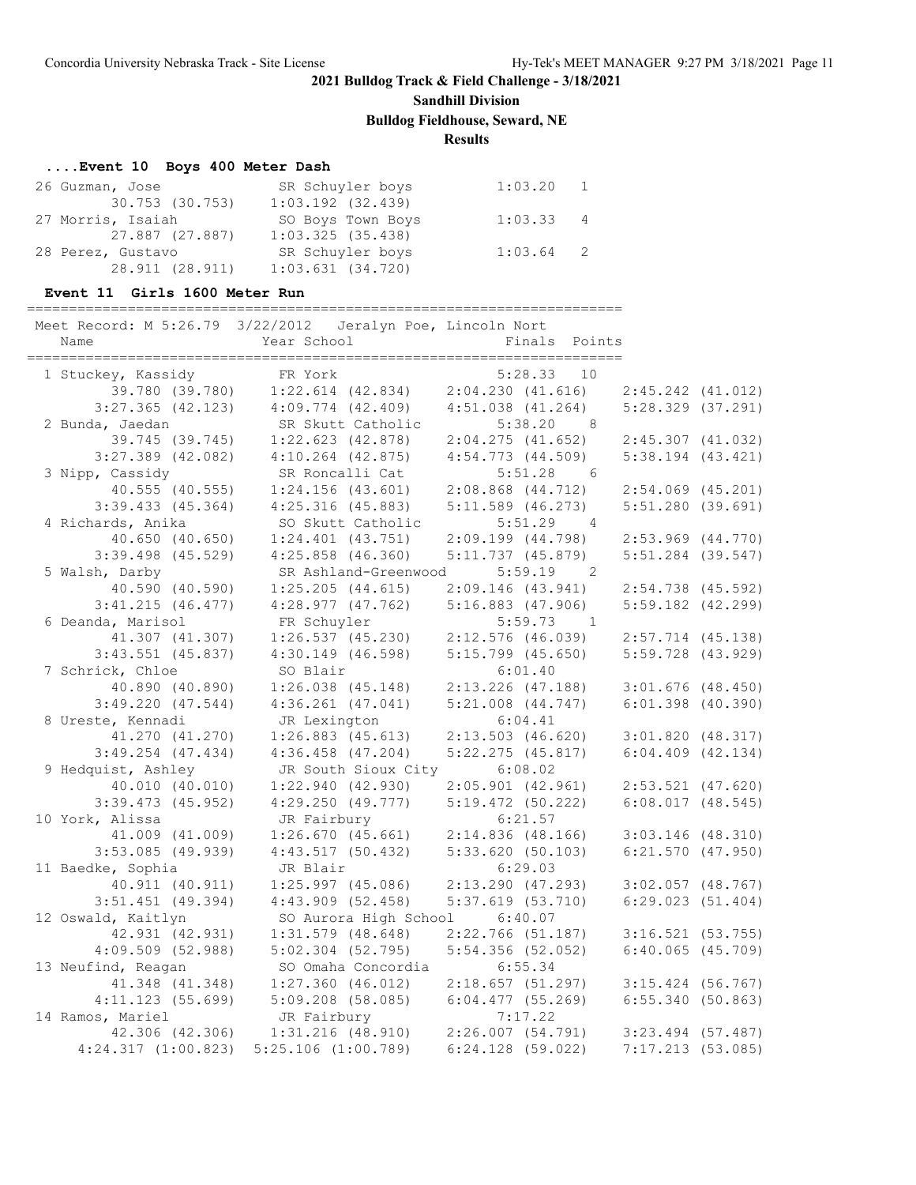## 2021 Bulldog Track & Field Challenge - 3/18/2021

### Sandhill Division

### Bulldog Fieldhouse, Seward, NE

### Results

#### ....Event 10 Boys 400 Meter Dash

| Place | Name | Year | School | Finals | Points |
|---|---|---|---|---|---|
| 26 | Guzman, Jose | SR | Schuyler boys | 1:03.20 | 1 |
| | 30.753 (30.753) | | 1:03.192 (32.439) | | |
| 27 | Morris, Isaiah | SO | Boys Town Boys | 1:03.33 | 4 |
| | 27.887 (27.887) | | 1:03.325 (35.438) | | |
| 28 | Perez, Gustavo | SR | Schuyler boys | 1:03.64 | 2 |
| | 28.911 (28.911) | | 1:03.631 (34.720) | | |

#### Event 11 Girls 1600 Meter Run

Meet Record: M 5:26.79 3/22/2012 Jeralyn Poe, Lincoln Nort

| Place | Name | Year | School | Finals | Points |
|---|---|---|---|---|---|
| 1 | Stuckey, Kassidy | FR | York | 5:28.33 | 10 |
| | 39.780 (39.780) | 1:22.614 (42.834) | 2:04.230 (41.616) | 2:45.242 (41.012) | |
| | 3:27.365 (42.123) | 4:09.774 (42.409) | 4:51.038 (41.264) | 5:28.329 (37.291) | |
| 2 | Bunda, Jaedan | SR | Skutt Catholic | 5:38.20 | 8 |
| | 39.745 (39.745) | 1:22.623 (42.878) | 2:04.275 (41.652) | 2:45.307 (41.032) | |
| | 3:27.389 (42.082) | 4:10.264 (42.875) | 4:54.773 (44.509) | 5:38.194 (43.421) | |
| 3 | Nipp, Cassidy | SR | Roncalli Cat | 5:51.28 | 6 |
| | 40.555 (40.555) | 1:24.156 (43.601) | 2:08.868 (44.712) | 2:54.069 (45.201) | |
| | 3:39.433 (45.364) | 4:25.316 (45.883) | 5:11.589 (46.273) | 5:51.280 (39.691) | |
| 4 | Richards, Anika | SO | Skutt Catholic | 5:51.29 | 4 |
| | 40.650 (40.650) | 1:24.401 (43.751) | 2:09.199 (44.798) | 2:53.969 (44.770) | |
| | 3:39.498 (45.529) | 4:25.858 (46.360) | 5:11.737 (45.879) | 5:51.284 (39.547) | |
| 5 | Walsh, Darby | SR | Ashland-Greenwood | 5:59.19 | 2 |
| | 40.590 (40.590) | 1:25.205 (44.615) | 2:09.146 (43.941) | 2:54.738 (45.592) | |
| | 3:41.215 (46.477) | 4:28.977 (47.762) | 5:16.883 (47.906) | 5:59.182 (42.299) | |
| 6 | Deanda, Marisol | FR | Schuyler | 5:59.73 | 1 |
| | 41.307 (41.307) | 1:26.537 (45.230) | 2:12.576 (46.039) | 2:57.714 (45.138) | |
| | 3:43.551 (45.837) | 4:30.149 (46.598) | 5:15.799 (45.650) | 5:59.728 (43.929) | |
| 7 | Schrick, Chloe | SO | Blair | 6:01.40 | |
| | 40.890 (40.890) | 1:26.038 (45.148) | 2:13.226 (47.188) | 3:01.676 (48.450) | |
| | 3:49.220 (47.544) | 4:36.261 (47.041) | 5:21.008 (44.747) | 6:01.398 (40.390) | |
| 8 | Ureste, Kennadi | JR | Lexington | 6:04.41 | |
| | 41.270 (41.270) | 1:26.883 (45.613) | 2:13.503 (46.620) | 3:01.820 (48.317) | |
| | 3:49.254 (47.434) | 4:36.458 (47.204) | 5:22.275 (45.817) | 6:04.409 (42.134) | |
| 9 | Hedquist, Ashley | JR | South Sioux City | 6:08.02 | |
| | 40.010 (40.010) | 1:22.940 (42.930) | 2:05.901 (42.961) | 2:53.521 (47.620) | |
| | 3:39.473 (45.952) | 4:29.250 (49.777) | 5:19.472 (50.222) | 6:08.017 (48.545) | |
| 10 | York, Alissa | JR | Fairbury | 6:21.57 | |
| | 41.009 (41.009) | 1:26.670 (45.661) | 2:14.836 (48.166) | 3:03.146 (48.310) | |
| | 3:53.085 (49.939) | 4:43.517 (50.432) | 5:33.620 (50.103) | 6:21.570 (47.950) | |
| 11 | Baedke, Sophia | JR | Blair | 6:29.03 | |
| | 40.911 (40.911) | 1:25.997 (45.086) | 2:13.290 (47.293) | 3:02.057 (48.767) | |
| | 3:51.451 (49.394) | 4:43.909 (52.458) | 5:37.619 (53.710) | 6:29.023 (51.404) | |
| 12 | Oswald, Kaitlyn | SO | Aurora High School | 6:40.07 | |
| | 42.931 (42.931) | 1:31.579 (48.648) | 2:22.766 (51.187) | 3:16.521 (53.755) | |
| | 4:09.509 (52.988) | 5:02.304 (52.795) | 5:54.356 (52.052) | 6:40.065 (45.709) | |
| 13 | Neufind, Reagan | SO | Omaha Concordia | 6:55.34 | |
| | 41.348 (41.348) | 1:27.360 (46.012) | 2:18.657 (51.297) | 3:15.424 (56.767) | |
| | 4:11.123 (55.699) | 5:09.208 (58.085) | 6:04.477 (55.269) | 6:55.340 (50.863) | |
| 14 | Ramos, Mariel | JR | Fairbury | 7:17.22 | |
| | 42.306 (42.306) | 1:31.216 (48.910) | 2:26.007 (54.791) | 3:23.494 (57.487) | |
| | 4:24.317 (1:00.823) | 5:25.106 (1:00.789) | 6:24.128 (59.022) | 7:17.213 (53.085) | |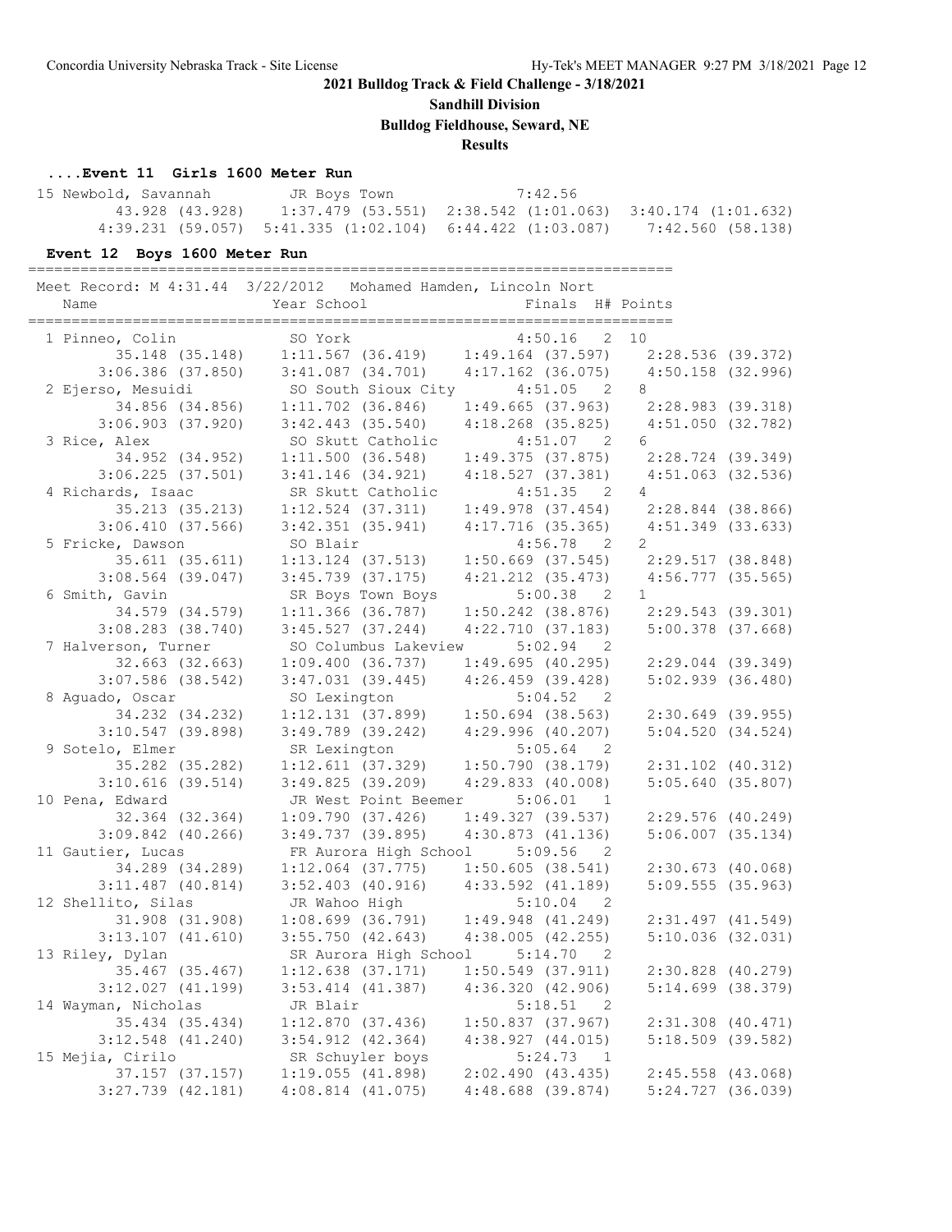**2021 Bulldog Track & Field Challenge - 3/18/2021**

**Sandhill Division**

**Bulldog Fieldhouse, Seward, NE**

**Results**

### ....Event 11 Girls 1600 Meter Run

```
 15 Newbold, Savannah        JR Boys Town             7:42.56
        43.928 (43.928)    1:37.479 (53.551)  2:38.542 (1:01.063)  3:40.174 (1:01.632)
      4:39.231 (59.057)  5:41.335 (1:02.104)  6:44.422 (1:03.087)    7:42.560 (58.138)
```

### Event 12 Boys 1600 Meter Run

```
==========================================================================
 Meet Record: M 4:31.44  3/22/2012   Mohamed Hamden, Lincoln Nort
    Name                    Year School                  Finals  H# Points
==========================================================================
  1 Pinneo, Colin            SO York                    4:50.16   2  10
        35.148 (35.148)     1:11.567 (36.419)     1:49.164 (37.597)     2:28.536 (39.372)
      3:06.386 (37.850)     3:41.087 (34.701)     4:17.162 (36.075)     4:50.158 (32.996)
  2 Ejerso, Mesuidi          SO South Sioux City        4:51.05   2   8
        34.856 (34.856)     1:11.702 (36.846)     1:49.665 (37.963)     2:28.983 (39.318)
      3:06.903 (37.920)     3:42.443 (35.540)     4:18.268 (35.825)     4:51.050 (32.782)
  3 Rice, Alex               SO Skutt Catholic          4:51.07   2   6
        34.952 (34.952)     1:11.500 (36.548)     1:49.375 (37.875)     2:28.724 (39.349)
      3:06.225 (37.501)     3:41.146 (34.921)     4:18.527 (37.381)     4:51.063 (32.536)
  4 Richards, Isaac          SR Skutt Catholic          4:51.35   2   4
        35.213 (35.213)     1:12.524 (37.311)     1:49.978 (37.454)     2:28.844 (38.866)
      3:06.410 (37.566)     3:42.351 (35.941)     4:17.716 (35.365)     4:51.349 (33.633)
  5 Fricke, Dawson           SO Blair                   4:56.78   2   2
        35.611 (35.611)     1:13.124 (37.513)     1:50.669 (37.545)     2:29.517 (38.848)
      3:08.564 (39.047)     3:45.739 (37.175)     4:21.212 (35.473)     4:56.777 (35.565)
  6 Smith, Gavin             SR Boys Town Boys          5:00.38   2   1
        34.579 (34.579)     1:11.366 (36.787)     1:50.242 (38.876)     2:29.543 (39.301)
      3:08.283 (38.740)     3:45.527 (37.244)     4:22.710 (37.183)     5:00.378 (37.668)
  7 Halverson, Turner        SO Columbus Lakeview       5:02.94   2
        32.663 (32.663)     1:09.400 (36.737)     1:49.695 (40.295)     2:29.044 (39.349)
      3:07.586 (38.542)     3:47.031 (39.445)     4:26.459 (39.428)     5:02.939 (36.480)
  8 Aguado, Oscar            SO Lexington               5:04.52   2
        34.232 (34.232)     1:12.131 (37.899)     1:50.694 (38.563)     2:30.649 (39.955)
      3:10.547 (39.898)     3:49.789 (39.242)     4:29.996 (40.207)     5:04.520 (34.524)
  9 Sotelo, Elmer            SR Lexington               5:05.64   2
        35.282 (35.282)     1:12.611 (37.329)     1:50.790 (38.179)     2:31.102 (40.312)
      3:10.616 (39.514)     3:49.825 (39.209)     4:29.833 (40.008)     5:05.640 (35.807)
 10 Pena, Edward             JR West Point Beemer       5:06.01   1
        32.364 (32.364)     1:09.790 (37.426)     1:49.327 (39.537)     2:29.576 (40.249)
      3:09.842 (40.266)     3:49.737 (39.895)     4:30.873 (41.136)     5:06.007 (35.134)
 11 Gautier, Lucas           FR Aurora High School      5:09.56   2
        34.289 (34.289)     1:12.064 (37.775)     1:50.605 (38.541)     2:30.673 (40.068)
      3:11.487 (40.814)     3:52.403 (40.916)     4:33.592 (41.189)     5:09.555 (35.963)
 12 Shellito, Silas          JR Wahoo High              5:10.04   2
        31.908 (31.908)     1:08.699 (36.791)     1:49.948 (41.249)     2:31.497 (41.549)
      3:13.107 (41.610)     3:55.750 (42.643)     4:38.005 (42.255)     5:10.036 (32.031)
 13 Riley, Dylan             SR Aurora High School      5:14.70   2
        35.467 (35.467)     1:12.638 (37.171)     1:50.549 (37.911)     2:30.828 (40.279)
      3:12.027 (41.199)     3:53.414 (41.387)     4:36.320 (42.906)     5:14.699 (38.379)
 14 Wayman, Nicholas         JR Blair                   5:18.51   2
        35.434 (35.434)     1:12.870 (37.436)     1:50.837 (37.967)     2:31.308 (40.471)
      3:12.548 (41.240)     3:54.912 (42.364)     4:38.927 (44.015)     5:18.509 (39.582)
 15 Mejia, Cirilo            SR Schuyler boys           5:24.73   1
        37.157 (37.157)     1:19.055 (41.898)     2:02.490 (43.435)     2:45.558 (43.068)
      3:27.739 (42.181)     4:08.814 (41.075)     4:48.688 (39.874)     5:24.727 (36.039)
```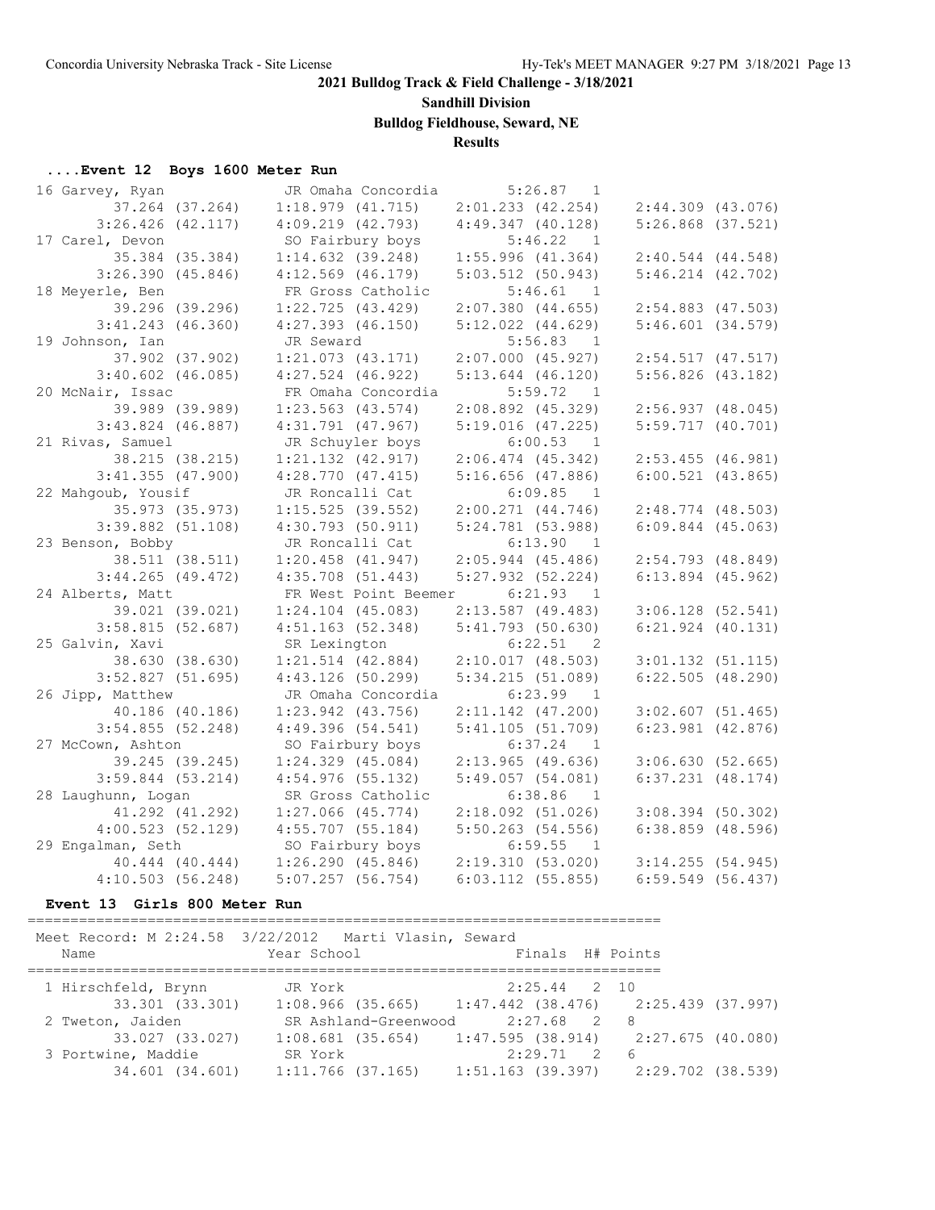## 2021 Bulldog Track & Field Challenge - 3/18/2021

**Sandhill Division**

**Bulldog Fieldhouse, Seward, NE**

**Results**

### ....Event 12 Boys 1600 Meter Run

```
 16 Garvey, Ryan              JR Omaha Concordia        5:26.87   1 
         37.264 (37.264)    1:18.979 (41.715)    2:01.233 (42.254)    2:44.309 (43.076)
       3:26.426 (42.117)    4:09.219 (42.793)    4:49.347 (40.128)    5:26.868 (37.521)
 17 Carel, Devon              SO Fairbury boys          5:46.22   1 
         35.384 (35.384)    1:14.632 (39.248)    1:55.996 (41.364)    2:40.544 (44.548)
       3:26.390 (45.846)    4:12.569 (46.179)    5:03.512 (50.943)    5:46.214 (42.702)
 18 Meyerle, Ben              FR Gross Catholic         5:46.61   1 
         39.296 (39.296)    1:22.725 (43.429)    2:07.380 (44.655)    2:54.883 (47.503)
       3:41.243 (46.360)    4:27.393 (46.150)    5:12.022 (44.629)    5:46.601 (34.579)
 19 Johnson, Ian              JR Seward                 5:56.83   1 
         37.902 (37.902)    1:21.073 (43.171)    2:07.000 (45.927)    2:54.517 (47.517)
       3:40.602 (46.085)    4:27.524 (46.922)    5:13.644 (46.120)    5:56.826 (43.182)
 20 McNair, Issac             FR Omaha Concordia        5:59.72   1 
         39.989 (39.989)    1:23.563 (43.574)    2:08.892 (45.329)    2:56.937 (48.045)
       3:43.824 (46.887)    4:31.791 (47.967)    5:19.016 (47.225)    5:59.717 (40.701)
 21 Rivas, Samuel             JR Schuyler boys          6:00.53   1 
         38.215 (38.215)    1:21.132 (42.917)    2:06.474 (45.342)    2:53.455 (46.981)
       3:41.355 (47.900)    4:28.770 (47.415)    5:16.656 (47.886)    6:00.521 (43.865)
 22 Mahgoub, Yousif           JR Roncalli Cat           6:09.85   1 
         35.973 (35.973)    1:15.525 (39.552)    2:00.271 (44.746)    2:48.774 (48.503)
       3:39.882 (51.108)    4:30.793 (50.911)    5:24.781 (53.988)    6:09.844 (45.063)
 23 Benson, Bobby             JR Roncalli Cat           6:13.90   1 
         38.511 (38.511)    1:20.458 (41.947)    2:05.944 (45.486)    2:54.793 (48.849)
       3:44.265 (49.472)    4:35.708 (51.443)    5:27.932 (52.224)    6:13.894 (45.962)
 24 Alberts, Matt             FR West Point Beemer      6:21.93   1 
         39.021 (39.021)    1:24.104 (45.083)    2:13.587 (49.483)    3:06.128 (52.541)
       3:58.815 (52.687)    4:51.163 (52.348)    5:41.793 (50.630)    6:21.924 (40.131)
 25 Galvin, Xavi              SR Lexington              6:22.51   2 
         38.630 (38.630)    1:21.514 (42.884)    2:10.017 (48.503)    3:01.132 (51.115)
       3:52.827 (51.695)    4:43.126 (50.299)    5:34.215 (51.089)    6:22.505 (48.290)
 26 Jipp, Matthew             JR Omaha Concordia        6:23.99   1 
         40.186 (40.186)    1:23.942 (43.756)    2:11.142 (47.200)    3:02.607 (51.465)
       3:54.855 (52.248)    4:49.396 (54.541)    5:41.105 (51.709)    6:23.981 (42.876)
 27 McCown, Ashton            SO Fairbury boys          6:37.24   1 
         39.245 (39.245)    1:24.329 (45.084)    2:13.965 (49.636)    3:06.630 (52.665)
       3:59.844 (53.214)    4:54.976 (55.132)    5:49.057 (54.081)    6:37.231 (48.174)
 28 Laughunn, Logan           SR Gross Catholic         6:38.86   1 
         41.292 (41.292)    1:27.066 (45.774)    2:18.092 (51.026)    3:08.394 (50.302)
       4:00.523 (52.129)    4:55.707 (55.184)    5:50.263 (54.556)    6:38.859 (48.596)
 29 Engalman, Seth            SO Fairbury boys          6:59.55   1 
         40.444 (40.444)    1:26.290 (45.846)    2:19.310 (53.020)    3:14.255 (54.945)
       4:10.503 (56.248)    5:07.257 (56.754)    6:03.112 (55.855)    6:59.549 (56.437)
```

### Event 13 Girls 800 Meter Run

```
=========================================================================
 Meet Record: M 2:24.58  3/22/2012   Marti Vlasin, Seward
    Name                    Year School                 Finals  H# Points
=========================================================================
  1 Hirschfeld, Brynn         JR York                  2:25.44   2  10   
         33.301 (33.301)    1:08.966 (35.665)    1:47.442 (38.476)    2:25.439 (37.997)
  2 Tweton, Jaiden            SR Ashland-Greenwood     2:27.68   2   8   
         33.027 (33.027)    1:08.681 (35.654)    1:47.595 (38.914)    2:27.675 (40.080)
  3 Portwine, Maddie          SR York                  2:29.71   2   6   
         34.601 (34.601)    1:11.766 (37.165)    1:51.163 (39.397)    2:29.702 (38.539)
```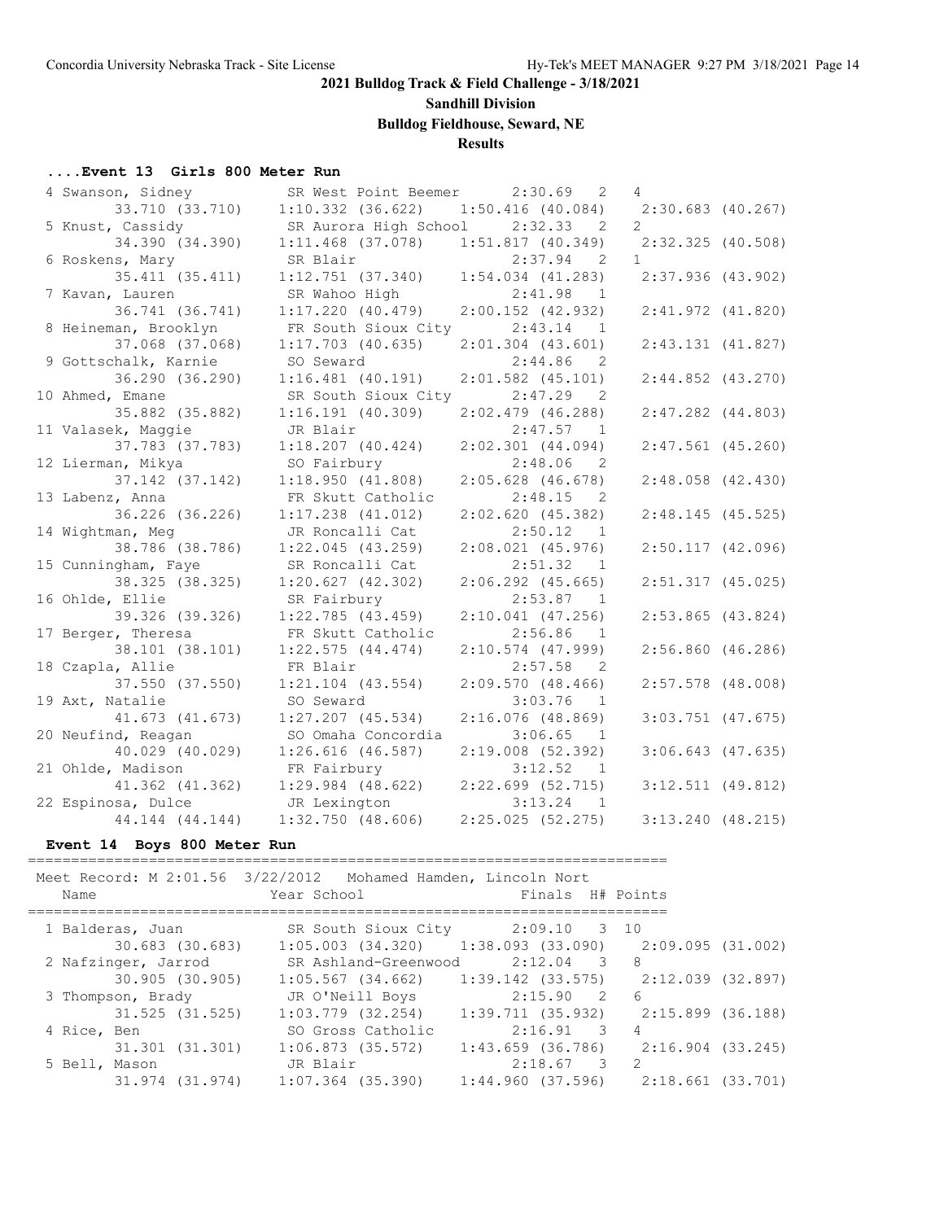## 2021 Bulldog Track & Field Challenge - 3/18/2021

### Sandhill Division

### Bulldog Fieldhouse, Seward, NE

### Results

#### ....Event 13 Girls 800 Meter Run

```
  4 Swanson, Sidney          SR West Point Beemer     2:30.69   2   4
        33.710 (33.710)    1:10.332 (36.622)    1:50.416 (40.084)    2:30.683 (40.267)
  5 Knust, Cassidy           SR Aurora High School    2:32.33   2   2
        34.390 (34.390)    1:11.468 (37.078)    1:51.817 (40.349)    2:32.325 (40.508)
  6 Roskens, Mary            SR Blair                 2:37.94   2   1
        35.411 (35.411)    1:12.751 (37.340)    1:54.034 (41.283)    2:37.936 (43.902)
  7 Kavan, Lauren            SR Wahoo High            2:41.98   1
        36.741 (36.741)    1:17.220 (40.479)    2:00.152 (42.932)    2:41.972 (41.820)
  8 Heineman, Brooklyn       FR South Sioux City      2:43.14   1
        37.068 (37.068)    1:17.703 (40.635)    2:01.304 (43.601)    2:43.131 (41.827)
  9 Gottschalk, Karnie       SO Seward                2:44.86   2
        36.290 (36.290)    1:16.481 (40.191)    2:01.582 (45.101)    2:44.852 (43.270)
 10 Ahmed, Emane             SR South Sioux City      2:47.29   2
        35.882 (35.882)    1:16.191 (40.309)    2:02.479 (46.288)    2:47.282 (44.803)
 11 Valasek, Maggie          JR Blair                 2:47.57   1
        37.783 (37.783)    1:18.207 (40.424)    2:02.301 (44.094)    2:47.561 (45.260)
 12 Lierman, Mikya           SO Fairbury              2:48.06   2
        37.142 (37.142)    1:18.950 (41.808)    2:05.628 (46.678)    2:48.058 (42.430)
 13 Labenz, Anna             FR Skutt Catholic        2:48.15   2
        36.226 (36.226)    1:17.238 (41.012)    2:02.620 (45.382)    2:48.145 (45.525)
 14 Wightman, Meg            JR Roncalli Cat          2:50.12   1
        38.786 (38.786)    1:22.045 (43.259)    2:08.021 (45.976)    2:50.117 (42.096)
 15 Cunningham, Faye         SR Roncalli Cat          2:51.32   1
        38.325 (38.325)    1:20.627 (42.302)    2:06.292 (45.665)    2:51.317 (45.025)
 16 Ohlde, Ellie             SR Fairbury              2:53.87   1
        39.326 (39.326)    1:22.785 (43.459)    2:10.041 (47.256)    2:53.865 (43.824)
 17 Berger, Theresa          FR Skutt Catholic        2:56.86   1
        38.101 (38.101)    1:22.575 (44.474)    2:10.574 (47.999)    2:56.860 (46.286)
 18 Czapla, Allie            FR Blair                 2:57.58   2
        37.550 (37.550)    1:21.104 (43.554)    2:09.570 (48.466)    2:57.578 (48.008)
 19 Axt, Natalie             SO Seward                3:03.76   1
        41.673 (41.673)    1:27.207 (45.534)    2:16.076 (48.869)    3:03.751 (47.675)
 20 Neufind, Reagan          SO Omaha Concordia       3:06.65   1
        40.029 (40.029)    1:26.616 (46.587)    2:19.008 (52.392)    3:06.643 (47.635)
 21 Ohlde, Madison           FR Fairbury              3:12.52   1
        41.362 (41.362)    1:29.984 (48.622)    2:22.699 (52.715)    3:12.511 (49.812)
 22 Espinosa, Dulce          JR Lexington             3:13.24   1
        44.144 (44.144)    1:32.750 (48.606)    2:25.025 (52.275)    3:13.240 (48.215)
```

#### Event 14 Boys 800 Meter Run

```
==========================================================================
 Meet Record: M 2:01.56  3/22/2012   Mohamed Hamden, Lincoln Nort
    Name                    Year School                Finals  H# Points
==========================================================================
  1 Balderas, Juan           SR South Sioux City      2:09.10   3  10
        30.683 (30.683)    1:05.003 (34.320)    1:38.093 (33.090)    2:09.095 (31.002)
  2 Nafzinger, Jarrod        SR Ashland-Greenwood     2:12.04   3   8
        30.905 (30.905)    1:05.567 (34.662)    1:39.142 (33.575)    2:12.039 (32.897)
  3 Thompson, Brady          JR O'Neill Boys          2:15.90   2   6
        31.525 (31.525)    1:03.779 (32.254)    1:39.711 (35.932)    2:15.899 (36.188)
  4 Rice, Ben                SO Gross Catholic        2:16.91   3   4
        31.301 (31.301)    1:06.873 (35.572)    1:43.659 (36.786)    2:16.904 (33.245)
  5 Bell, Mason              JR Blair                 2:18.67   3   2
        31.974 (31.974)    1:07.364 (35.390)    1:44.960 (37.596)    2:18.661 (33.701)
```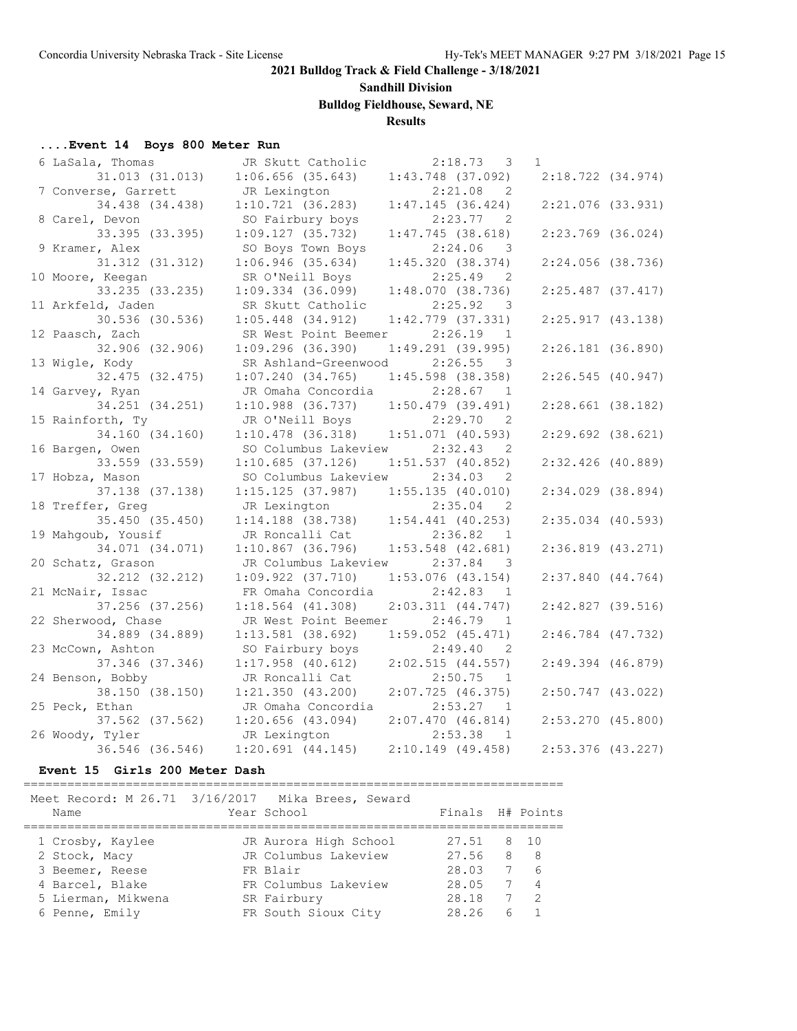## 2021 Bulldog Track & Field Challenge - 3/18/2021

**Sandhill Division**

**Bulldog Fieldhouse, Seward, NE**

**Results**

### ....Event 14 Boys 800 Meter Run

| Place | Name | Year | School | Finals | H# | Points |
|---|---|---|---|---|---|---|
| 6 | LaSala, Thomas | JR | Skutt Catholic | 2:18.73 | 3 | 1 |
| | 31.013 (31.013) | 1:06.656 (35.643) | 1:43.748 (37.092) | 2:18.722 (34.974) | | |
| 7 | Converse, Garrett | JR | Lexington | 2:21.08 | 2 | |
| | 34.438 (34.438) | 1:10.721 (36.283) | 1:47.145 (36.424) | 2:21.076 (33.931) | | |
| 8 | Carel, Devon | SO | Fairbury boys | 2:23.77 | 2 | |
| | 33.395 (33.395) | 1:09.127 (35.732) | 1:47.745 (38.618) | 2:23.769 (36.024) | | |
| 9 | Kramer, Alex | SO | Boys Town Boys | 2:24.06 | 3 | |
| | 31.312 (31.312) | 1:06.946 (35.634) | 1:45.320 (38.374) | 2:24.056 (38.736) | | |
| 10 | Moore, Keegan | SR | O'Neill Boys | 2:25.49 | 2 | |
| | 33.235 (33.235) | 1:09.334 (36.099) | 1:48.070 (38.736) | 2:25.487 (37.417) | | |
| 11 | Arkfeld, Jaden | SR | Skutt Catholic | 2:25.92 | 3 | |
| | 30.536 (30.536) | 1:05.448 (34.912) | 1:42.779 (37.331) | 2:25.917 (43.138) | | |
| 12 | Paasch, Zach | SR | West Point Beemer | 2:26.19 | 1 | |
| | 32.906 (32.906) | 1:09.296 (36.390) | 1:49.291 (39.995) | 2:26.181 (36.890) | | |
| 13 | Wigle, Kody | SR | Ashland-Greenwood | 2:26.55 | 3 | |
| | 32.475 (32.475) | 1:07.240 (34.765) | 1:45.598 (38.358) | 2:26.545 (40.947) | | |
| 14 | Garvey, Ryan | JR | Omaha Concordia | 2:28.67 | 1 | |
| | 34.251 (34.251) | 1:10.988 (36.737) | 1:50.479 (39.491) | 2:28.661 (38.182) | | |
| 15 | Rainforth, Ty | JR | O'Neill Boys | 2:29.70 | 2 | |
| | 34.160 (34.160) | 1:10.478 (36.318) | 1:51.071 (40.593) | 2:29.692 (38.621) | | |
| 16 | Bargen, Owen | SO | Columbus Lakeview | 2:32.43 | 2 | |
| | 33.559 (33.559) | 1:10.685 (37.126) | 1:51.537 (40.852) | 2:32.426 (40.889) | | |
| 17 | Hobza, Mason | SO | Columbus Lakeview | 2:34.03 | 2 | |
| | 37.138 (37.138) | 1:15.125 (37.987) | 1:55.135 (40.010) | 2:34.029 (38.894) | | |
| 18 | Treffer, Greg | JR | Lexington | 2:35.04 | 2 | |
| | 35.450 (35.450) | 1:14.188 (38.738) | 1:54.441 (40.253) | 2:35.034 (40.593) | | |
| 19 | Mahgoub, Yousif | JR | Roncalli Cat | 2:36.82 | 1 | |
| | 34.071 (34.071) | 1:10.867 (36.796) | 1:53.548 (42.681) | 2:36.819 (43.271) | | |
| 20 | Schatz, Grason | JR | Columbus Lakeview | 2:37.84 | 3 | |
| | 32.212 (32.212) | 1:09.922 (37.710) | 1:53.076 (43.154) | 2:37.840 (44.764) | | |
| 21 | McNair, Issac | FR | Omaha Concordia | 2:42.83 | 1 | |
| | 37.256 (37.256) | 1:18.564 (41.308) | 2:03.311 (44.747) | 2:42.827 (39.516) | | |
| 22 | Sherwood, Chase | JR | West Point Beemer | 2:46.79 | 1 | |
| | 34.889 (34.889) | 1:13.581 (38.692) | 1:59.052 (45.471) | 2:46.784 (47.732) | | |
| 23 | McCown, Ashton | SO | Fairbury boys | 2:49.40 | 2 | |
| | 37.346 (37.346) | 1:17.958 (40.612) | 2:02.515 (44.557) | 2:49.394 (46.879) | | |
| 24 | Benson, Bobby | JR | Roncalli Cat | 2:50.75 | 1 | |
| | 38.150 (38.150) | 1:21.350 (43.200) | 2:07.725 (46.375) | 2:50.747 (43.022) | | |
| 25 | Peck, Ethan | JR | Omaha Concordia | 2:53.27 | 1 | |
| | 37.562 (37.562) | 1:20.656 (43.094) | 2:07.470 (46.814) | 2:53.270 (45.800) | | |
| 26 | Woody, Tyler | JR | Lexington | 2:53.38 | 1 | |
| | 36.546 (36.546) | 1:20.691 (44.145) | 2:10.149 (49.458) | 2:53.376 (43.227) | | |

### Event 15 Girls 200 Meter Dash

Meet Record: M 26.71 3/16/2017 Mika Brees, Seward

| Place | Name | Year | School | Finals | H# | Points |
|---|---|---|---|---|---|---|
| 1 | Crosby, Kaylee | JR | Aurora High School | 27.51 | 8 | 10 |
| 2 | Stock, Macy | JR | Columbus Lakeview | 27.56 | 8 | 8 |
| 3 | Beemer, Reese | FR | Blair | 28.03 | 7 | 6 |
| 4 | Barcel, Blake | FR | Columbus Lakeview | 28.05 | 7 | 4 |
| 5 | Lierman, Mikwena | SR | Fairbury | 28.18 | 7 | 2 |
| 6 | Penne, Emily | FR | South Sioux City | 28.26 | 6 | 1 |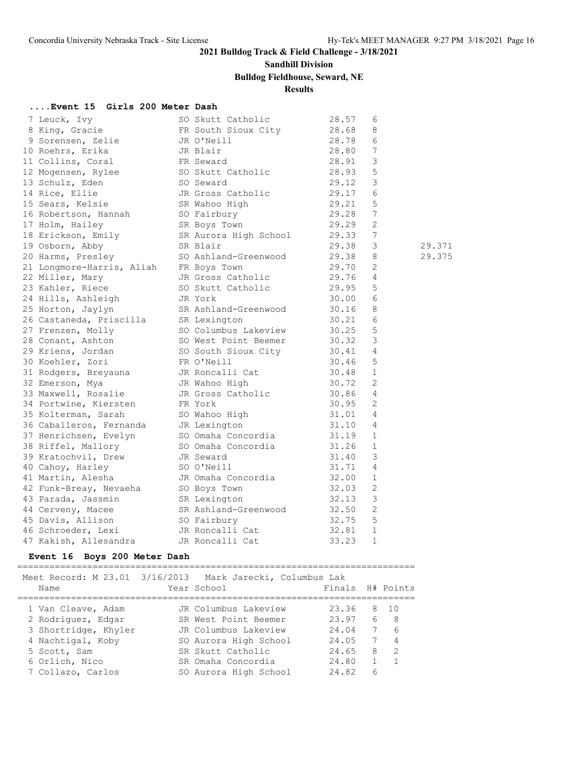**2021 Bulldog Track & Field Challenge - 3/18/2021**

**Sandhill Division**

**Bulldog Fieldhouse, Seward, NE**

**Results**

### ....Event 15 Girls 200 Meter Dash

| Place | Name | Year | School | Finals | H# | |
|---|---|---|---|---|---|---|
| 7 | Leuck, Ivy | SO | Skutt Catholic | 28.57 | 6 | |
| 8 | King, Gracie | FR | South Sioux City | 28.68 | 8 | |
| 9 | Sorensen, Zelie | JR | O'Neill | 28.78 | 6 | |
| 10 | Roehrs, Erika | JR | Blair | 28.80 | 7 | |
| 11 | Collins, Coral | FR | Seward | 28.91 | 3 | |
| 12 | Mogensen, Rylee | SO | Skutt Catholic | 28.93 | 5 | |
| 13 | Schulz, Eden | SO | Seward | 29.12 | 3 | |
| 14 | Rice, Ellie | JR | Gross Catholic | 29.17 | 6 | |
| 15 | Sears, Kelsie | SR | Wahoo High | 29.21 | 5 | |
| 16 | Robertson, Hannah | SO | Fairbury | 29.28 | 7 | |
| 17 | Holm, Hailey | SR | Boys Town | 29.29 | 2 | |
| 18 | Erickson, Emily | SR | Aurora High School | 29.33 | 7 | |
| 19 | Osborn, Abby | SR | Blair | 29.38 | 3 | 29.371 |
| 20 | Harms, Presley | SO | Ashland-Greenwood | 29.38 | 8 | 29.375 |
| 21 | Longmore-Harris, Aliah | FR | Boys Town | 29.70 | 2 | |
| 22 | Miller, Mary | JR | Gross Catholic | 29.76 | 4 | |
| 23 | Kahler, Riece | SO | Skutt Catholic | 29.95 | 5 | |
| 24 | Hills, Ashleigh | JR | York | 30.00 | 6 | |
| 25 | Horton, Jaylyn | SR | Ashland-Greenwood | 30.16 | 8 | |
| 26 | Castaneda, Priscilla | SR | Lexington | 30.21 | 6 | |
| 27 | Frenzen, Molly | SO | Columbus Lakeview | 30.25 | 5 | |
| 28 | Conant, Ashton | SO | West Point Beemer | 30.32 | 3 | |
| 29 | Kriens, Jordan | SO | South Sioux City | 30.41 | 4 | |
| 30 | Koehler, Zori | FR | O'Neill | 30.46 | 5 | |
| 31 | Rodgers, Breyauna | JR | Roncalli Cat | 30.48 | 1 | |
| 32 | Emerson, Mya | JR | Wahoo High | 30.72 | 2 | |
| 33 | Maxwell, Rosalie | JR | Gross Catholic | 30.86 | 4 | |
| 34 | Portwine, Kiersten | FR | York | 30.95 | 2 | |
| 35 | Kolterman, Sarah | SO | Wahoo High | 31.01 | 4 | |
| 36 | Caballeros, Fernanda | JR | Lexington | 31.10 | 4 | |
| 37 | Henrichsen, Evelyn | SO | Omaha Concordia | 31.19 | 1 | |
| 38 | Riffel, Mallory | SO | Omaha Concordia | 31.26 | 1 | |
| 39 | Kratochvil, Drew | JR | Seward | 31.40 | 3 | |
| 40 | Cahoy, Harley | SO | O'Neill | 31.71 | 4 | |
| 41 | Martin, Alesha | JR | Omaha Concordia | 32.00 | 1 | |
| 42 | Funk-Breay, Nevaeha | SO | Boys Town | 32.03 | 2 | |
| 43 | Parada, Jassmin | SR | Lexington | 32.13 | 3 | |
| 44 | Cerveny, Macee | SR | Ashland-Greenwood | 32.50 | 2 | |
| 45 | Davis, Allison | SO | Fairbury | 32.75 | 5 | |
| 46 | Schroeder, Lexi | JR | Roncalli Cat | 32.81 | 1 | |
| 47 | Kakish, Allesandra | JR | Roncalli Cat | 33.23 | 1 | |

### Event 16 Boys 200 Meter Dash

Meet Record: M 23.01 3/16/2013 Mark Jarecki, Columbus Lak

| Place | Name | Year | School | Finals | H# | Points |
|---|---|---|---|---|---|---|
| 1 | Van Cleave, Adam | JR | Columbus Lakeview | 23.36 | 8 | 10 |
| 2 | Rodriguez, Edgar | SR | West Point Beemer | 23.97 | 6 | 8 |
| 3 | Shortridge, Khyler | JR | Columbus Lakeview | 24.04 | 7 | 6 |
| 4 | Nachtigal, Koby | SO | Aurora High School | 24.05 | 7 | 4 |
| 5 | Scott, Sam | SR | Skutt Catholic | 24.65 | 8 | 2 |
| 6 | Orlich, Nico | SR | Omaha Concordia | 24.80 | 1 | 1 |
| 7 | Collazo, Carlos | SO | Aurora High School | 24.82 | 6 | |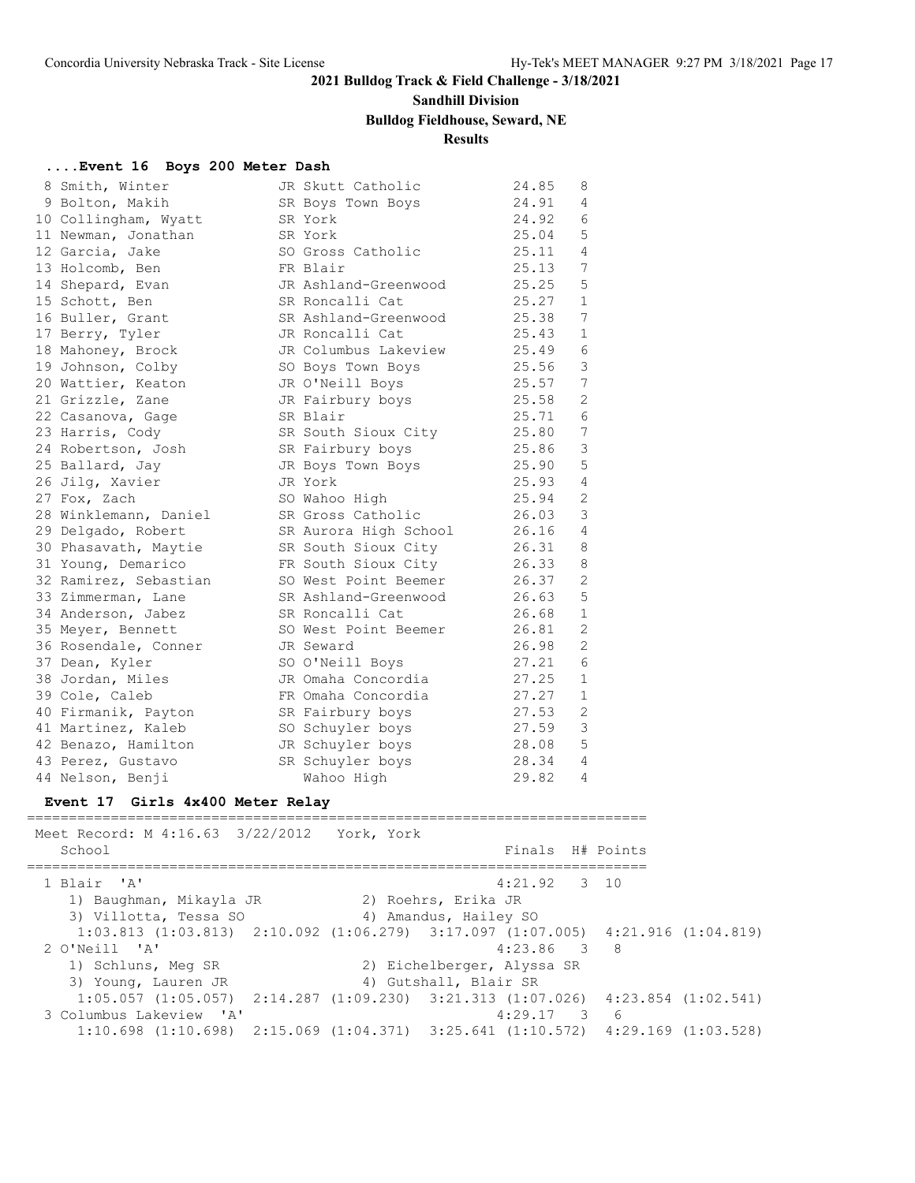## 2021 Bulldog Track & Field Challenge - 3/18/2021

### Sandhill Division

### Bulldog Fieldhouse, Seward, NE

### Results

#### ....Event 16 Boys 200 Meter Dash

| Place | Name | Year | School | Finals | H# |
|---|---|---|---|---|---|
| 8 | Smith, Winter | JR | Skutt Catholic | 24.85 | 8 |
| 9 | Bolton, Makih | SR | Boys Town Boys | 24.91 | 4 |
| 10 | Collingham, Wyatt | SR | York | 24.92 | 6 |
| 11 | Newman, Jonathan | SR | York | 25.04 | 5 |
| 12 | Garcia, Jake | SO | Gross Catholic | 25.11 | 4 |
| 13 | Holcomb, Ben | FR | Blair | 25.13 | 7 |
| 14 | Shepard, Evan | JR | Ashland-Greenwood | 25.25 | 5 |
| 15 | Schott, Ben | SR | Roncalli Cat | 25.27 | 1 |
| 16 | Buller, Grant | SR | Ashland-Greenwood | 25.38 | 7 |
| 17 | Berry, Tyler | JR | Roncalli Cat | 25.43 | 1 |
| 18 | Mahoney, Brock | JR | Columbus Lakeview | 25.49 | 6 |
| 19 | Johnson, Colby | SO | Boys Town Boys | 25.56 | 3 |
| 20 | Wattier, Keaton | JR | O'Neill Boys | 25.57 | 7 |
| 21 | Grizzle, Zane | JR | Fairbury boys | 25.58 | 2 |
| 22 | Casanova, Gage | SR | Blair | 25.71 | 6 |
| 23 | Harris, Cody | SR | South Sioux City | 25.80 | 7 |
| 24 | Robertson, Josh | SR | Fairbury boys | 25.86 | 3 |
| 25 | Ballard, Jay | JR | Boys Town Boys | 25.90 | 5 |
| 26 | Jilg, Xavier | JR | York | 25.93 | 4 |
| 27 | Fox, Zach | SO | Wahoo High | 25.94 | 2 |
| 28 | Winklemann, Daniel | SR | Gross Catholic | 26.03 | 3 |
| 29 | Delgado, Robert | SR | Aurora High School | 26.16 | 4 |
| 30 | Phasavath, Maytie | SR | South Sioux City | 26.31 | 8 |
| 31 | Young, Demarico | FR | South Sioux City | 26.33 | 8 |
| 32 | Ramirez, Sebastian | SO | West Point Beemer | 26.37 | 2 |
| 33 | Zimmerman, Lane | SR | Ashland-Greenwood | 26.63 | 5 |
| 34 | Anderson, Jabez | SR | Roncalli Cat | 26.68 | 1 |
| 35 | Meyer, Bennett | SO | West Point Beemer | 26.81 | 2 |
| 36 | Rosendale, Conner | JR | Seward | 26.98 | 2 |
| 37 | Dean, Kyler | SO | O'Neill Boys | 27.21 | 6 |
| 38 | Jordan, Miles | JR | Omaha Concordia | 27.25 | 1 |
| 39 | Cole, Caleb | FR | Omaha Concordia | 27.27 | 1 |
| 40 | Firmanik, Payton | SR | Fairbury boys | 27.53 | 2 |
| 41 | Martinez, Kaleb | SO | Schuyler boys | 27.59 | 3 |
| 42 | Benazo, Hamilton | JR | Schuyler boys | 28.08 | 5 |
| 43 | Perez, Gustavo | SR | Schuyler boys | 28.34 | 4 |
| 44 | Nelson, Benji | | Wahoo High | 29.82 | 4 |

#### Event 17 Girls 4x400 Meter Relay

Meet Record: M 4:16.63 3/22/2012 York, York

| Place | School | Finals | H# | Points |
|---|---|---|---|---|
| 1 | Blair 'A' | 4:21.92 | 3 | 10 |
| | 1) Baughman, Mikayla JR; 2) Roehrs, Erika JR; 3) Villotta, Tessa SO; 4) Amandus, Hailey SO | | | |
| | 1:03.813 (1:03.813) 2:10.092 (1:06.279) 3:17.097 (1:07.005) 4:21.916 (1:04.819) | | | |
| 2 | O'Neill 'A' | 4:23.86 | 3 | 8 |
| | 1) Schluns, Meg SR; 2) Eichelberger, Alyssa SR; 3) Young, Lauren JR; 4) Gutshall, Blair SR | | | |
| | 1:05.057 (1:05.057) 2:14.287 (1:09.230) 3:21.313 (1:07.026) 4:23.854 (1:02.541) | | | |
| 3 | Columbus Lakeview 'A' | 4:29.17 | 3 | 6 |
| | 1:10.698 (1:10.698) 2:15.069 (1:04.371) 3:25.641 (1:10.572) 4:29.169 (1:03.528) | | | |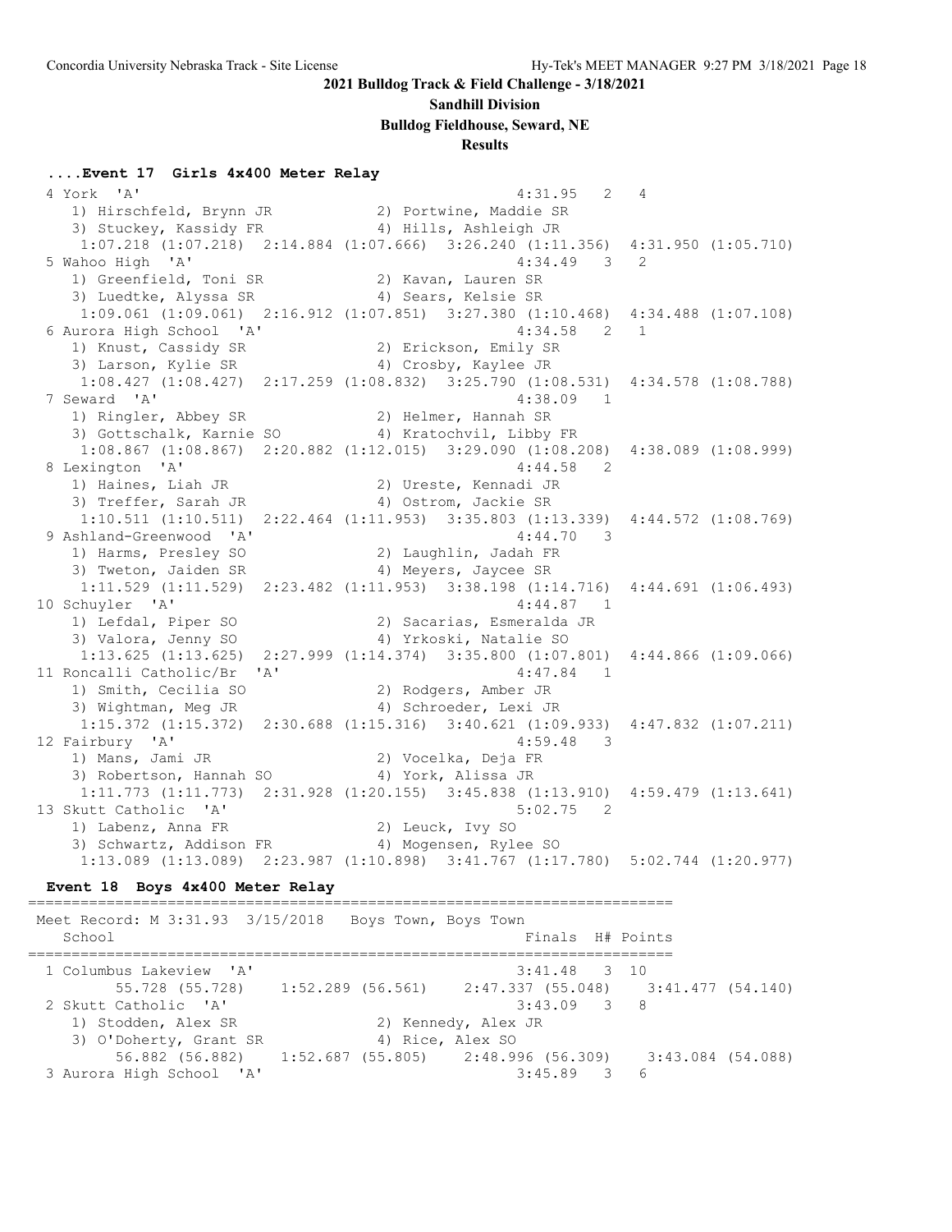**2021 Bulldog Track & Field Challenge - 3/18/2021**

**Sandhill Division**

**Bulldog Fieldhouse, Seward, NE**

**Results**

### ....Event 17 Girls 4x400 Meter Relay

```
  4 York  'A'                                           4:31.95   2   4 
     1) Hirschfeld, Brynn JR            2) Portwine, Maddie SR            
     3) Stuckey, Kassidy FR             4) Hills, Ashleigh JR             
      1:07.218 (1:07.218)  2:14.884 (1:07.666)  3:26.240 (1:11.356)  4:31.950 (1:05.710)
  5 Wahoo High  'A'                                     4:34.49   3   2 
     1) Greenfield, Toni SR             2) Kavan, Lauren SR               
     3) Luedtke, Alyssa SR              4) Sears, Kelsie SR               
      1:09.061 (1:09.061)  2:16.912 (1:07.851)  3:27.380 (1:10.468)  4:34.488 (1:07.108)
  6 Aurora High School  'A'                             4:34.58   2   1 
     1) Knust, Cassidy SR               2) Erickson, Emily SR             
     3) Larson, Kylie SR                4) Crosby, Kaylee JR              
      1:08.427 (1:08.427)  2:17.259 (1:08.832)  3:25.790 (1:08.531)  4:34.578 (1:08.788)
  7 Seward  'A'                                         4:38.09   1 
     1) Ringler, Abbey SR               2) Helmer, Hannah SR              
     3) Gottschalk, Karnie SO           4) Kratochvil, Libby FR           
      1:08.867 (1:08.867)  2:20.882 (1:12.015)  3:29.090 (1:08.208)  4:38.089 (1:08.999)
  8 Lexington  'A'                                      4:44.58   2 
     1) Haines, Liah JR                 2) Ureste, Kennadi JR             
     3) Treffer, Sarah JR               4) Ostrom, Jackie SR              
      1:10.511 (1:10.511)  2:22.464 (1:11.953)  3:35.803 (1:13.339)  4:44.572 (1:08.769)
  9 Ashland-Greenwood  'A'                              4:44.70   3 
     1) Harms, Presley SO               2) Laughlin, Jadah FR             
     3) Tweton, Jaiden SR               4) Meyers, Jaycee SR              
      1:11.529 (1:11.529)  2:23.482 (1:11.953)  3:38.198 (1:14.716)  4:44.691 (1:06.493)
 10 Schuyler  'A'                                       4:44.87   1 
     1) Lefdal, Piper SO                2) Sacarias, Esmeralda JR         
     3) Valora, Jenny SO                4) Yrkoski, Natalie SO            
      1:13.625 (1:13.625)  2:27.999 (1:14.374)  3:35.800 (1:07.801)  4:44.866 (1:09.066)
 11 Roncalli Catholic/Br  'A'                           4:47.84   1 
     1) Smith, Cecilia SO               2) Rodgers, Amber JR              
     3) Wightman, Meg JR                4) Schroeder, Lexi JR             
      1:15.372 (1:15.372)  2:30.688 (1:15.316)  3:40.621 (1:09.933)  4:47.832 (1:07.211)
 12 Fairbury  'A'                                       4:59.48   3 
     1) Mans, Jami JR                   2) Vocelka, Deja FR               
     3) Robertson, Hannah SO            4) York, Alissa JR                
      1:11.773 (1:11.773)  2:31.928 (1:20.155)  3:45.838 (1:13.910)  4:59.479 (1:13.641)
 13 Skutt Catholic  'A'                                 5:02.75   2 
     1) Labenz, Anna FR                 2) Leuck, Ivy SO                  
     3) Schwartz, Addison FR            4) Mogensen, Rylee SO             
      1:13.089 (1:13.089)  2:23.987 (1:10.898)  3:41.767 (1:17.780)  5:02.744 (1:20.977)
```

### Event 18 Boys 4x400 Meter Relay

```
========================================================================
 Meet Record: M 3:31.93  3/15/2018    Boys Town, Boys Town              
    School                                            Finals  H# Points 
========================================================================
  1 Columbus Lakeview  'A'                              3:41.48   3  10 
         55.728 (55.728)    1:52.289 (56.561)    2:47.337 (55.048)    3:41.477 (54.140)
  2 Skutt Catholic  'A'                                 3:43.09   3   8 
     1) Stodden, Alex SR                2) Kennedy, Alex JR               
     3) O'Doherty, Grant SR             4) Rice, Alex SO                  
         56.882 (56.882)    1:52.687 (55.805)    2:48.996 (56.309)    3:43.084 (54.088)
  3 Aurora High School  'A'                             3:45.89   3   6 
```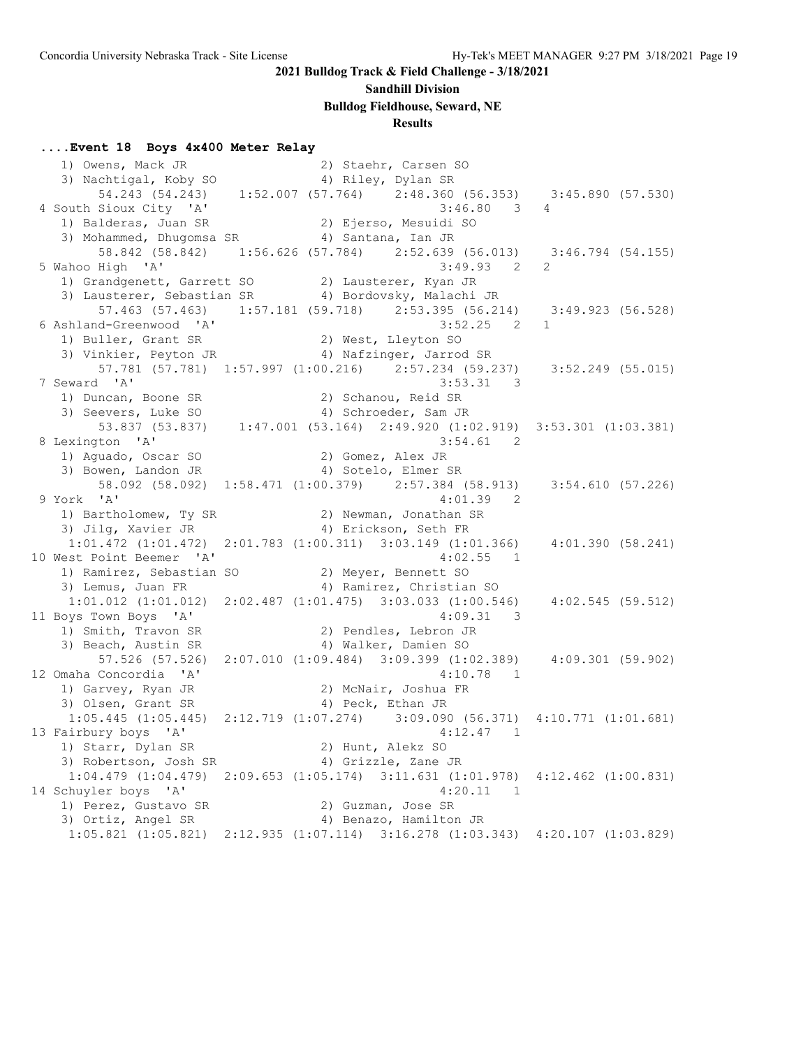**2021 Bulldog Track & Field Challenge - 3/18/2021**

**Sandhill Division**

**Bulldog Fieldhouse, Seward, NE**

**Results**

### ....Event 18 Boys 4x400 Meter Relay

```
   1) Owens, Mack JR                  2) Staehr, Carsen SO
   3) Nachtigal, Koby SO              4) Riley, Dylan SR
        54.243 (54.243)    1:52.007 (57.764)    2:48.360 (56.353)    3:45.890 (57.530)
 4 South Sioux City  'A'                                3:46.80   3   4
   1) Balderas, Juan SR               2) Ejerso, Mesuidi SO
   3) Mohammed, Dhugomsa SR           4) Santana, Ian JR
        58.842 (58.842)    1:56.626 (57.784)    2:52.639 (56.013)    3:46.794 (54.155)
 5 Wahoo High  'A'                                      3:49.93   2   2
   1) Grandgenett, Garrett SO         2) Lausterer, Kyan JR
   3) Lausterer, Sebastian SR         4) Bordovsky, Malachi JR
        57.463 (57.463)    1:57.181 (59.718)    2:53.395 (56.214)    3:49.923 (56.528)
 6 Ashland-Greenwood  'A'                               3:52.25   2   1
   1) Buller, Grant SR                2) West, Lleyton SO
   3) Vinkier, Peyton JR              4) Nafzinger, Jarrod SR
        57.781 (57.781)  1:57.997 (1:00.216)    2:57.234 (59.237)    3:52.249 (55.015)
 7 Seward  'A'                                          3:53.31   3
   1) Duncan, Boone SR                2) Schanou, Reid SR
   3) Seevers, Luke SO                4) Schroeder, Sam JR
        53.837 (53.837)    1:47.001 (53.164)  2:49.920 (1:02.919)  3:53.301 (1:03.381)
 8 Lexington  'A'                                       3:54.61   2
   1) Aguado, Oscar SO                2) Gomez, Alex JR
   3) Bowen, Landon JR                4) Sotelo, Elmer SR
        58.092 (58.092)  1:58.471 (1:00.379)    2:57.384 (58.913)    3:54.610 (57.226)
 9 York  'A'                                            4:01.39   2
   1) Bartholomew, Ty SR              2) Newman, Jonathan SR
   3) Jilg, Xavier JR                 4) Erickson, Seth FR
    1:01.472 (1:01.472)  2:01.783 (1:00.311)  3:03.149 (1:01.366)    4:01.390 (58.241)
10 West Point Beemer  'A'                               4:02.55   1
   1) Ramirez, Sebastian SO           2) Meyer, Bennett SO
   3) Lemus, Juan FR                  4) Ramirez, Christian SO
    1:01.012 (1:01.012)  2:02.487 (1:01.475)  3:03.033 (1:00.546)    4:02.545 (59.512)
11 Boys Town Boys  'A'                                  4:09.31   3
   1) Smith, Travon SR                2) Pendles, Lebron JR
   3) Beach, Austin SR                4) Walker, Damien SO
        57.526 (57.526)  2:07.010 (1:09.484)  3:09.399 (1:02.389)    4:09.301 (59.902)
12 Omaha Concordia  'A'                                 4:10.78   1
   1) Garvey, Ryan JR                 2) McNair, Joshua FR
   3) Olsen, Grant SR                 4) Peck, Ethan JR
    1:05.445 (1:05.445)  2:12.719 (1:07.274)    3:09.090 (56.371)  4:10.771 (1:01.681)
13 Fairbury boys  'A'                                   4:12.47   1
   1) Starr, Dylan SR                 2) Hunt, Alekz SO
   3) Robertson, Josh SR              4) Grizzle, Zane JR
    1:04.479 (1:04.479)  2:09.653 (1:05.174)  3:11.631 (1:01.978)  4:12.462 (1:00.831)
14 Schuyler boys  'A'                                   4:20.11   1
   1) Perez, Gustavo SR               2) Guzman, Jose SR
   3) Ortiz, Angel SR                 4) Benazo, Hamilton JR
    1:05.821 (1:05.821)  2:12.935 (1:07.114)  3:16.278 (1:03.343)  4:20.107 (1:03.829)
```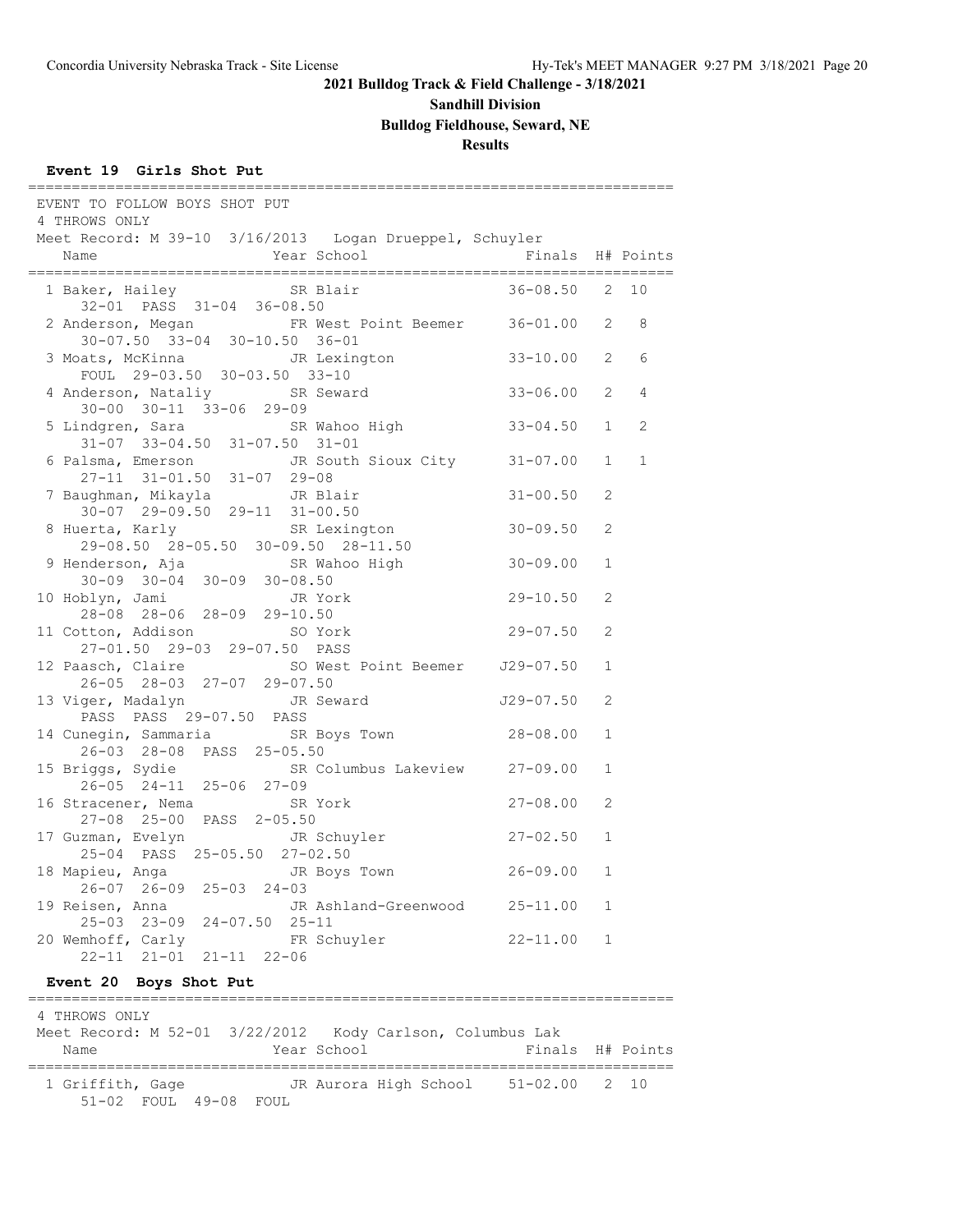## 2021 Bulldog Track & Field Challenge - 3/18/2021

### Sandhill Division

### Bulldog Fieldhouse, Seward, NE

### Results

**Event 19 Girls Shot Put**

EVENT TO FOLLOW BOYS SHOT PUT
4 THROWS ONLY
Meet Record: M 39-10 3/16/2013 Logan Drueppel, Schuyler

| Place | Name | Year | School | Finals | H# | Points |
|---|---|---|---|---|---|---|
| 1 | Baker, Hailey | SR | Blair | 36-08.50 | 2 | 10 |
| | 32-01 PASS 31-04 36-08.50 | | | | | |
| 2 | Anderson, Megan | FR | West Point Beemer | 36-01.00 | 2 | 8 |
| | 30-07.50 33-04 30-10.50 36-01 | | | | | |
| 3 | Moats, McKinna | JR | Lexington | 33-10.00 | 2 | 6 |
| | FOUL 29-03.50 30-03.50 33-10 | | | | | |
| 4 | Anderson, Nataliy | SR | Seward | 33-06.00 | 2 | 4 |
| | 30-00 30-11 33-06 29-09 | | | | | |
| 5 | Lindgren, Sara | SR | Wahoo High | 33-04.50 | 1 | 2 |
| | 31-07 33-04.50 31-07.50 31-01 | | | | | |
| 6 | Palsma, Emerson | JR | South Sioux City | 31-07.00 | 1 | 1 |
| | 27-11 31-01.50 31-07 29-08 | | | | | |
| 7 | Baughman, Mikayla | JR | Blair | 31-00.50 | 2 | |
| | 30-07 29-09.50 29-11 31-00.50 | | | | | |
| 8 | Huerta, Karly | SR | Lexington | 30-09.50 | 2 | |
| | 29-08.50 28-05.50 30-09.50 28-11.50 | | | | | |
| 9 | Henderson, Aja | SR | Wahoo High | 30-09.00 | 1 | |
| | 30-09 30-04 30-09 30-08.50 | | | | | |
| 10 | Hoblyn, Jami | JR | York | 29-10.50 | 2 | |
| | 28-08 28-06 28-09 29-10.50 | | | | | |
| 11 | Cotton, Addison | SO | York | 29-07.50 | 2 | |
| | 27-01.50 29-03 29-07.50 PASS | | | | | |
| 12 | Paasch, Claire | SO | West Point Beemer | J29-07.50 | 1 | |
| | 26-05 28-03 27-07 29-07.50 | | | | | |
| 13 | Viger, Madalyn | JR | Seward | J29-07.50 | 2 | |
| | PASS PASS 29-07.50 PASS | | | | | |
| 14 | Cunegin, Sammaria | SR | Boys Town | 28-08.00 | 1 | |
| | 26-03 28-08 PASS 25-05.50 | | | | | |
| 15 | Briggs, Sydie | SR | Columbus Lakeview | 27-09.00 | 1 | |
| | 26-05 24-11 25-06 27-09 | | | | | |
| 16 | Stracener, Nema | SR | York | 27-08.00 | 2 | |
| | 27-08 25-00 PASS 2-05.50 | | | | | |
| 17 | Guzman, Evelyn | JR | Schuyler | 27-02.50 | 1 | |
| | 25-04 PASS 25-05.50 27-02.50 | | | | | |
| 18 | Mapieu, Anga | JR | Boys Town | 26-09.00 | 1 | |
| | 26-07 26-09 25-03 24-03 | | | | | |
| 19 | Reisen, Anna | JR | Ashland-Greenwood | 25-11.00 | 1 | |
| | 25-03 23-09 24-07.50 25-11 | | | | | |
| 20 | Wemhoff, Carly | FR | Schuyler | 22-11.00 | 1 | |
| | 22-11 21-01 21-11 22-06 | | | | | |

**Event 20 Boys Shot Put**

4 THROWS ONLY
Meet Record: M 52-01 3/22/2012 Kody Carlson, Columbus Lak

| Place | Name | Year | School | Finals | H# | Points |
|---|---|---|---|---|---|---|
| 1 | Griffith, Gage | JR | Aurora High School | 51-02.00 | 2 | 10 |
| | 51-02 FOUL 49-08 FOUL | | | | | |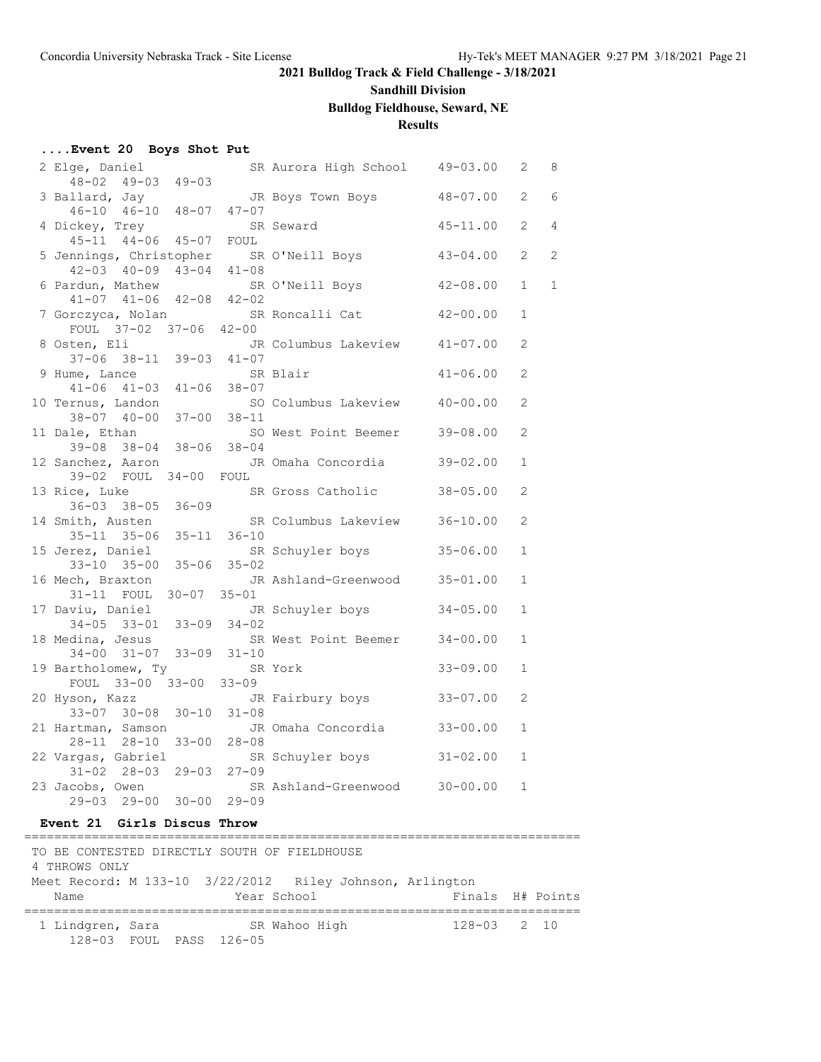## 2021 Bulldog Track & Field Challenge - 3/18/2021

### Sandhill Division

### Bulldog Fieldhouse, Seward, NE

### Results

**....Event 20 Boys Shot Put**

```
  2 Elge, Daniel               SR Aurora High School    49-03.00   2   8  
      48-02  49-03  49-03 
  3 Ballard, Jay               JR Boys Town Boys        48-07.00   2   6  
      46-10  46-10  48-07  47-07 
  4 Dickey, Trey               SR Seward                45-11.00   2   4  
      45-11  44-06  45-07  FOUL 
  5 Jennings, Christopher      SR O'Neill Boys          43-04.00   2   2  
      42-03  40-09  43-04  41-08 
  6 Pardun, Mathew             SR O'Neill Boys          42-08.00   1   1  
      41-07  41-06  42-08  42-02 
  7 Gorczyca, Nolan            SR Roncalli Cat          42-00.00   1 
      FOUL  37-02  37-06  42-00 
  8 Osten, Eli                 JR Columbus Lakeview     41-07.00   2 
      37-06  38-11  39-03  41-07 
  9 Hume, Lance                SR Blair                 41-06.00   2 
      41-06  41-03  41-06  38-07 
 10 Ternus, Landon             SO Columbus Lakeview     40-00.00   2 
      38-07  40-00  37-00  38-11 
 11 Dale, Ethan                SO West Point Beemer     39-08.00   2 
      39-08  38-04  38-06  38-04 
 12 Sanchez, Aaron             JR Omaha Concordia       39-02.00   1 
      39-02  FOUL  34-00  FOUL 
 13 Rice, Luke                 SR Gross Catholic        38-05.00   2 
      36-03  38-05  36-09 
 14 Smith, Austen              SR Columbus Lakeview     36-10.00   2 
      35-11  35-06  35-11  36-10 
 15 Jerez, Daniel              SR Schuyler boys         35-06.00   1 
      33-10  35-00  35-06  35-02 
 16 Mech, Braxton              JR Ashland-Greenwood     35-01.00   1 
      31-11  FOUL  30-07  35-01 
 17 Daviu, Daniel              JR Schuyler boys         34-05.00   1 
      34-05  33-01  33-09  34-02 
 18 Medina, Jesus              SR West Point Beemer     34-00.00   1 
      34-00  31-07  33-09  31-10 
 19 Bartholomew, Ty            SR York                  33-09.00   1 
      FOUL  33-00  33-00  33-09 
 20 Hyson, Kazz                JR Fairbury boys         33-07.00   2 
      33-07  30-08  30-10  31-08 
 21 Hartman, Samson            JR Omaha Concordia       33-00.00   1 
      28-11  28-10  33-00  28-08 
 22 Vargas, Gabriel            SR Schuyler boys         31-02.00   1 
      31-02  28-03  29-03  27-09 
 23 Jacobs, Owen               SR Ashland-Greenwood     30-00.00   1 
      29-03  29-00  30-00  29-09 
```

**Event 21 Girls Discus Throw**

```
=========================================================================
TO BE CONTESTED DIRECTLY SOUTH OF FIELDHOUSE
4 THROWS ONLY
Meet Record: M 133-10  3/22/2012   Riley Johnson, Arlington
    Name                    Year School                Finals  H# Points
=========================================================================
  1 Lindgren, Sara             SR Wahoo High              128-03   2  10  
      128-03  FOUL  PASS  126-05 
```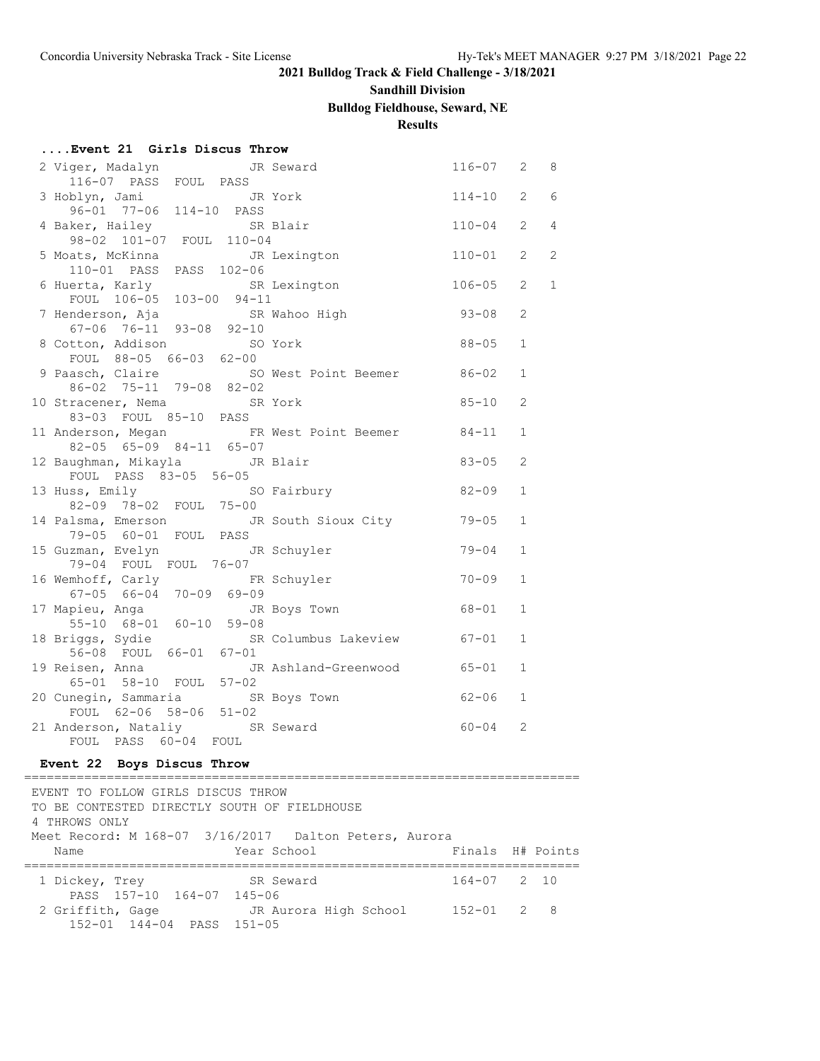## 2021 Bulldog Track & Field Challenge - 3/18/2021

### Sandhill Division

### Bulldog Fieldhouse, Seward, NE

### Results

#### ....Event 21 Girls Discus Throw

| Place | Name | Year | School | Finals | H# | Points |
|---|---|---|---|---|---|---|
| 2 | Viger, Madalyn | JR | Seward | 116-07 | 2 | 8 |
| | 116-07 PASS FOUL PASS | | | | | |
| 3 | Hoblyn, Jami | JR | York | 114-10 | 2 | 6 |
| | 96-01 77-06 114-10 PASS | | | | | |
| 4 | Baker, Hailey | SR | Blair | 110-04 | 2 | 4 |
| | 98-02 101-07 FOUL 110-04 | | | | | |
| 5 | Moats, McKinna | JR | Lexington | 110-01 | 2 | 2 |
| | 110-01 PASS PASS 102-06 | | | | | |
| 6 | Huerta, Karly | SR | Lexington | 106-05 | 2 | 1 |
| | FOUL 106-05 103-00 94-11 | | | | | |
| 7 | Henderson, Aja | SR | Wahoo High | 93-08 | 2 | |
| | 67-06 76-11 93-08 92-10 | | | | | |
| 8 | Cotton, Addison | SO | York | 88-05 | 1 | |
| | FOUL 88-05 66-03 62-00 | | | | | |
| 9 | Paasch, Claire | SO | West Point Beemer | 86-02 | 1 | |
| | 86-02 75-11 79-08 82-02 | | | | | |
| 10 | Stracener, Nema | SR | York | 85-10 | 2 | |
| | 83-03 FOUL 85-10 PASS | | | | | |
| 11 | Anderson, Megan | FR | West Point Beemer | 84-11 | 1 | |
| | 82-05 65-09 84-11 65-07 | | | | | |
| 12 | Baughman, Mikayla | JR | Blair | 83-05 | 2 | |
| | FOUL PASS 83-05 56-05 | | | | | |
| 13 | Huss, Emily | SO | Fairbury | 82-09 | 1 | |
| | 82-09 78-02 FOUL 75-00 | | | | | |
| 14 | Palsma, Emerson | JR | South Sioux City | 79-05 | 1 | |
| | 79-05 60-01 FOUL PASS | | | | | |
| 15 | Guzman, Evelyn | JR | Schuyler | 79-04 | 1 | |
| | 79-04 FOUL FOUL 76-07 | | | | | |
| 16 | Wemhoff, Carly | FR | Schuyler | 70-09 | 1 | |
| | 67-05 66-04 70-09 69-09 | | | | | |
| 17 | Mapieu, Anga | JR | Boys Town | 68-01 | 1 | |
| | 55-10 68-01 60-10 59-08 | | | | | |
| 18 | Briggs, Sydie | SR | Columbus Lakeview | 67-01 | 1 | |
| | 56-08 FOUL 66-01 67-01 | | | | | |
| 19 | Reisen, Anna | JR | Ashland-Greenwood | 65-01 | 1 | |
| | 65-01 58-10 FOUL 57-02 | | | | | |
| 20 | Cunegin, Sammaria | SR | Boys Town | 62-06 | 1 | |
| | FOUL 62-06 58-06 51-02 | | | | | |
| 21 | Anderson, Nataliy | SR | Seward | 60-04 | 2 | |
| | FOUL PASS 60-04 FOUL | | | | | |

#### Event 22 Boys Discus Throw

EVENT TO FOLLOW GIRLS DISCUS THROW
TO BE CONTESTED DIRECTLY SOUTH OF FIELDHOUSE
4 THROWS ONLY
Meet Record: M 168-07 3/16/2017 Dalton Peters, Aurora

| Place | Name | Year | School | Finals | H# | Points |
|---|---|---|---|---|---|---|
| 1 | Dickey, Trey | SR | Seward | 164-07 | 2 | 10 |
| | PASS 157-10 164-07 145-06 | | | | | |
| 2 | Griffith, Gage | JR | Aurora High School | 152-01 | 2 | 8 |
| | 152-01 144-04 PASS 151-05 | | | | | |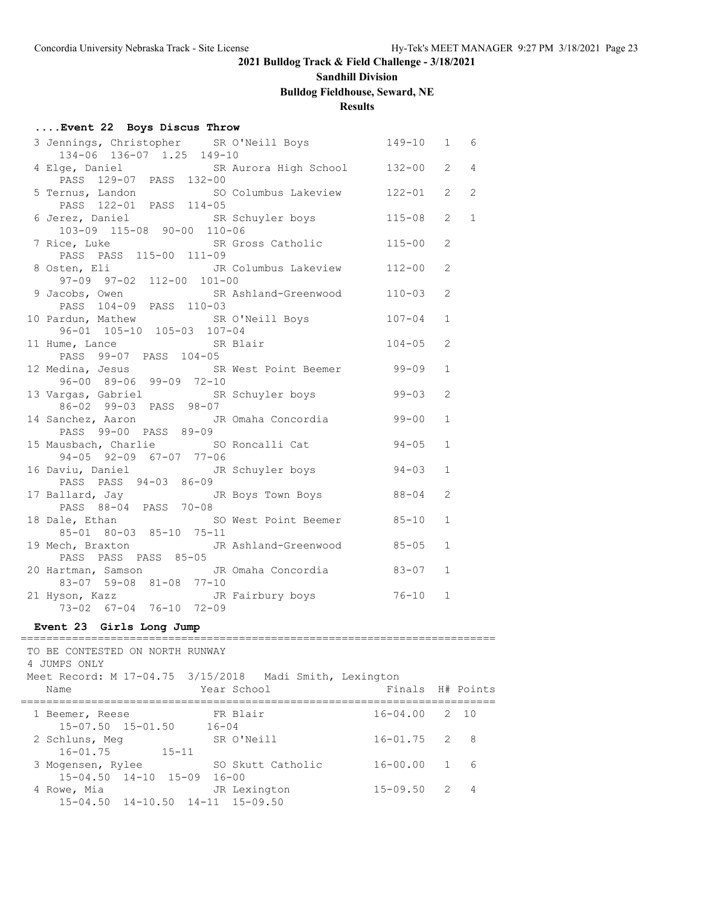## 2021 Bulldog Track & Field Challenge - 3/18/2021

### Sandhill Division

### Bulldog Fieldhouse, Seward, NE

### Results

#### ....Event 22 Boys Discus Throw

```
  3 Jennings, Christopher     SR O'Neill Boys            149-10   1   6
     134-06  136-07  1.25  149-10
  4 Elge, Daniel              SR Aurora High School      132-00   2   4
     PASS  129-07  PASS  132-00
  5 Ternus, Landon            SO Columbus Lakeview       122-01   2   2
     PASS  122-01  PASS  114-05
  6 Jerez, Daniel             SR Schuyler boys           115-08   2   1
     103-09  115-08  90-00  110-06
  7 Rice, Luke                SR Gross Catholic          115-00   2
     PASS  PASS  115-00  111-09
  8 Osten, Eli                JR Columbus Lakeview       112-00   2
     97-09  97-02  112-00  101-00
  9 Jacobs, Owen              SR Ashland-Greenwood       110-03   2
     PASS  104-09  PASS  110-03
 10 Pardun, Mathew            SR O'Neill Boys            107-04   1
     96-01  105-10  105-03  107-04
 11 Hume, Lance               SR Blair                   104-05   2
     PASS  99-07  PASS  104-05
 12 Medina, Jesus             SR West Point Beemer        99-09   1
     96-00  89-06  99-09  72-10
 13 Vargas, Gabriel           SR Schuyler boys            99-03   2
     86-02  99-03  PASS  98-07
 14 Sanchez, Aaron            JR Omaha Concordia          99-00   1
     PASS  99-00  PASS  89-09
 15 Mausbach, Charlie         SO Roncalli Cat             94-05   1
     94-05  92-09  67-07  77-06
 16 Daviu, Daniel             JR Schuyler boys            94-03   1
     PASS  PASS  94-03  86-09
 17 Ballard, Jay              JR Boys Town Boys           88-04   2
     PASS  88-04  PASS  70-08
 18 Dale, Ethan               SO West Point Beemer        85-10   1
     85-01  80-03  85-10  75-11
 19 Mech, Braxton             JR Ashland-Greenwood        85-05   1
     PASS  PASS  PASS  85-05
 20 Hartman, Samson           JR Omaha Concordia          83-07   1
     83-07  59-08  81-08  77-10
 21 Hyson, Kazz               JR Fairbury boys            76-10   1
     73-02  67-04  76-10  72-09
```

#### Event 23 Girls Long Jump

```
=========================================================================
 TO BE CONTESTED ON NORTH RUNWAY
 4 JUMPS ONLY
 Meet Record: M 17-04.75  3/15/2018   Madi Smith, Lexington
    Name                    Year School                Finals  H# Points
=========================================================================
  1 Beemer, Reese             FR Blair                 16-04.00   2  10
     15-07.50  15-01.50    16-04
  2 Schluns, Meg              SR O'Neill               16-01.75   2   8
     16-01.75       15-11
  3 Mogensen, Rylee           SO Skutt Catholic        16-00.00   1   6
     15-04.50  14-10  15-09  16-00
  4 Rowe, Mia                 JR Lexington             15-09.50   2   4
     15-04.50  14-10.50  14-11  15-09.50
```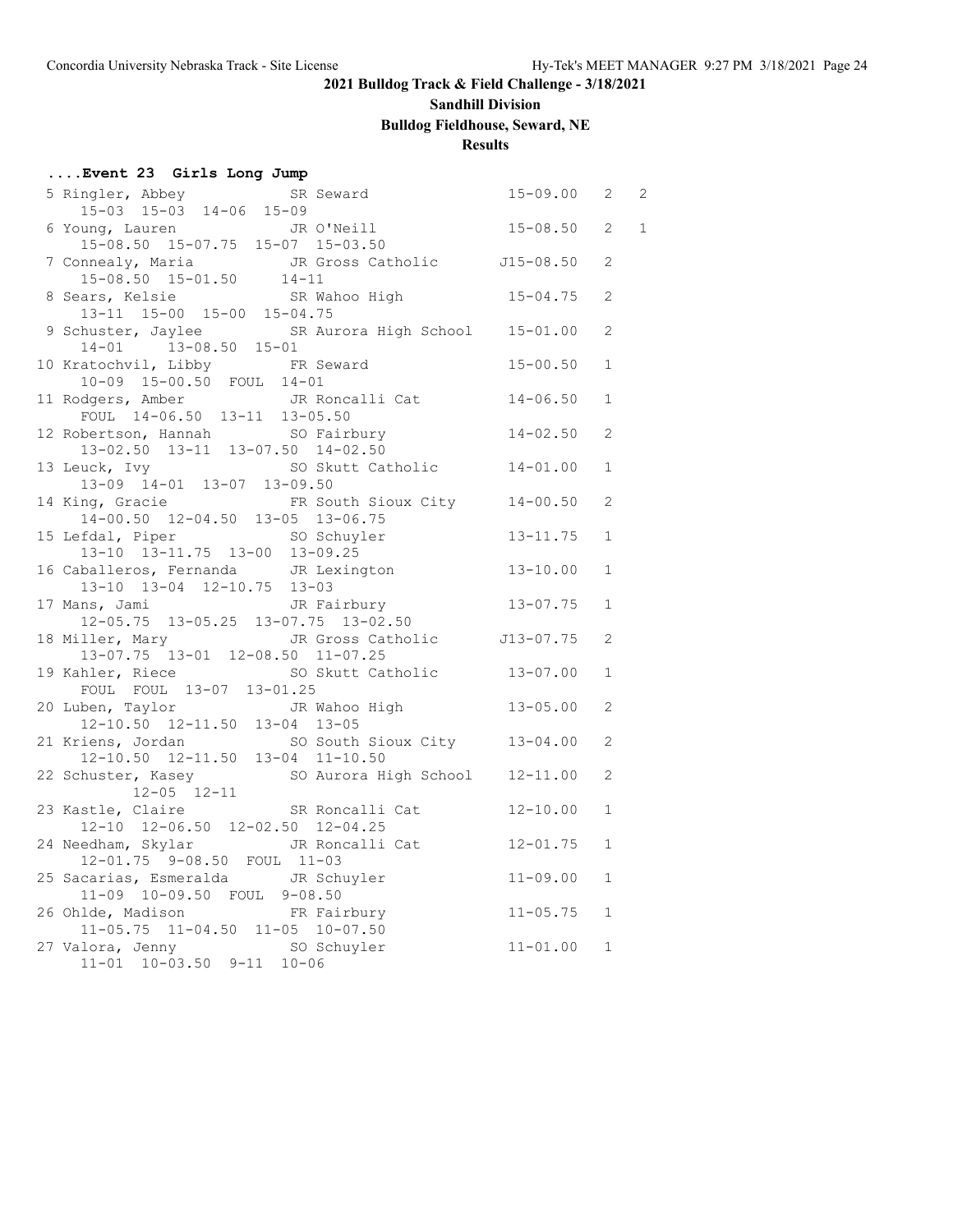# 2021 Bulldog Track & Field Challenge - 3/18/2021

## Sandhill Division

### Bulldog Fieldhouse, Seward, NE

### Results

**....Event 23 Girls Long Jump**

| Place | Name | Year | School | Finals | H# | Points |
|---|---|---|---|---|---|---|
| 5 | Ringler, Abbey | SR | Seward | 15-09.00 | 2 | 2 |
| | 15-03 15-03 14-06 15-09 | | | | | |
| 6 | Young, Lauren | JR | O'Neill | 15-08.50 | 2 | 1 |
| | 15-08.50 15-07.75 15-07 15-03.50 | | | | | |
| 7 | Connealy, Maria | JR | Gross Catholic | J15-08.50 | 2 | |
| | 15-08.50 15-01.50 14-11 | | | | | |
| 8 | Sears, Kelsie | SR | Wahoo High | 15-04.75 | 2 | |
| | 13-11 15-00 15-00 15-04.75 | | | | | |
| 9 | Schuster, Jaylee | SR | Aurora High School | 15-01.00 | 2 | |
| | 14-01 13-08.50 15-01 | | | | | |
| 10 | Kratochvil, Libby | FR | Seward | 15-00.50 | 1 | |
| | 10-09 15-00.50 FOUL 14-01 | | | | | |
| 11 | Rodgers, Amber | JR | Roncalli Cat | 14-06.50 | 1 | |
| | FOUL 14-06.50 13-11 13-05.50 | | | | | |
| 12 | Robertson, Hannah | SO | Fairbury | 14-02.50 | 2 | |
| | 13-02.50 13-11 13-07.50 14-02.50 | | | | | |
| 13 | Leuck, Ivy | SO | Skutt Catholic | 14-01.00 | 1 | |
| | 13-09 14-01 13-07 13-09.50 | | | | | |
| 14 | King, Gracie | FR | South Sioux City | 14-00.50 | 2 | |
| | 14-00.50 12-04.50 13-05 13-06.75 | | | | | |
| 15 | Lefdal, Piper | SO | Schuyler | 13-11.75 | 1 | |
| | 13-10 13-11.75 13-00 13-09.25 | | | | | |
| 16 | Caballeros, Fernanda | JR | Lexington | 13-10.00 | 1 | |
| | 13-10 13-04 12-10.75 13-03 | | | | | |
| 17 | Mans, Jami | JR | Fairbury | 13-07.75 | 1 | |
| | 12-05.75 13-05.25 13-07.75 13-02.50 | | | | | |
| 18 | Miller, Mary | JR | Gross Catholic | J13-07.75 | 2 | |
| | 13-07.75 13-01 12-08.50 11-07.25 | | | | | |
| 19 | Kahler, Riece | SO | Skutt Catholic | 13-07.00 | 1 | |
| | FOUL FOUL 13-07 13-01.25 | | | | | |
| 20 | Luben, Taylor | JR | Wahoo High | 13-05.00 | 2 | |
| | 12-10.50 12-11.50 13-04 13-05 | | | | | |
| 21 | Kriens, Jordan | SO | South Sioux City | 13-04.00 | 2 | |
| | 12-10.50 12-11.50 13-04 11-10.50 | | | | | |
| 22 | Schuster, Kasey | SO | Aurora High School | 12-11.00 | 2 | |
| | 12-05 12-11 | | | | | |
| 23 | Kastle, Claire | SR | Roncalli Cat | 12-10.00 | 1 | |
| | 12-10 12-06.50 12-02.50 12-04.25 | | | | | |
| 24 | Needham, Skylar | JR | Roncalli Cat | 12-01.75 | 1 | |
| | 12-01.75 9-08.50 FOUL 11-03 | | | | | |
| 25 | Sacarias, Esmeralda | JR | Schuyler | 11-09.00 | 1 | |
| | 11-09 10-09.50 FOUL 9-08.50 | | | | | |
| 26 | Ohlde, Madison | FR | Fairbury | 11-05.75 | 1 | |
| | 11-05.75 11-04.50 11-05 10-07.50 | | | | | |
| 27 | Valora, Jenny | SO | Schuyler | 11-01.00 | 1 | |
| | 11-01 10-03.50 9-11 10-06 | | | | | |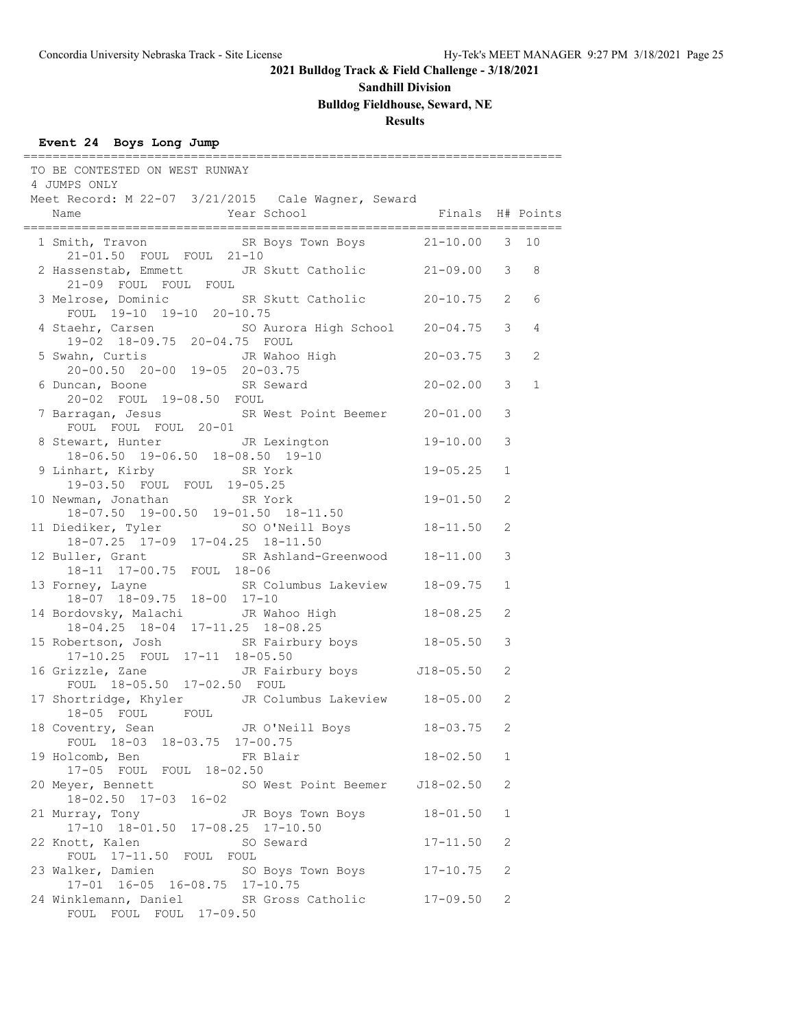## 2021 Bulldog Track & Field Challenge - 3/18/2021

**Sandhill Division**

**Bulldog Fieldhouse, Seward, NE**

**Results**

### Event 24 Boys Long Jump

TO BE CONTESTED ON WEST RUNWAY
4 JUMPS ONLY
Meet Record: M 22-07 3/21/2015 Cale Wagner, Seward

| Place | Name | Year | School | Finals | H# | Points |
|---|---|---|---|---|---|---|
| 1 | Smith, Travon | SR | Boys Town Boys | 21-10.00 | 3 | 10 |
| | 21-01.50 FOUL FOUL 21-10 | | | | | |
| 2 | Hassenstab, Emmett | JR | Skutt Catholic | 21-09.00 | 3 | 8 |
| | 21-09 FOUL FOUL FOUL | | | | | |
| 3 | Melrose, Dominic | SR | Skutt Catholic | 20-10.75 | 2 | 6 |
| | FOUL 19-10 19-10 20-10.75 | | | | | |
| 4 | Staehr, Carsen | SO | Aurora High School | 20-04.75 | 3 | 4 |
| | 19-02 18-09.75 20-04.75 FOUL | | | | | |
| 5 | Swahn, Curtis | JR | Wahoo High | 20-03.75 | 3 | 2 |
| | 20-00.50 20-00 19-05 20-03.75 | | | | | |
| 6 | Duncan, Boone | SR | Seward | 20-02.00 | 3 | 1 |
| | 20-02 FOUL 19-08.50 FOUL | | | | | |
| 7 | Barragan, Jesus | SR | West Point Beemer | 20-01.00 | 3 | |
| | FOUL FOUL FOUL 20-01 | | | | | |
| 8 | Stewart, Hunter | JR | Lexington | 19-10.00 | 3 | |
| | 18-06.50 19-06.50 18-08.50 19-10 | | | | | |
| 9 | Linhart, Kirby | SR | York | 19-05.25 | 1 | |
| | 19-03.50 FOUL FOUL 19-05.25 | | | | | |
| 10 | Newman, Jonathan | SR | York | 19-01.50 | 2 | |
| | 18-07.50 19-00.50 19-01.50 18-11.50 | | | | | |
| 11 | Diediker, Tyler | SO | O'Neill Boys | 18-11.50 | 2 | |
| | 18-07.25 17-09 17-04.25 18-11.50 | | | | | |
| 12 | Buller, Grant | SR | Ashland-Greenwood | 18-11.00 | 3 | |
| | 18-11 17-00.75 FOUL 18-06 | | | | | |
| 13 | Forney, Layne | SR | Columbus Lakeview | 18-09.75 | 1 | |
| | 18-07 18-09.75 18-00 17-10 | | | | | |
| 14 | Bordovsky, Malachi | JR | Wahoo High | 18-08.25 | 2 | |
| | 18-04.25 18-04 17-11.25 18-08.25 | | | | | |
| 15 | Robertson, Josh | SR | Fairbury boys | 18-05.50 | 3 | |
| | 17-10.25 FOUL 17-11 18-05.50 | | | | | |
| 16 | Grizzle, Zane | JR | Fairbury boys | J18-05.50 | 2 | |
| | FOUL 18-05.50 17-02.50 FOUL | | | | | |
| 17 | Shortridge, Khyler | JR | Columbus Lakeview | 18-05.00 | 2 | |
| | 18-05 FOUL FOUL | | | | | |
| 18 | Coventry, Sean | JR | O'Neill Boys | 18-03.75 | 2 | |
| | FOUL 18-03 18-03.75 17-00.75 | | | | | |
| 19 | Holcomb, Ben | FR | Blair | 18-02.50 | 1 | |
| | 17-05 FOUL FOUL 18-02.50 | | | | | |
| 20 | Meyer, Bennett | SO | West Point Beemer | J18-02.50 | 2 | |
| | 18-02.50 17-03 16-02 | | | | | |
| 21 | Murray, Tony | JR | Boys Town Boys | 18-01.50 | 1 | |
| | 17-10 18-01.50 17-08.25 17-10.50 | | | | | |
| 22 | Knott, Kalen | SO | Seward | 17-11.50 | 2 | |
| | FOUL 17-11.50 FOUL FOUL | | | | | |
| 23 | Walker, Damien | SO | Boys Town Boys | 17-10.75 | 2 | |
| | 17-01 16-05 16-08.75 17-10.75 | | | | | |
| 24 | Winklemann, Daniel | SR | Gross Catholic | 17-09.50 | 2 | |
| | FOUL FOUL FOUL 17-09.50 | | | | | |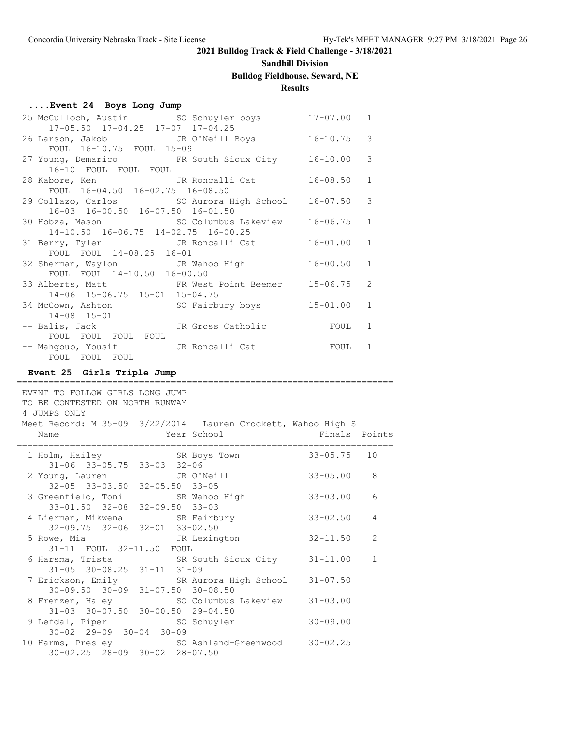**2021 Bulldog Track & Field Challenge - 3/18/2021**

**Sandhill Division**

**Bulldog Fieldhouse, Seward, NE**

**Results**

### ....Event 24 Boys Long Jump

```
 25 McCulloch, Austin          SO Schuyler boys          17-07.00   1
      17-05.50  17-04.25  17-07  17-04.25
 26 Larson, Jakob              JR O'Neill Boys           16-10.75   3
      FOUL  16-10.75  FOUL  15-09
 27 Young, Demarico            FR South Sioux City       16-10.00   3
      16-10  FOUL  FOUL  FOUL
 28 Kabore, Ken                JR Roncalli Cat           16-08.50   1
      FOUL  16-04.50  16-02.75  16-08.50
 29 Collazo, Carlos            SO Aurora High School     16-07.50   3
      16-03  16-00.50  16-07.50  16-01.50
 30 Hobza, Mason               SO Columbus Lakeview      16-06.75   1
      14-10.50  16-06.75  14-02.75  16-00.25
 31 Berry, Tyler               JR Roncalli Cat           16-01.00   1
      FOUL  FOUL  14-08.25  16-01
 32 Sherman, Waylon            JR Wahoo High             16-00.50   1
      FOUL  FOUL  14-10.50  16-00.50
 33 Alberts, Matt              FR West Point Beemer      15-06.75   2
      14-06  15-06.75  15-01  15-04.75
 34 McCown, Ashton             SO Fairbury boys          15-01.00   1
      14-08  15-01
 -- Balis, Jack                JR Gross Catholic             FOUL   1
      FOUL  FOUL  FOUL  FOUL
 -- Mahgoub, Yousif            JR Roncalli Cat               FOUL   1
      FOUL  FOUL  FOUL
```

### Event 25 Girls Triple Jump

```
=======================================================================
 EVENT TO FOLLOW GIRLS LONG JUMP
 TO BE CONTESTED ON NORTH RUNWAY
 4 JUMPS ONLY
 Meet Record: M 35-09  3/22/2014   Lauren Crockett, Wahoo High S
    Name                    Year School                 Finals  Points
=======================================================================
  1 Holm, Hailey             SR Boys Town              33-05.75   10
      31-06  33-05.75  33-03  32-06
  2 Young, Lauren            JR O'Neill                33-05.00    8
      32-05  33-03.50  32-05.50  33-05
  3 Greenfield, Toni         SR Wahoo High             33-03.00    6
      33-01.50  32-08  32-09.50  33-03
  4 Lierman, Mikwena         SR Fairbury               33-02.50    4
      32-09.75  32-06  32-01  33-02.50
  5 Rowe, Mia                JR Lexington              32-11.50    2
      31-11  FOUL  32-11.50  FOUL
  6 Harsma, Trista           SR South Sioux City       31-11.00    1
      31-05  30-08.25  31-11  31-09
  7 Erickson, Emily          SR Aurora High School     31-07.50
      30-09.50  30-09  31-07.50  30-08.50
  8 Frenzen, Haley           SO Columbus Lakeview      31-03.00
      31-03  30-07.50  30-00.50  29-04.50
  9 Lefdal, Piper            SO Schuyler               30-09.00
      30-02  29-09  30-04  30-09
 10 Harms, Presley           SO Ashland-Greenwood      30-02.25
      30-02.25  28-09  30-02  28-07.50
```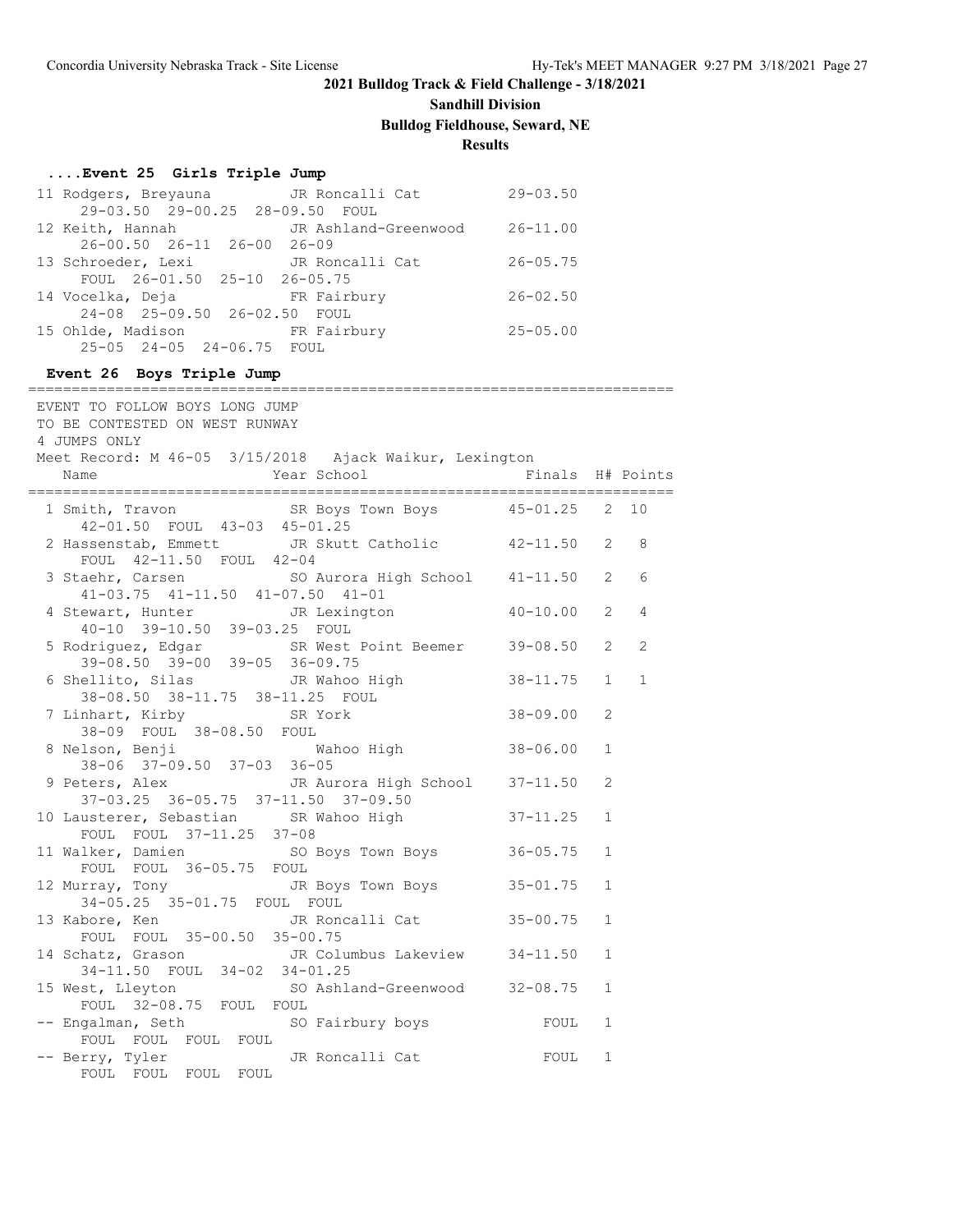## 2021 Bulldog Track & Field Challenge - 3/18/2021

### Sandhill Division

### Bulldog Fieldhouse, Seward, NE

### Results

#### ....Event 25 Girls Triple Jump

| Place | Name | Year | School | Finals |
|---|---|---|---|---|
| 11 | Rodgers, Breyauna | JR | Roncalli Cat | 29-03.50 |
| | 29-03.50 29-00.25 28-09.50 FOUL | | | |
| 12 | Keith, Hannah | JR | Ashland-Greenwood | 26-11.00 |
| | 26-00.50 26-11 26-00 26-09 | | | |
| 13 | Schroeder, Lexi | JR | Roncalli Cat | 26-05.75 |
| | FOUL 26-01.50 25-10 26-05.75 | | | |
| 14 | Vocelka, Deja | FR | Fairbury | 26-02.50 |
| | 24-08 25-09.50 26-02.50 FOUL | | | |
| 15 | Ohlde, Madison | FR | Fairbury | 25-05.00 |
| | 25-05 24-05 24-06.75 FOUL | | | |

#### Event 26 Boys Triple Jump

EVENT TO FOLLOW BOYS LONG JUMP
TO BE CONTESTED ON WEST RUNWAY
4 JUMPS ONLY

Meet Record: M 46-05 3/15/2018 Ajack Waikur, Lexington

| Place | Name | Year | School | Finals | H# | Points |
|---|---|---|---|---|---|---|
| 1 | Smith, Travon | SR | Boys Town Boys | 45-01.25 | 2 | 10 |
| | 42-01.50 FOUL 43-03 45-01.25 | | | | | |
| 2 | Hassenstab, Emmett | JR | Skutt Catholic | 42-11.50 | 2 | 8 |
| | FOUL 42-11.50 FOUL 42-04 | | | | | |
| 3 | Staehr, Carsen | SO | Aurora High School | 41-11.50 | 2 | 6 |
| | 41-03.75 41-11.50 41-07.50 41-01 | | | | | |
| 4 | Stewart, Hunter | JR | Lexington | 40-10.00 | 2 | 4 |
| | 40-10 39-10.50 39-03.25 FOUL | | | | | |
| 5 | Rodriguez, Edgar | SR | West Point Beemer | 39-08.50 | 2 | 2 |
| | 39-08.50 39-00 39-05 36-09.75 | | | | | |
| 6 | Shellito, Silas | JR | Wahoo High | 38-11.75 | 1 | 1 |
| | 38-08.50 38-11.75 38-11.25 FOUL | | | | | |
| 7 | Linhart, Kirby | SR | York | 38-09.00 | 2 | |
| | 38-09 FOUL 38-08.50 FOUL | | | | | |
| 8 | Nelson, Benji | | Wahoo High | 38-06.00 | 1 | |
| | 38-06 37-09.50 37-03 36-05 | | | | | |
| 9 | Peters, Alex | JR | Aurora High School | 37-11.50 | 2 | |
| | 37-03.25 36-05.75 37-11.50 37-09.50 | | | | | |
| 10 | Lausterer, Sebastian | SR | Wahoo High | 37-11.25 | 1 | |
| | FOUL FOUL 37-11.25 37-08 | | | | | |
| 11 | Walker, Damien | SO | Boys Town Boys | 36-05.75 | 1 | |
| | FOUL FOUL 36-05.75 FOUL | | | | | |
| 12 | Murray, Tony | JR | Boys Town Boys | 35-01.75 | 1 | |
| | 34-05.25 35-01.75 FOUL FOUL | | | | | |
| 13 | Kabore, Ken | JR | Roncalli Cat | 35-00.75 | 1 | |
| | FOUL FOUL 35-00.50 35-00.75 | | | | | |
| 14 | Schatz, Grason | JR | Columbus Lakeview | 34-11.50 | 1 | |
| | 34-11.50 FOUL 34-02 34-01.25 | | | | | |
| 15 | West, Lleyton | SO | Ashland-Greenwood | 32-08.75 | 1 | |
| | FOUL 32-08.75 FOUL FOUL | | | | | |
| -- | Engalman, Seth | SO | Fairbury boys | FOUL | 1 | |
| | FOUL FOUL FOUL FOUL | | | | | |
| -- | Berry, Tyler | JR | Roncalli Cat | FOUL | 1 | |
| | FOUL FOUL FOUL FOUL | | | | | |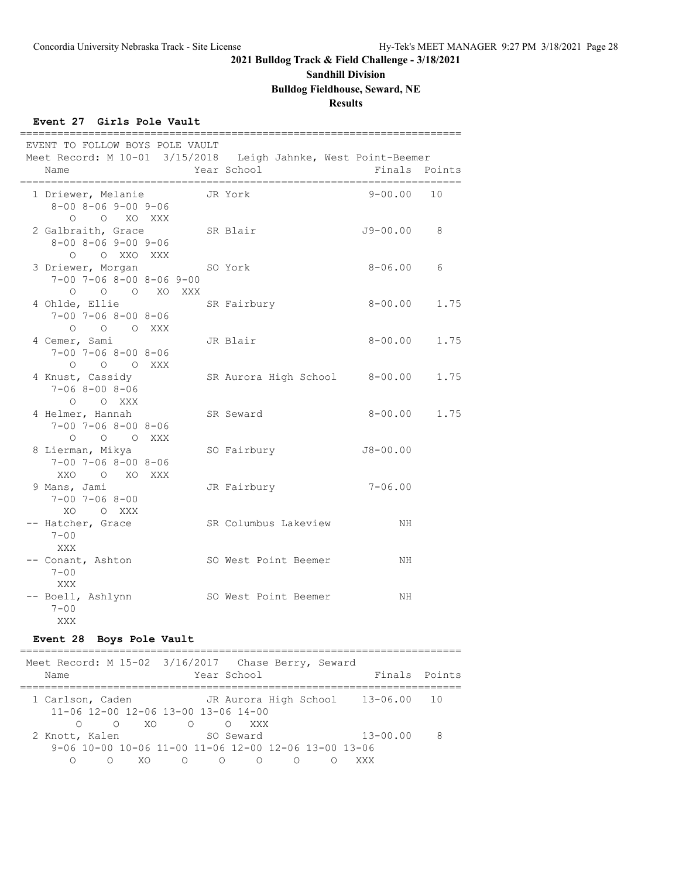## 2021 Bulldog Track & Field Challenge - 3/18/2021

### Sandhill Division

### Bulldog Fieldhouse, Seward, NE

### Results

**Event 27 Girls Pole Vault**

```
=======================================================================
 EVENT TO FOLLOW BOYS POLE VAULT
 Meet Record: M 10-01  3/15/2018   Leigh Jahnke, West Point-Beemer
    Name                    Year School                 Finals  Points
=======================================================================
  1 Driewer, Melanie          JR York                   9-00.00   10
     8-00 8-06 9-00 9-06
        O    O   XO  XXX
  2 Galbraith, Grace          SR Blair                 J9-00.00    8
     8-00 8-06 9-00 9-06
        O    O  XXO  XXX
  3 Driewer, Morgan           SO York                   8-06.00    6
     7-00 7-06 8-00 8-06 9-00
        O    O    O   XO  XXX
  4 Ohlde, Ellie              SR Fairbury               8-00.00    1.75
     7-00 7-06 8-00 8-06
        O    O    O  XXX
  4 Cemer, Sami               JR Blair                  8-00.00    1.75
     7-00 7-06 8-00 8-06
        O    O    O  XXX
  4 Knust, Cassidy            SR Aurora High School     8-00.00    1.75
     7-06 8-00 8-06
        O    O  XXX
  4 Helmer, Hannah            SR Seward                 8-00.00    1.75
     7-00 7-06 8-00 8-06
        O    O    O  XXX
  8 Lierman, Mikya            SO Fairbury              J8-00.00
     7-00 7-06 8-00 8-06
      XXO    O   XO  XXX
  9 Mans, Jami                JR Fairbury               7-06.00
     7-00 7-06 8-00
       XO    O  XXX
 -- Hatcher, Grace            SR Columbus Lakeview           NH
     7-00
      XXX
 -- Conant, Ashton            SO West Point Beemer           NH
     7-00
      XXX
 -- Boell, Ashlynn            SO West Point Beemer           NH
     7-00
      XXX
```

**Event 28 Boys Pole Vault**

```
=======================================================================
 Meet Record: M 15-02  3/16/2017   Chase Berry, Seward
    Name                    Year School                 Finals  Points
=======================================================================
  1 Carlson, Caden            JR Aurora High School    13-06.00   10
     11-06 12-00 12-06 13-00 13-06 14-00
         O     O    XO     O     O   XXX
  2 Knott, Kalen              SO Seward                13-00.00    8
     9-06 10-00 10-06 11-00 11-06 12-00 12-06 13-00 13-06
        O     O    XO     O     O     O     O     O   XXX
```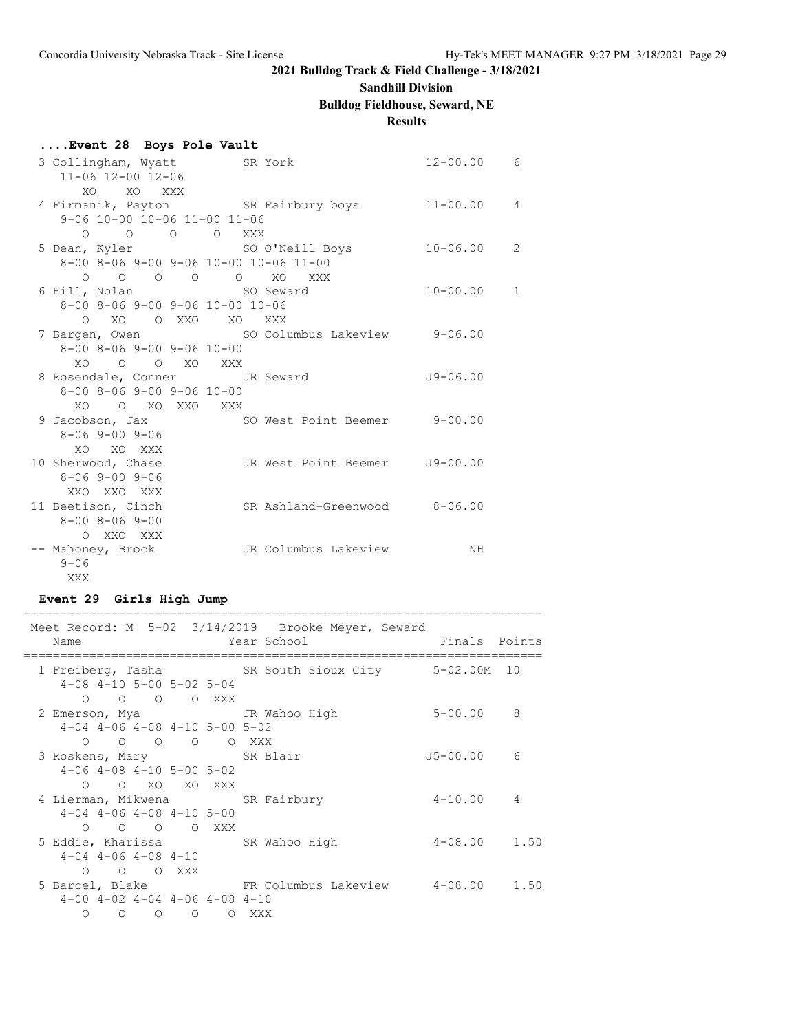**2021 Bulldog Track & Field Challenge - 3/18/2021**

**Sandhill Division**

**Bulldog Fieldhouse, Seward, NE**

**Results**

```
....Event 28  Boys Pole Vault
  3 Collingham, Wyatt          SR York                  12-00.00    6 
     11-06 12-00 12-06
        XO    XO   XXX
  4 Firmanik, Payton           SR Fairbury boys         11-00.00    4 
     9-06 10-00 10-06 11-00 11-06
        O     O     O     O   XXX
  5 Dean, Kyler                SO O'Neill Boys          10-06.00    2 
     8-00 8-06 9-00 9-06 10-00 10-06 11-00
        O    O    O    O     O    XO   XXX
  6 Hill, Nolan                SO Seward                10-00.00    1 
     8-00 8-06 9-00 9-06 10-00 10-06
        O   XO    O  XXO    XO   XXX
  7 Bargen, Owen               SO Columbus Lakeview      9-06.00 
     8-00 8-06 9-00 9-06 10-00
       XO    O    O   XO   XXX
  8 Rosendale, Conner          JR Seward                J9-06.00 
     8-00 8-06 9-00 9-06 10-00
       XO    O   XO  XXO   XXX
  9 Jacobson, Jax              SO West Point Beemer      9-00.00 
     8-06 9-00 9-06
       XO   XO  XXX
 10 Sherwood, Chase            JR West Point Beemer     J9-00.00 
     8-06 9-00 9-06
      XXO  XXO  XXX
 11 Beetison, Cinch            SR Ashland-Greenwood      8-06.00 
     8-00 8-06 9-00
        O  XXO  XXX
 -- Mahoney, Brock             JR Columbus Lakeview           NH 
     9-06
      XXX
```

### Event 29  Girls High Jump

```
=======================================================================
 Meet Record: M  5-02  3/14/2019   Brooke Meyer, Seward
    Name                    Year School                 Finals  Points
=======================================================================
  1 Freiberg, Tasha            SR South Sioux City       5-02.00M  10 
     4-08 4-10 5-00 5-02 5-04
        O    O    O    O  XXX
  2 Emerson, Mya               JR Wahoo High             5-00.00    8 
     4-04 4-06 4-08 4-10 5-00 5-02
        O    O    O    O    O  XXX
  3 Roskens, Mary              SR Blair                 J5-00.00    6 
     4-06 4-08 4-10 5-00 5-02
        O    O   XO   XO  XXX
  4 Lierman, Mikwena           SR Fairbury               4-10.00    4 
     4-04 4-06 4-08 4-10 5-00
        O    O    O    O  XXX
  5 Eddie, Kharissa            SR Wahoo High             4-08.00    1.50 
     4-04 4-06 4-08 4-10
        O    O    O  XXX
  5 Barcel, Blake              FR Columbus Lakeview      4-08.00    1.50 
     4-00 4-02 4-04 4-06 4-08 4-10
        O    O    O    O    O  XXX
```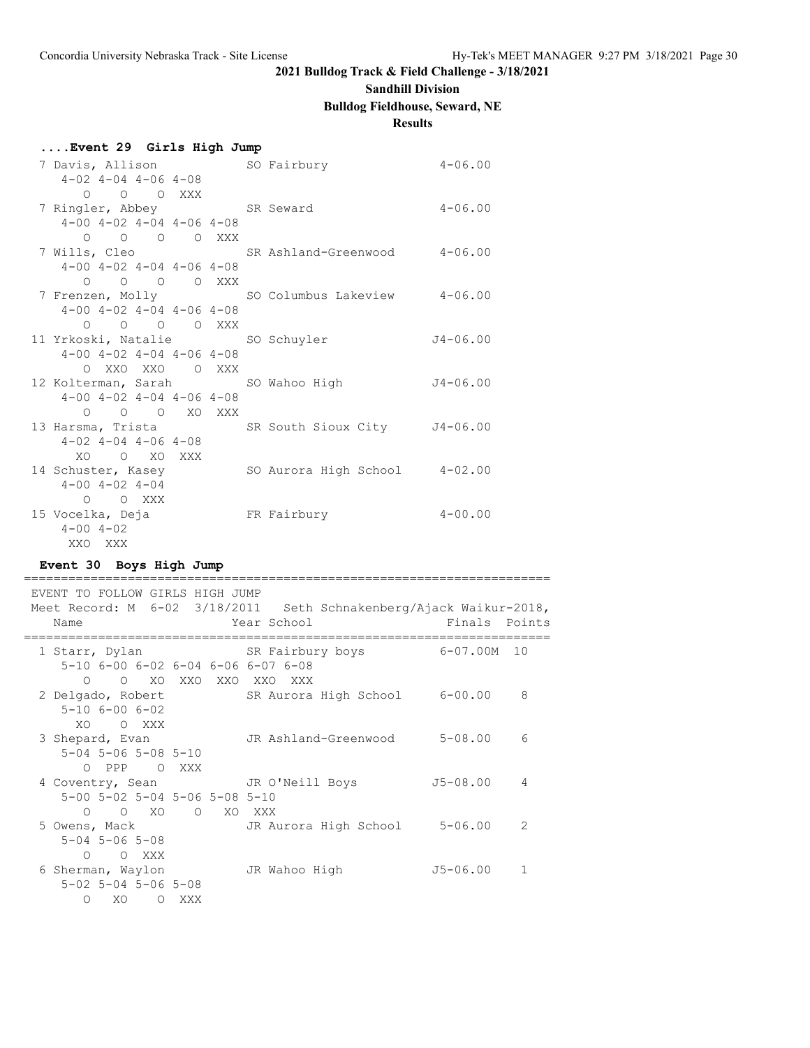## 2021 Bulldog Track & Field Challenge - 3/18/2021

### Sandhill Division

### Bulldog Fieldhouse, Seward, NE

### Results

#### ....Event 29 Girls High Jump

```
 7 Davis, Allison             SO Fairbury               4-06.00
    4-02 4-04 4-06 4-08
       O    O    O  XXX
 7 Ringler, Abbey             SR Seward                 4-06.00
    4-00 4-02 4-04 4-06 4-08
       O    O    O    O  XXX
 7 Wills, Cleo                SR Ashland-Greenwood      4-06.00
    4-00 4-02 4-04 4-06 4-08
       O    O    O    O  XXX
 7 Frenzen, Molly             SO Columbus Lakeview      4-06.00
    4-00 4-02 4-04 4-06 4-08
       O    O    O    O  XXX
11 Yrkoski, Natalie           SO Schuyler              J4-06.00
    4-00 4-02 4-04 4-06 4-08
       O  XXO  XXO    O  XXX
12 Kolterman, Sarah           SO Wahoo High            J4-06.00
    4-00 4-02 4-04 4-06 4-08
       O    O    O   XO  XXX
13 Harsma, Trista             SR South Sioux City      J4-06.00
    4-02 4-04 4-06 4-08
      XO    O   XO  XXX
14 Schuster, Kasey            SO Aurora High School     4-02.00
    4-00 4-02 4-04
       O    O  XXX
15 Vocelka, Deja              FR Fairbury               4-00.00
    4-00 4-02
     XXO  XXX
```

#### Event 30 Boys High Jump

```
=======================================================================
 EVENT TO FOLLOW GIRLS HIGH JUMP
 Meet Record: M  6-02  3/18/2011   Seth Schnakenberg/Ajack Waikur-2018,
   Name                    Year School                  Finals  Points
=======================================================================
  1 Starr, Dylan            SR Fairbury boys          6-07.00M  10
     5-10 6-00 6-02 6-04 6-06 6-07 6-08
        O    O   XO  XXO  XXO  XXO  XXX
  2 Delgado, Robert         SR Aurora High School     6-00.00    8
     5-10 6-00 6-02
       XO    O  XXX
  3 Shepard, Evan           JR Ashland-Greenwood      5-08.00    6
     5-04 5-06 5-08 5-10
        O  PPP    O  XXX
  4 Coventry, Sean          JR O'Neill Boys          J5-08.00    4
     5-00 5-02 5-04 5-06 5-08 5-10
        O    O   XO    O   XO  XXX
  5 Owens, Mack             JR Aurora High School     5-06.00    2
     5-04 5-06 5-08
        O    O  XXX
  6 Sherman, Waylon         JR Wahoo High            J5-06.00    1
     5-02 5-04 5-06 5-08
        O   XO    O  XXX
```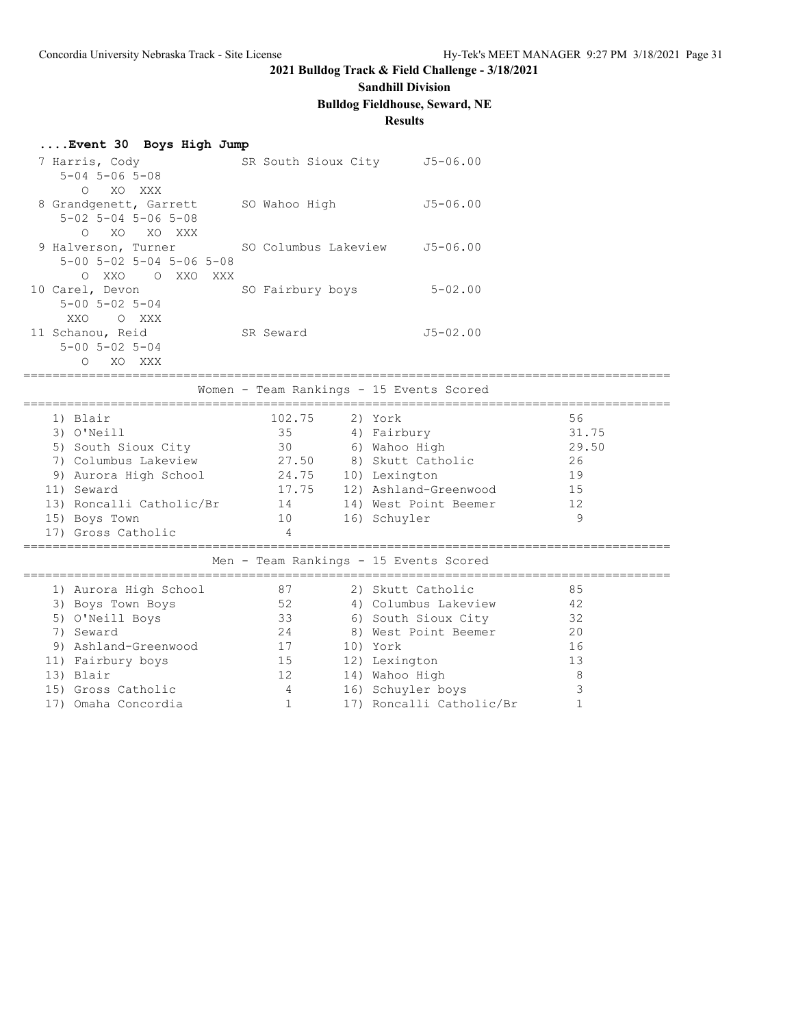**2021 Bulldog Track & Field Challenge - 3/18/2021**

**Sandhill Division**

**Bulldog Fieldhouse, Seward, NE**

**Results**

### ....Event 30 Boys High Jump

```
  7 Harris, Cody               SR South Sioux City      J5-06.00
      5-04 5-06 5-08
         O   XO  XXX
  8 Grandgenett, Garrett       SO Wahoo High            J5-06.00
      5-02 5-04 5-06 5-08
         O   XO   XO  XXX
  9 Halverson, Turner          SO Columbus Lakeview     J5-06.00
      5-00 5-02 5-04 5-06 5-08
         O  XXO    O  XXO  XXX
 10 Carel, Devon               SO Fairbury boys          5-02.00
      5-00 5-02 5-04
       XXO    O  XXX
 11 Schanou, Reid              SR Seward                J5-02.00
      5-00 5-02 5-04
         O   XO  XXX
```

### Women - Team Rankings - 15 Events Scored

| | | | |
|---|---|---|---|
| 1) Blair | 102.75 | 2) York | 56 |
| 3) O'Neill | 35 | 4) Fairbury | 31.75 |
| 5) South Sioux City | 30 | 6) Wahoo High | 29.50 |
| 7) Columbus Lakeview | 27.50 | 8) Skutt Catholic | 26 |
| 9) Aurora High School | 24.75 | 10) Lexington | 19 |
| 11) Seward | 17.75 | 12) Ashland-Greenwood | 15 |
| 13) Roncalli Catholic/Br | 14 | 14) West Point Beemer | 12 |
| 15) Boys Town | 10 | 16) Schuyler | 9 |
| 17) Gross Catholic | 4 | | |

### Men - Team Rankings - 15 Events Scored

| | | | |
|---|---|---|---|
| 1) Aurora High School | 87 | 2) Skutt Catholic | 85 |
| 3) Boys Town Boys | 52 | 4) Columbus Lakeview | 42 |
| 5) O'Neill Boys | 33 | 6) South Sioux City | 32 |
| 7) Seward | 24 | 8) West Point Beemer | 20 |
| 9) Ashland-Greenwood | 17 | 10) York | 16 |
| 11) Fairbury boys | 15 | 12) Lexington | 13 |
| 13) Blair | 12 | 14) Wahoo High | 8 |
| 15) Gross Catholic | 4 | 16) Schuyler boys | 3 |
| 17) Omaha Concordia | 1 | 17) Roncalli Catholic/Br | 1 |